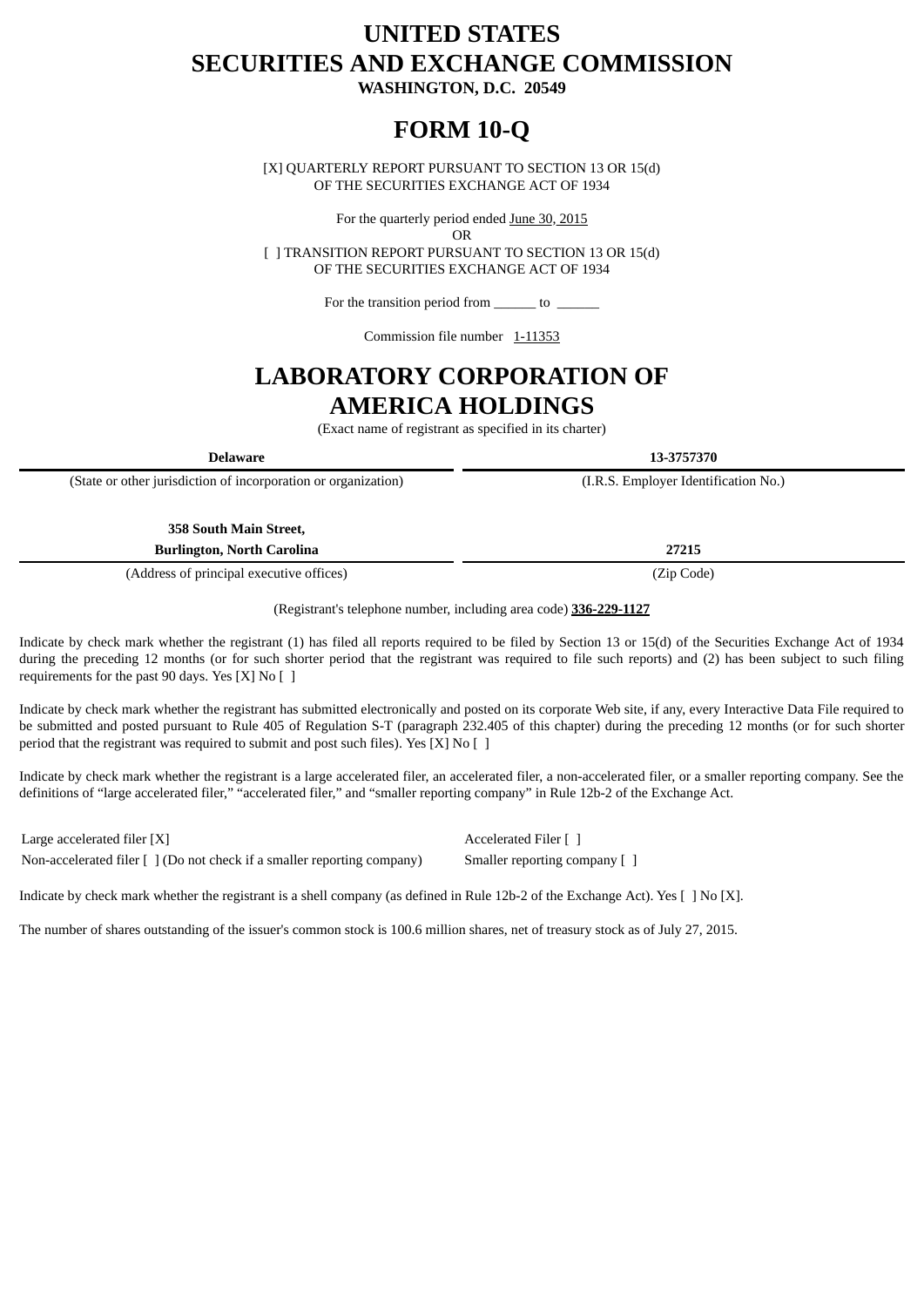# UNITED STATES
# SECURITIES AND EXCHANGE COMMISSION
**WASHINGTON, D.C. 20549**

# FORM 10-Q

[X] QUARTERLY REPORT PURSUANT TO SECTION 13 OR 15(d)
OF THE SECURITIES EXCHANGE ACT OF 1934

For the quarterly period ended June 30, 2015
OR
[ ] TRANSITION REPORT PURSUANT TO SECTION 13 OR 15(d)
OF THE SECURITIES EXCHANGE ACT OF 1934

For the transition period from ______ to ______

Commission file number 1-11353

# LABORATORY CORPORATION OF AMERICA HOLDINGS

(Exact name of registrant as specified in its charter)

| **Delaware** | **13-3757370** |
|---|---|
| (State or other jurisdiction of incorporation or organization) | (I.R.S. Employer Identification No.) |
| **358 South Main Street, Burlington, North Carolina** | **27215** |
| (Address of principal executive offices) | (Zip Code) |

(Registrant's telephone number, including area code) **336-229-1127**

Indicate by check mark whether the registrant (1) has filed all reports required to be filed by Section 13 or 15(d) of the Securities Exchange Act of 1934 during the preceding 12 months (or for such shorter period that the registrant was required to file such reports) and (2) has been subject to such filing requirements for the past 90 days. Yes [X] No [ ]

Indicate by check mark whether the registrant has submitted electronically and posted on its corporate Web site, if any, every Interactive Data File required to be submitted and posted pursuant to Rule 405 of Regulation S-T (paragraph 232.405 of this chapter) during the preceding 12 months (or for such shorter period that the registrant was required to submit and post such files). Yes [X] No [ ]

Indicate by check mark whether the registrant is a large accelerated filer, an accelerated filer, a non-accelerated filer, or a smaller reporting company. See the definitions of "large accelerated filer," "accelerated filer," and "smaller reporting company" in Rule 12b-2 of the Exchange Act.

| | |
|---|---|
| Large accelerated filer [X] | Accelerated Filer [ ] |
| Non-accelerated filer [ ] (Do not check if a smaller reporting company) | Smaller reporting company [ ] |

Indicate by check mark whether the registrant is a shell company (as defined in Rule 12b-2 of the Exchange Act). Yes [ ] No [X].

The number of shares outstanding of the issuer's common stock is 100.6 million shares, net of treasury stock as of July 27, 2015.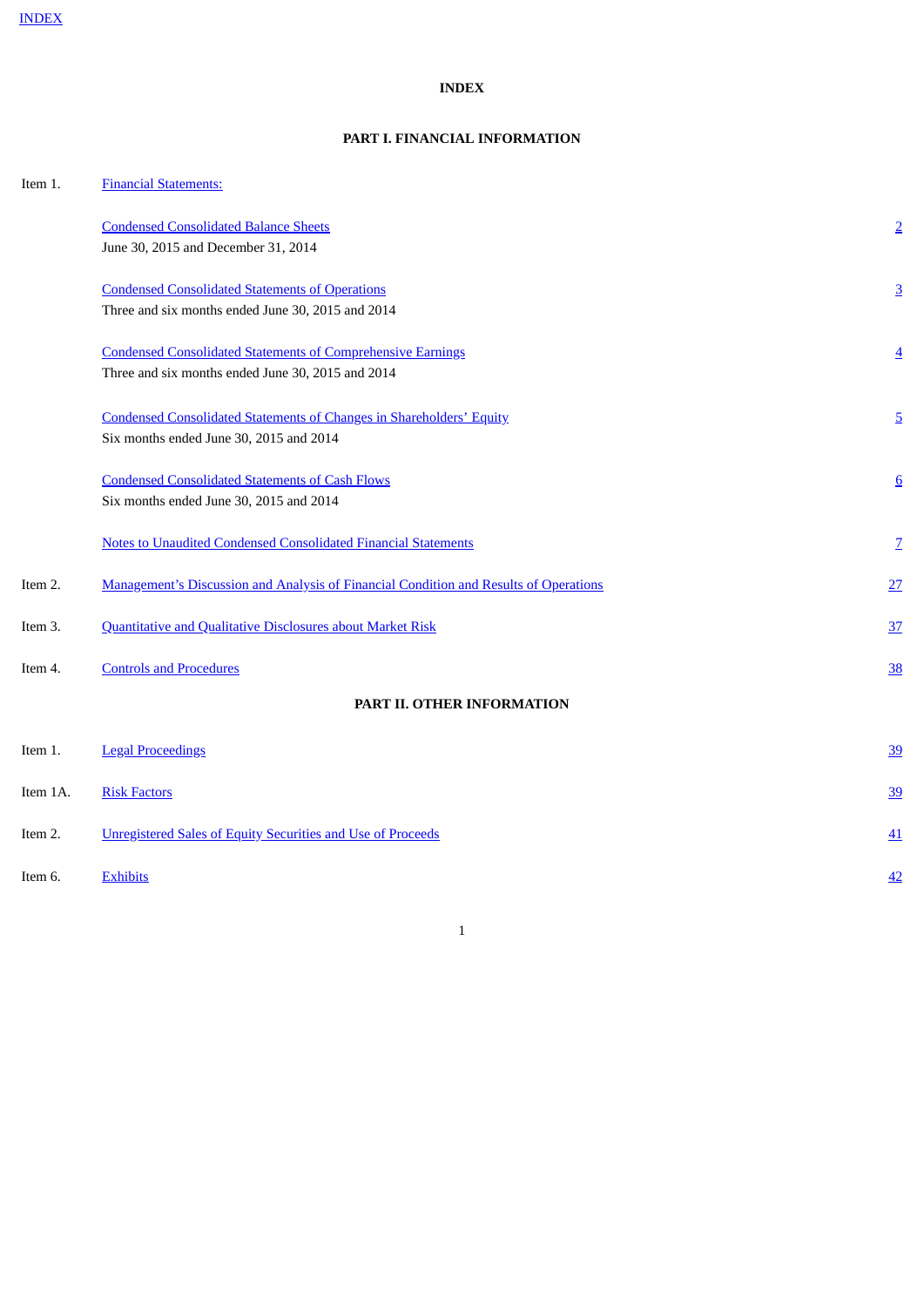INDEX

# INDEX

## PART I. FINANCIAL INFORMATION

| | | |
|---|---|---|
| Item 1. | Financial Statements: | |
| | Condensed Consolidated Balance Sheets<br>June 30, 2015 and December 31, 2014 | 2 |
| | Condensed Consolidated Statements of Operations<br>Three and six months ended June 30, 2015 and 2014 | 3 |
| | Condensed Consolidated Statements of Comprehensive Earnings<br>Three and six months ended June 30, 2015 and 2014 | 4 |
| | Condensed Consolidated Statements of Changes in Shareholders' Equity<br>Six months ended June 30, 2015 and 2014 | 5 |
| | Condensed Consolidated Statements of Cash Flows<br>Six months ended June 30, 2015 and 2014 | 6 |
| | Notes to Unaudited Condensed Consolidated Financial Statements | 7 |
| Item 2. | Management's Discussion and Analysis of Financial Condition and Results of Operations | 27 |
| Item 3. | Quantitative and Qualitative Disclosures about Market Risk | 37 |
| Item 4. | Controls and Procedures | 38 |

## PART II. OTHER INFORMATION

| | | |
|---|---|---|
| Item 1. | Legal Proceedings | 39 |
| Item 1A. | Risk Factors | 39 |
| Item 2. | Unregistered Sales of Equity Securities and Use of Proceeds | 41 |
| Item 6. | Exhibits | 42 |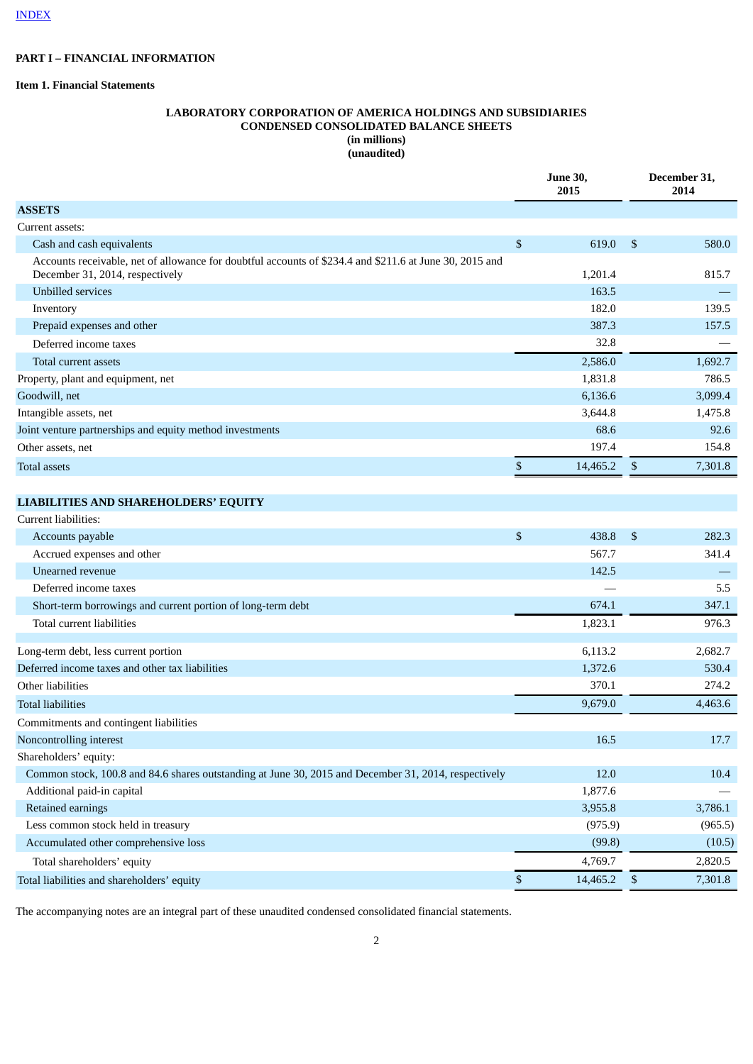INDEX

**PART I – FINANCIAL INFORMATION**

**Item 1. Financial Statements**

**LABORATORY CORPORATION OF AMERICA HOLDINGS AND SUBSIDIARIES**
**CONDENSED CONSOLIDATED BALANCE SHEETS**
**(in millions)**
**(unaudited)**

| | June 30, 2015 | December 31, 2014 |
|---|---|---|
| **ASSETS** | | |
| Current assets: | | |
| Cash and cash equivalents | $ 619.0 | $ 580.0 |
| Accounts receivable, net of allowance for doubtful accounts of $234.4 and $211.6 at June 30, 2015 and December 31, 2014, respectively | 1,201.4 | 815.7 |
| Unbilled services | 163.5 | — |
| Inventory | 182.0 | 139.5 |
| Prepaid expenses and other | 387.3 | 157.5 |
| Deferred income taxes | 32.8 | — |
| Total current assets | 2,586.0 | 1,692.7 |
| Property, plant and equipment, net | 1,831.8 | 786.5 |
| Goodwill, net | 6,136.6 | 3,099.4 |
| Intangible assets, net | 3,644.8 | 1,475.8 |
| Joint venture partnerships and equity method investments | 68.6 | 92.6 |
| Other assets, net | 197.4 | 154.8 |
| Total assets | $ 14,465.2 | $ 7,301.8 |
| | | |
| **LIABILITIES AND SHAREHOLDERS' EQUITY** | | |
| Current liabilities: | | |
| Accounts payable | $ 438.8 | $ 282.3 |
| Accrued expenses and other | 567.7 | 341.4 |
| Unearned revenue | 142.5 | — |
| Deferred income taxes | — | 5.5 |
| Short-term borrowings and current portion of long-term debt | 674.1 | 347.1 |
| Total current liabilities | 1,823.1 | 976.3 |
| | | |
| Long-term debt, less current portion | 6,113.2 | 2,682.7 |
| Deferred income taxes and other tax liabilities | 1,372.6 | 530.4 |
| Other liabilities | 370.1 | 274.2 |
| Total liabilities | 9,679.0 | 4,463.6 |
| Commitments and contingent liabilities | | |
| Noncontrolling interest | 16.5 | 17.7 |
| Shareholders' equity: | | |
| Common stock, 100.8 and 84.6 shares outstanding at June 30, 2015 and December 31, 2014, respectively | 12.0 | 10.4 |
| Additional paid-in capital | 1,877.6 | — |
| Retained earnings | 3,955.8 | 3,786.1 |
| Less common stock held in treasury | (975.9) | (965.5) |
| Accumulated other comprehensive loss | (99.8) | (10.5) |
| Total shareholders' equity | 4,769.7 | 2,820.5 |
| Total liabilities and shareholders' equity | $ 14,465.2 | $ 7,301.8 |

The accompanying notes are an integral part of these unaudited condensed consolidated financial statements.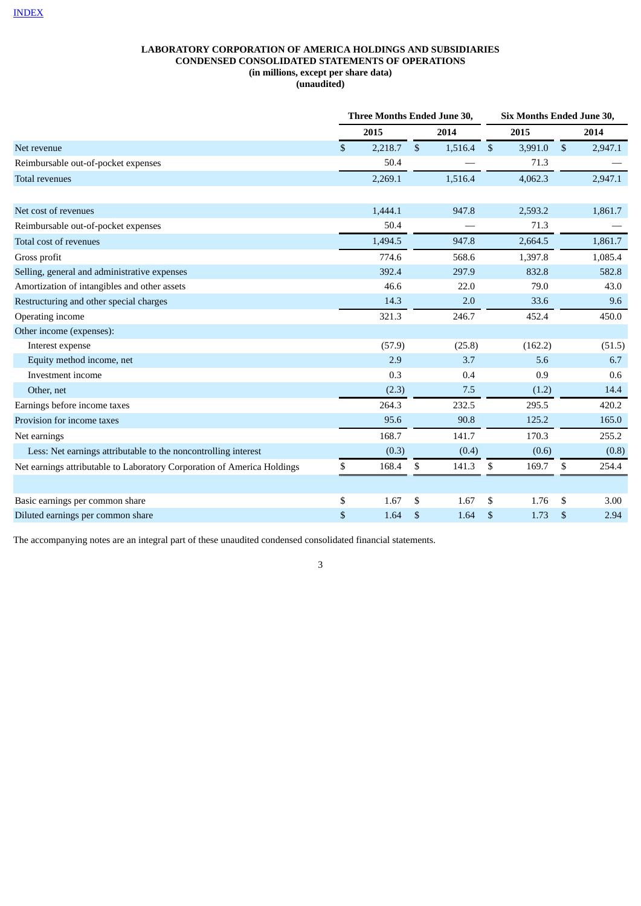INDEX

**LABORATORY CORPORATION OF AMERICA HOLDINGS AND SUBSIDIARIES**
**CONDENSED CONSOLIDATED STATEMENTS OF OPERATIONS**
**(in millions, except per share data)**
**(unaudited)**

| | Three Months Ended June 30, | | Six Months Ended June 30, | |
|---|---|---|---|---|
| | 2015 | 2014 | 2015 | 2014 |
| Net revenue | $ 2,218.7 | $ 1,516.4 | $ 3,991.0 | $ 2,947.1 |
| Reimbursable out-of-pocket expenses | 50.4 | — | 71.3 | — |
| Total revenues | 2,269.1 | 1,516.4 | 4,062.3 | 2,947.1 |
| | | | | |
| Net cost of revenues | 1,444.1 | 947.8 | 2,593.2 | 1,861.7 |
| Reimbursable out-of-pocket expenses | 50.4 | — | 71.3 | — |
| Total cost of revenues | 1,494.5 | 947.8 | 2,664.5 | 1,861.7 |
| Gross profit | 774.6 | 568.6 | 1,397.8 | 1,085.4 |
| Selling, general and administrative expenses | 392.4 | 297.9 | 832.8 | 582.8 |
| Amortization of intangibles and other assets | 46.6 | 22.0 | 79.0 | 43.0 |
| Restructuring and other special charges | 14.3 | 2.0 | 33.6 | 9.6 |
| Operating income | 321.3 | 246.7 | 452.4 | 450.0 |
| Other income (expenses): | | | | |
| Interest expense | (57.9) | (25.8) | (162.2) | (51.5) |
| Equity method income, net | 2.9 | 3.7 | 5.6 | 6.7 |
| Investment income | 0.3 | 0.4 | 0.9 | 0.6 |
| Other, net | (2.3) | 7.5 | (1.2) | 14.4 |
| Earnings before income taxes | 264.3 | 232.5 | 295.5 | 420.2 |
| Provision for income taxes | 95.6 | 90.8 | 125.2 | 165.0 |
| Net earnings | 168.7 | 141.7 | 170.3 | 255.2 |
| Less: Net earnings attributable to the noncontrolling interest | (0.3) | (0.4) | (0.6) | (0.8) |
| Net earnings attributable to Laboratory Corporation of America Holdings | $ 168.4 | $ 141.3 | $ 169.7 | $ 254.4 |
| | | | | |
| Basic earnings per common share | $ 1.67 | $ 1.67 | $ 1.76 | $ 3.00 |
| Diluted earnings per common share | $ 1.64 | $ 1.64 | $ 1.73 | $ 2.94 |

The accompanying notes are an integral part of these unaudited condensed consolidated financial statements.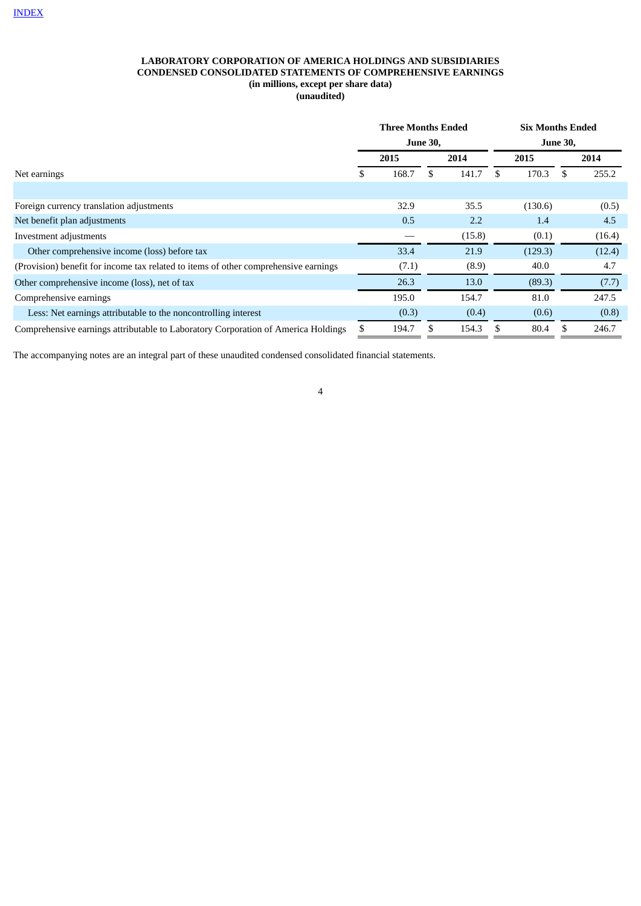INDEX

**LABORATORY CORPORATION OF AMERICA HOLDINGS AND SUBSIDIARIES**
**CONDENSED CONSOLIDATED STATEMENTS OF COMPREHENSIVE EARNINGS**
**(in millions, except per share data)**
**(unaudited)**

| | Three Months Ended June 30, | | Six Months Ended June 30, | |
|---|---|---|---|---|
| | 2015 | 2014 | 2015 | 2014 |
| Net earnings | $ 168.7 | $ 141.7 | $ 170.3 | $ 255.2 |
| | | | | |
| Foreign currency translation adjustments | 32.9 | 35.5 | (130.6) | (0.5) |
| Net benefit plan adjustments | 0.5 | 2.2 | 1.4 | 4.5 |
| Investment adjustments | — | (15.8) | (0.1) | (16.4) |
| Other comprehensive income (loss) before tax | 33.4 | 21.9 | (129.3) | (12.4) |
| (Provision) benefit for income tax related to items of other comprehensive earnings | (7.1) | (8.9) | 40.0 | 4.7 |
| Other comprehensive income (loss), net of tax | 26.3 | 13.0 | (89.3) | (7.7) |
| Comprehensive earnings | 195.0 | 154.7 | 81.0 | 247.5 |
| Less: Net earnings attributable to the noncontrolling interest | (0.3) | (0.4) | (0.6) | (0.8) |
| Comprehensive earnings attributable to Laboratory Corporation of America Holdings | $ 194.7 | $ 154.3 | $ 80.4 | $ 246.7 |

The accompanying notes are an integral part of these unaudited condensed consolidated financial statements.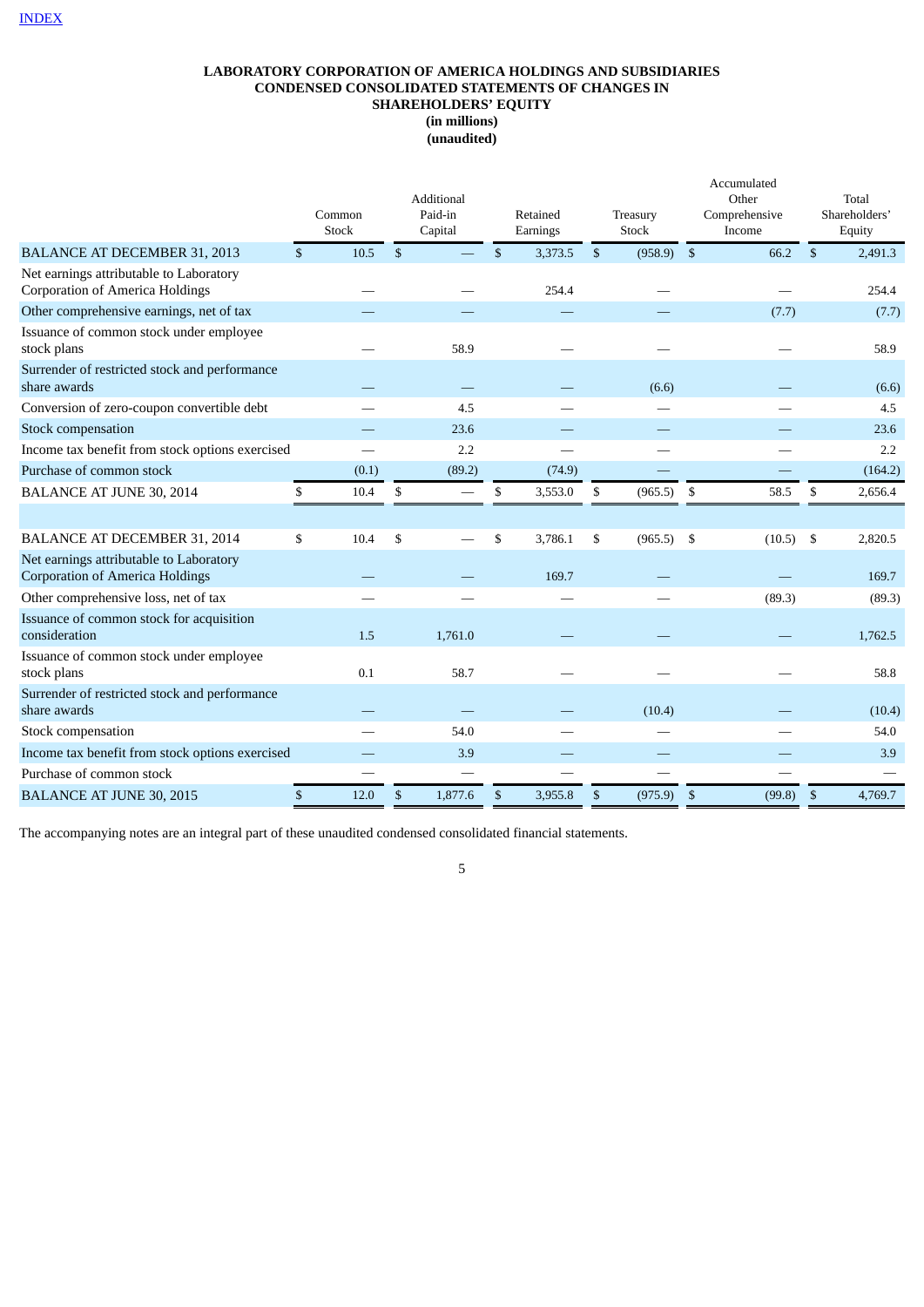INDEX

**LABORATORY CORPORATION OF AMERICA HOLDINGS AND SUBSIDIARIES**
**CONDENSED CONSOLIDATED STATEMENTS OF CHANGES IN SHAREHOLDERS' EQUITY**
**(in millions)**
**(unaudited)**

| | Common Stock | Additional Paid-in Capital | Retained Earnings | Treasury Stock | Accumulated Other Comprehensive Income | Total Shareholders' Equity |
|---|---|---|---|---|---|---|
| BALANCE AT DECEMBER 31, 2013 | $ 10.5 | $ — | $ 3,373.5 | $ (958.9) | $ 66.2 | $ 2,491.3 |
| Net earnings attributable to Laboratory Corporation of America Holdings | — | — | 254.4 | — | — | 254.4 |
| Other comprehensive earnings, net of tax | — | — | — | — | (7.7) | (7.7) |
| Issuance of common stock under employee stock plans | — | 58.9 | — | — | — | 58.9 |
| Surrender of restricted stock and performance share awards | — | — | — | (6.6) | — | (6.6) |
| Conversion of zero-coupon convertible debt | — | 4.5 | — | — | — | 4.5 |
| Stock compensation | — | 23.6 | — | — | — | 23.6 |
| Income tax benefit from stock options exercised | — | 2.2 | — | — | — | 2.2 |
| Purchase of common stock | (0.1) | (89.2) | (74.9) | — | — | (164.2) |
| BALANCE AT JUNE 30, 2014 | $ 10.4 | $ — | $ 3,553.0 | $ (965.5) | $ 58.5 | $ 2,656.4 |
| | | | | | | |
| BALANCE AT DECEMBER 31, 2014 | $ 10.4 | $ — | $ 3,786.1 | $ (965.5) | $ (10.5) | $ 2,820.5 |
| Net earnings attributable to Laboratory Corporation of America Holdings | — | — | 169.7 | — | — | 169.7 |
| Other comprehensive loss, net of tax | — | — | — | — | (89.3) | (89.3) |
| Issuance of common stock for acquisition consideration | 1.5 | 1,761.0 | — | — | — | 1,762.5 |
| Issuance of common stock under employee stock plans | 0.1 | 58.7 | — | — | — | 58.8 |
| Surrender of restricted stock and performance share awards | — | — | — | (10.4) | — | (10.4) |
| Stock compensation | — | 54.0 | — | — | — | 54.0 |
| Income tax benefit from stock options exercised | — | 3.9 | — | — | — | 3.9 |
| Purchase of common stock | — | — | — | — | — | — |
| BALANCE AT JUNE 30, 2015 | $ 12.0 | $ 1,877.6 | $ 3,955.8 | $ (975.9) | $ (99.8) | $ 4,769.7 |

The accompanying notes are an integral part of these unaudited condensed consolidated financial statements.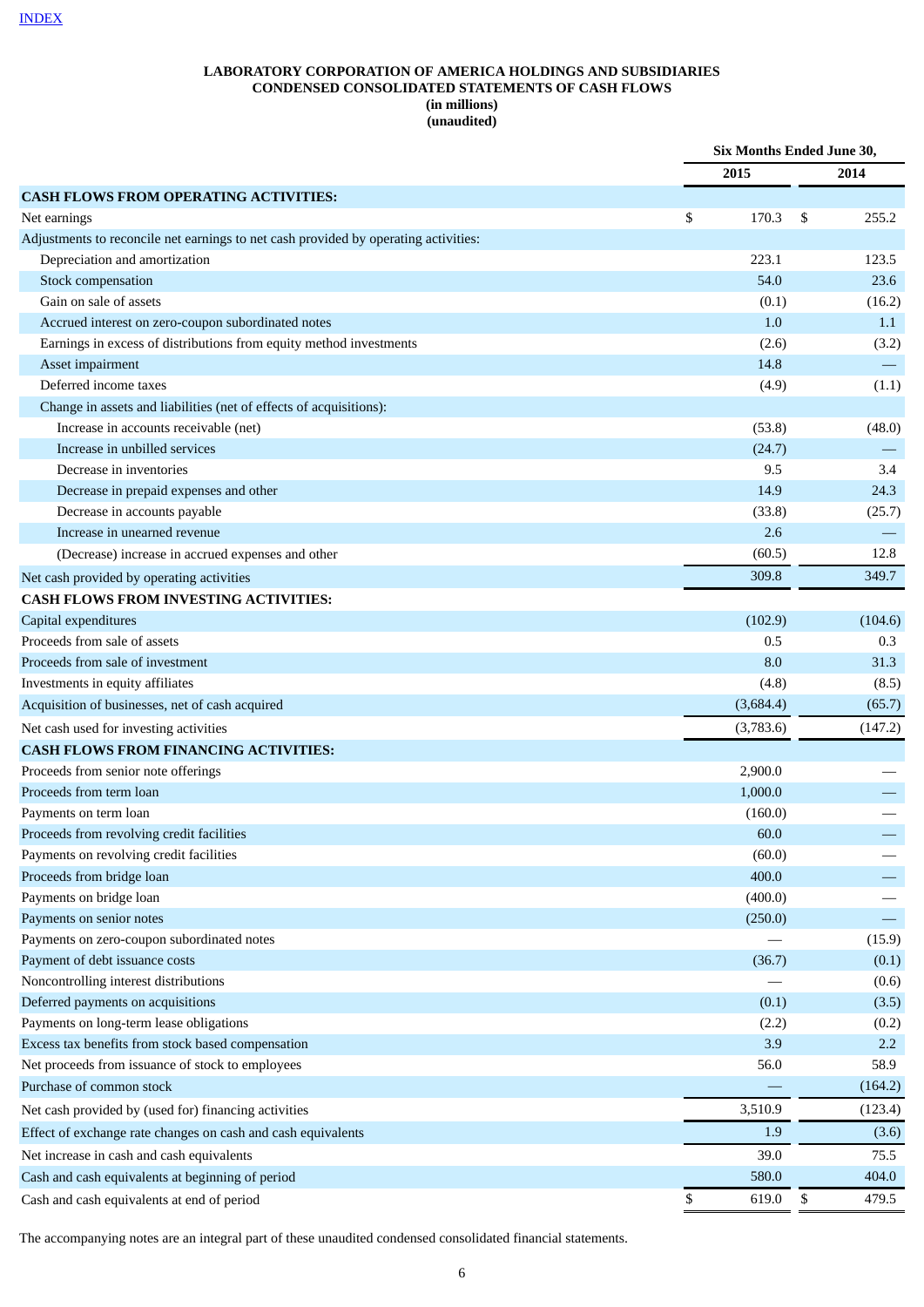**LABORATORY CORPORATION OF AMERICA HOLDINGS AND SUBSIDIARIES**
**CONDENSED CONSOLIDATED STATEMENTS OF CASH FLOWS**
**(in millions)**
**(unaudited)**

| | Six Months Ended June 30, | |
|---|---|---|
| | 2015 | 2014 |
| **CASH FLOWS FROM OPERATING ACTIVITIES:** | | |
| Net earnings | $ 170.3 | $ 255.2 |
| Adjustments to reconcile net earnings to net cash provided by operating activities: | | |
| Depreciation and amortization | 223.1 | 123.5 |
| Stock compensation | 54.0 | 23.6 |
| Gain on sale of assets | (0.1) | (16.2) |
| Accrued interest on zero-coupon subordinated notes | 1.0 | 1.1 |
| Earnings in excess of distributions from equity method investments | (2.6) | (3.2) |
| Asset impairment | 14.8 | — |
| Deferred income taxes | (4.9) | (1.1) |
| Change in assets and liabilities (net of effects of acquisitions): | | |
| Increase in accounts receivable (net) | (53.8) | (48.0) |
| Increase in unbilled services | (24.7) | — |
| Decrease in inventories | 9.5 | 3.4 |
| Decrease in prepaid expenses and other | 14.9 | 24.3 |
| Decrease in accounts payable | (33.8) | (25.7) |
| Increase in unearned revenue | 2.6 | — |
| (Decrease) increase in accrued expenses and other | (60.5) | 12.8 |
| Net cash provided by operating activities | 309.8 | 349.7 |
| **CASH FLOWS FROM INVESTING ACTIVITIES:** | | |
| Capital expenditures | (102.9) | (104.6) |
| Proceeds from sale of assets | 0.5 | 0.3 |
| Proceeds from sale of investment | 8.0 | 31.3 |
| Investments in equity affiliates | (4.8) | (8.5) |
| Acquisition of businesses, net of cash acquired | (3,684.4) | (65.7) |
| Net cash used for investing activities | (3,783.6) | (147.2) |
| **CASH FLOWS FROM FINANCING ACTIVITIES:** | | |
| Proceeds from senior note offerings | 2,900.0 | — |
| Proceeds from term loan | 1,000.0 | — |
| Payments on term loan | (160.0) | — |
| Proceeds from revolving credit facilities | 60.0 | — |
| Payments on revolving credit facilities | (60.0) | — |
| Proceeds from bridge loan | 400.0 | — |
| Payments on bridge loan | (400.0) | — |
| Payments on senior notes | (250.0) | — |
| Payments on zero-coupon subordinated notes | — | (15.9) |
| Payment of debt issuance costs | (36.7) | (0.1) |
| Noncontrolling interest distributions | — | (0.6) |
| Deferred payments on acquisitions | (0.1) | (3.5) |
| Payments on long-term lease obligations | (2.2) | (0.2) |
| Excess tax benefits from stock based compensation | 3.9 | 2.2 |
| Net proceeds from issuance of stock to employees | 56.0 | 58.9 |
| Purchase of common stock | — | (164.2) |
| Net cash provided by (used for) financing activities | 3,510.9 | (123.4) |
| Effect of exchange rate changes on cash and cash equivalents | 1.9 | (3.6) |
| Net increase in cash and cash equivalents | 39.0 | 75.5 |
| Cash and cash equivalents at beginning of period | 580.0 | 404.0 |
| Cash and cash equivalents at end of period | $ 619.0 | $ 479.5 |

The accompanying notes are an integral part of these unaudited condensed consolidated financial statements.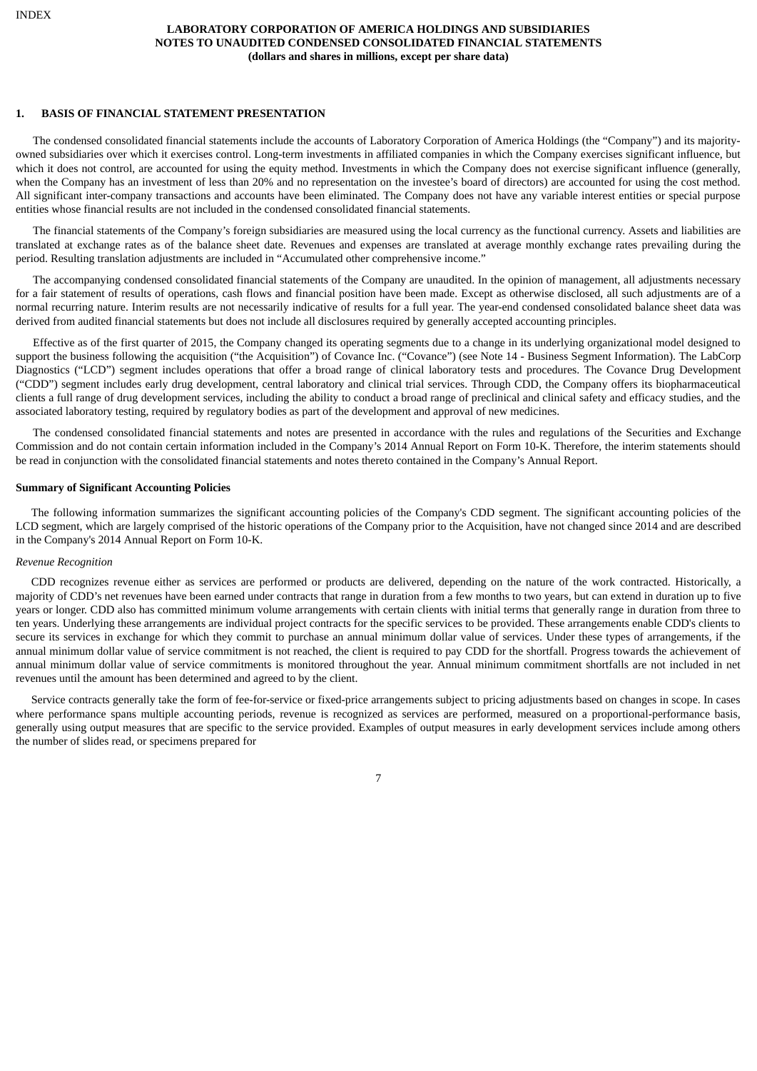**LABORATORY CORPORATION OF AMERICA HOLDINGS AND SUBSIDIARIES**
**NOTES TO UNAUDITED CONDENSED CONSOLIDATED FINANCIAL STATEMENTS**
**(dollars and shares in millions, except per share data)**

## 1. BASIS OF FINANCIAL STATEMENT PRESENTATION

The condensed consolidated financial statements include the accounts of Laboratory Corporation of America Holdings (the "Company") and its majority-owned subsidiaries over which it exercises control. Long-term investments in affiliated companies in which the Company exercises significant influence, but which it does not control, are accounted for using the equity method. Investments in which the Company does not exercise significant influence (generally, when the Company has an investment of less than 20% and no representation on the investee's board of directors) are accounted for using the cost method. All significant inter-company transactions and accounts have been eliminated. The Company does not have any variable interest entities or special purpose entities whose financial results are not included in the condensed consolidated financial statements.

The financial statements of the Company's foreign subsidiaries are measured using the local currency as the functional currency. Assets and liabilities are translated at exchange rates as of the balance sheet date. Revenues and expenses are translated at average monthly exchange rates prevailing during the period. Resulting translation adjustments are included in "Accumulated other comprehensive income."

The accompanying condensed consolidated financial statements of the Company are unaudited. In the opinion of management, all adjustments necessary for a fair statement of results of operations, cash flows and financial position have been made. Except as otherwise disclosed, all such adjustments are of a normal recurring nature. Interim results are not necessarily indicative of results for a full year. The year-end condensed consolidated balance sheet data was derived from audited financial statements but does not include all disclosures required by generally accepted accounting principles.

Effective as of the first quarter of 2015, the Company changed its operating segments due to a change in its underlying organizational model designed to support the business following the acquisition ("the Acquisition") of Covance Inc. ("Covance") (see Note 14 - Business Segment Information). The LabCorp Diagnostics ("LCD") segment includes operations that offer a broad range of clinical laboratory tests and procedures. The Covance Drug Development ("CDD") segment includes early drug development, central laboratory and clinical trial services. Through CDD, the Company offers its biopharmaceutical clients a full range of drug development services, including the ability to conduct a broad range of preclinical and clinical safety and efficacy studies, and the associated laboratory testing, required by regulatory bodies as part of the development and approval of new medicines.

The condensed consolidated financial statements and notes are presented in accordance with the rules and regulations of the Securities and Exchange Commission and do not contain certain information included in the Company's 2014 Annual Report on Form 10-K. Therefore, the interim statements should be read in conjunction with the consolidated financial statements and notes thereto contained in the Company's Annual Report.

### Summary of Significant Accounting Policies

The following information summarizes the significant accounting policies of the Company's CDD segment. The significant accounting policies of the LCD segment, which are largely comprised of the historic operations of the Company prior to the Acquisition, have not changed since 2014 and are described in the Company's 2014 Annual Report on Form 10-K.

*Revenue Recognition*

CDD recognizes revenue either as services are performed or products are delivered, depending on the nature of the work contracted. Historically, a majority of CDD's net revenues have been earned under contracts that range in duration from a few months to two years, but can extend in duration up to five years or longer. CDD also has committed minimum volume arrangements with certain clients with initial terms that generally range in duration from three to ten years. Underlying these arrangements are individual project contracts for the specific services to be provided. These arrangements enable CDD's clients to secure its services in exchange for which they commit to purchase an annual minimum dollar value of services. Under these types of arrangements, if the annual minimum dollar value of service commitment is not reached, the client is required to pay CDD for the shortfall. Progress towards the achievement of annual minimum dollar value of service commitments is monitored throughout the year. Annual minimum commitment shortfalls are not included in net revenues until the amount has been determined and agreed to by the client.

Service contracts generally take the form of fee-for-service or fixed-price arrangements subject to pricing adjustments based on changes in scope. In cases where performance spans multiple accounting periods, revenue is recognized as services are performed, measured on a proportional-performance basis, generally using output measures that are specific to the service provided. Examples of output measures in early development services include among others the number of slides read, or specimens prepared for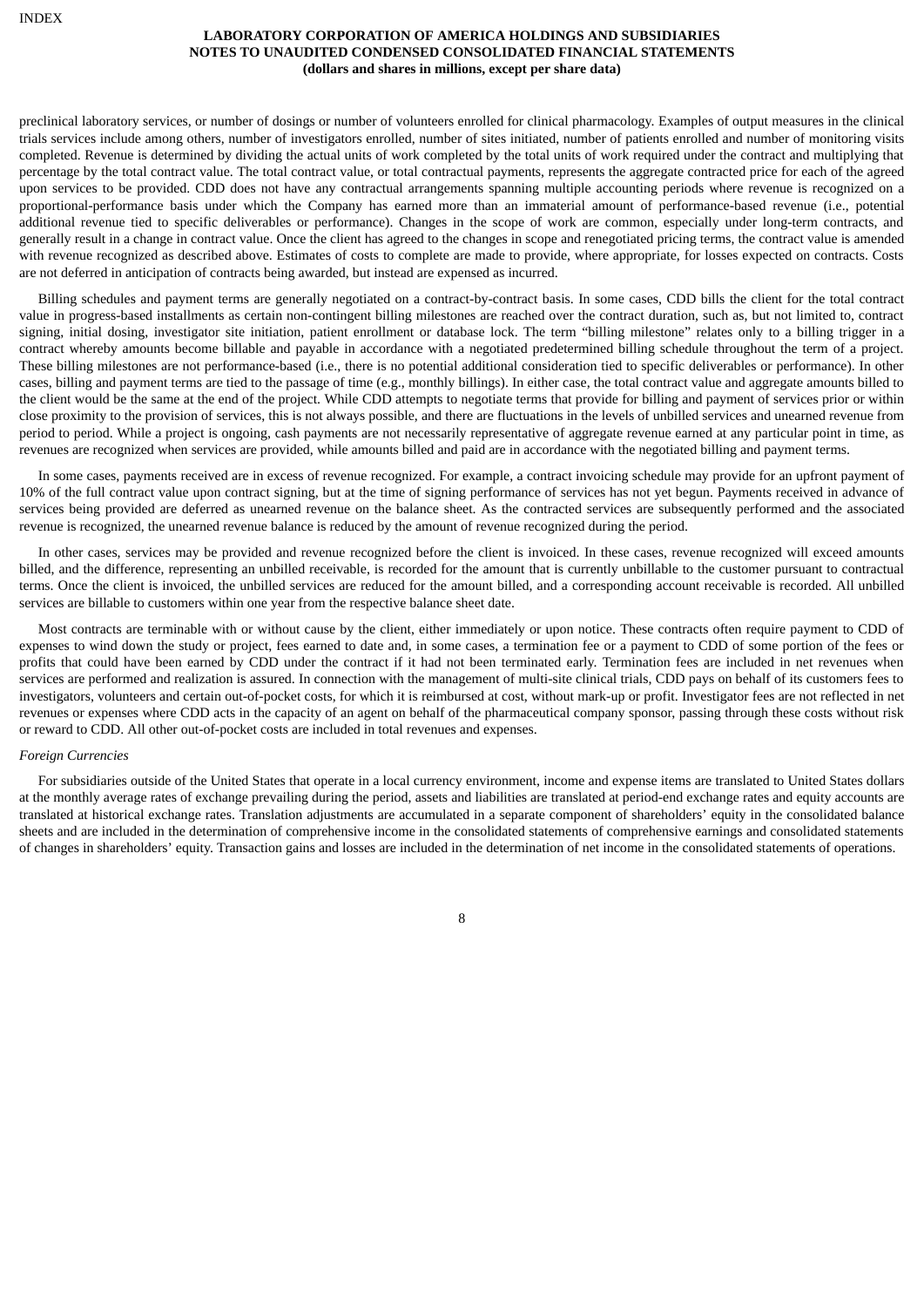preclinical laboratory services, or number of dosings or number of volunteers enrolled for clinical pharmacology. Examples of output measures in the clinical trials services include among others, number of investigators enrolled, number of sites initiated, number of patients enrolled and number of monitoring visits completed. Revenue is determined by dividing the actual units of work completed by the total units of work required under the contract and multiplying that percentage by the total contract value. The total contract value, or total contractual payments, represents the aggregate contracted price for each of the agreed upon services to be provided. CDD does not have any contractual arrangements spanning multiple accounting periods where revenue is recognized on a proportional-performance basis under which the Company has earned more than an immaterial amount of performance-based revenue (i.e., potential additional revenue tied to specific deliverables or performance). Changes in the scope of work are common, especially under long-term contracts, and generally result in a change in contract value. Once the client has agreed to the changes in scope and renegotiated pricing terms, the contract value is amended with revenue recognized as described above. Estimates of costs to complete are made to provide, where appropriate, for losses expected on contracts. Costs are not deferred in anticipation of contracts being awarded, but instead are expensed as incurred.

Billing schedules and payment terms are generally negotiated on a contract-by-contract basis. In some cases, CDD bills the client for the total contract value in progress-based installments as certain non-contingent billing milestones are reached over the contract duration, such as, but not limited to, contract signing, initial dosing, investigator site initiation, patient enrollment or database lock. The term "billing milestone" relates only to a billing trigger in a contract whereby amounts become billable and payable in accordance with a negotiated predetermined billing schedule throughout the term of a project. These billing milestones are not performance-based (i.e., there is no potential additional consideration tied to specific deliverables or performance). In other cases, billing and payment terms are tied to the passage of time (e.g., monthly billings). In either case, the total contract value and aggregate amounts billed to the client would be the same at the end of the project. While CDD attempts to negotiate terms that provide for billing and payment of services prior or within close proximity to the provision of services, this is not always possible, and there are fluctuations in the levels of unbilled services and unearned revenue from period to period. While a project is ongoing, cash payments are not necessarily representative of aggregate revenue earned at any particular point in time, as revenues are recognized when services are provided, while amounts billed and paid are in accordance with the negotiated billing and payment terms.

In some cases, payments received are in excess of revenue recognized. For example, a contract invoicing schedule may provide for an upfront payment of 10% of the full contract value upon contract signing, but at the time of signing performance of services has not yet begun. Payments received in advance of services being provided are deferred as unearned revenue on the balance sheet. As the contracted services are subsequently performed and the associated revenue is recognized, the unearned revenue balance is reduced by the amount of revenue recognized during the period.

In other cases, services may be provided and revenue recognized before the client is invoiced. In these cases, revenue recognized will exceed amounts billed, and the difference, representing an unbilled receivable, is recorded for the amount that is currently unbillable to the customer pursuant to contractual terms. Once the client is invoiced, the unbilled services are reduced for the amount billed, and a corresponding account receivable is recorded. All unbilled services are billable to customers within one year from the respective balance sheet date.

Most contracts are terminable with or without cause by the client, either immediately or upon notice. These contracts often require payment to CDD of expenses to wind down the study or project, fees earned to date and, in some cases, a termination fee or a payment to CDD of some portion of the fees or profits that could have been earned by CDD under the contract if it had not been terminated early. Termination fees are included in net revenues when services are performed and realization is assured. In connection with the management of multi-site clinical trials, CDD pays on behalf of its customers fees to investigators, volunteers and certain out-of-pocket costs, for which it is reimbursed at cost, without mark-up or profit. Investigator fees are not reflected in net revenues or expenses where CDD acts in the capacity of an agent on behalf of the pharmaceutical company sponsor, passing through these costs without risk or reward to CDD. All other out-of-pocket costs are included in total revenues and expenses.

*Foreign Currencies*

For subsidiaries outside of the United States that operate in a local currency environment, income and expense items are translated to United States dollars at the monthly average rates of exchange prevailing during the period, assets and liabilities are translated at period-end exchange rates and equity accounts are translated at historical exchange rates. Translation adjustments are accumulated in a separate component of shareholders' equity in the consolidated balance sheets and are included in the determination of comprehensive income in the consolidated statements of comprehensive earnings and consolidated statements of changes in shareholders' equity. Transaction gains and losses are included in the determination of net income in the consolidated statements of operations.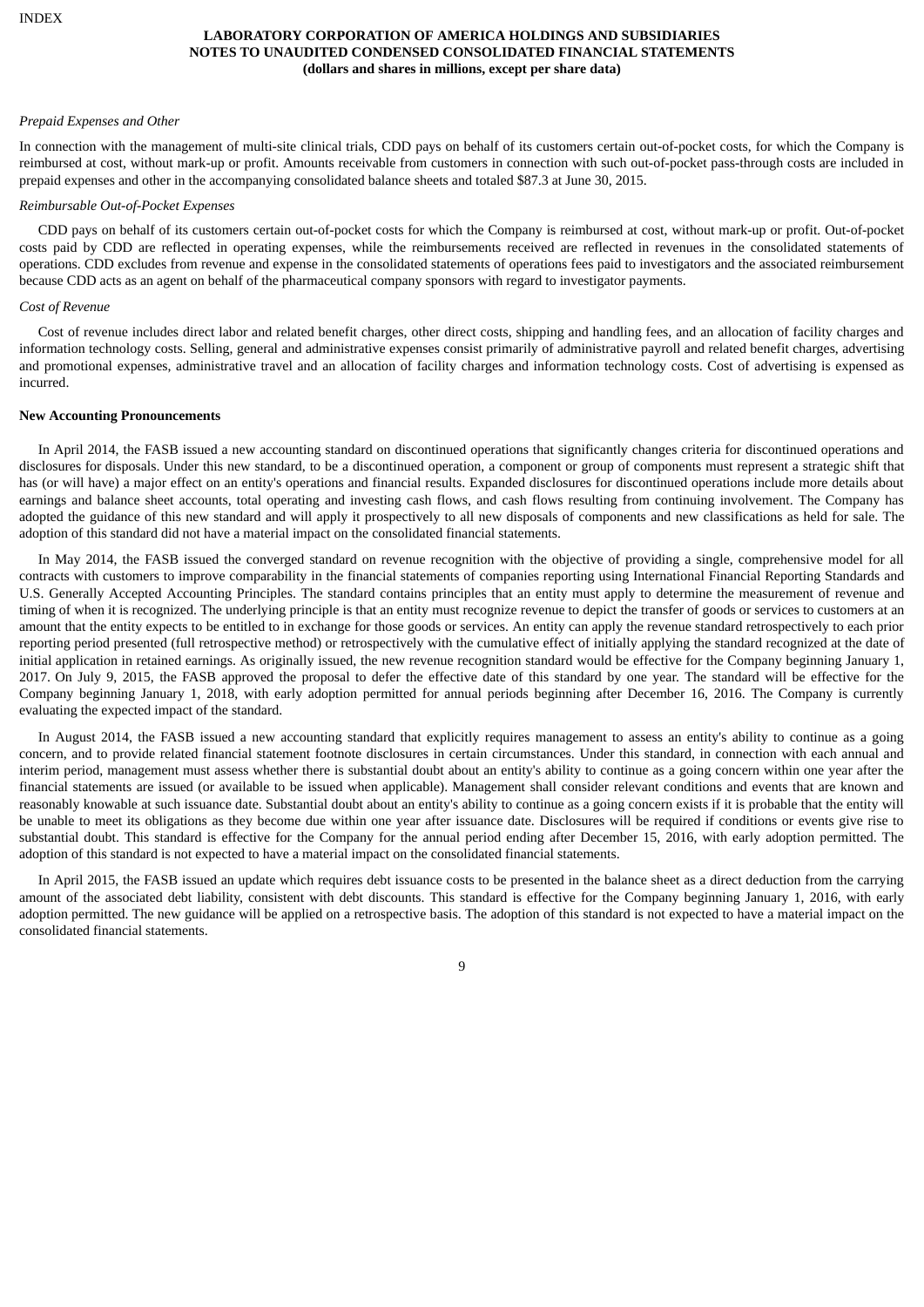*Prepaid Expenses and Other*

In connection with the management of multi-site clinical trials, CDD pays on behalf of its customers certain out-of-pocket costs, for which the Company is reimbursed at cost, without mark-up or profit. Amounts receivable from customers in connection with such out-of-pocket pass-through costs are included in prepaid expenses and other in the accompanying consolidated balance sheets and totaled $87.3 at June 30, 2015.

*Reimbursable Out-of-Pocket Expenses*

CDD pays on behalf of its customers certain out-of-pocket costs for which the Company is reimbursed at cost, without mark-up or profit. Out-of-pocket costs paid by CDD are reflected in operating expenses, while the reimbursements received are reflected in revenues in the consolidated statements of operations. CDD excludes from revenue and expense in the consolidated statements of operations fees paid to investigators and the associated reimbursement because CDD acts as an agent on behalf of the pharmaceutical company sponsors with regard to investigator payments.

*Cost of Revenue*

Cost of revenue includes direct labor and related benefit charges, other direct costs, shipping and handling fees, and an allocation of facility charges and information technology costs. Selling, general and administrative expenses consist primarily of administrative payroll and related benefit charges, advertising and promotional expenses, administrative travel and an allocation of facility charges and information technology costs. Cost of advertising is expensed as incurred.

**New Accounting Pronouncements**

In April 2014, the FASB issued a new accounting standard on discontinued operations that significantly changes criteria for discontinued operations and disclosures for disposals. Under this new standard, to be a discontinued operation, a component or group of components must represent a strategic shift that has (or will have) a major effect on an entity's operations and financial results. Expanded disclosures for discontinued operations include more details about earnings and balance sheet accounts, total operating and investing cash flows, and cash flows resulting from continuing involvement. The Company has adopted the guidance of this new standard and will apply it prospectively to all new disposals of components and new classifications as held for sale. The adoption of this standard did not have a material impact on the consolidated financial statements.

In May 2014, the FASB issued the converged standard on revenue recognition with the objective of providing a single, comprehensive model for all contracts with customers to improve comparability in the financial statements of companies reporting using International Financial Reporting Standards and U.S. Generally Accepted Accounting Principles. The standard contains principles that an entity must apply to determine the measurement of revenue and timing of when it is recognized. The underlying principle is that an entity must recognize revenue to depict the transfer of goods or services to customers at an amount that the entity expects to be entitled to in exchange for those goods or services. An entity can apply the revenue standard retrospectively to each prior reporting period presented (full retrospective method) or retrospectively with the cumulative effect of initially applying the standard recognized at the date of initial application in retained earnings. As originally issued, the new revenue recognition standard would be effective for the Company beginning January 1, 2017. On July 9, 2015, the FASB approved the proposal to defer the effective date of this standard by one year. The standard will be effective for the Company beginning January 1, 2018, with early adoption permitted for annual periods beginning after December 16, 2016. The Company is currently evaluating the expected impact of the standard.

In August 2014, the FASB issued a new accounting standard that explicitly requires management to assess an entity's ability to continue as a going concern, and to provide related financial statement footnote disclosures in certain circumstances. Under this standard, in connection with each annual and interim period, management must assess whether there is substantial doubt about an entity's ability to continue as a going concern within one year after the financial statements are issued (or available to be issued when applicable). Management shall consider relevant conditions and events that are known and reasonably knowable at such issuance date. Substantial doubt about an entity's ability to continue as a going concern exists if it is probable that the entity will be unable to meet its obligations as they become due within one year after issuance date. Disclosures will be required if conditions or events give rise to substantial doubt. This standard is effective for the Company for the annual period ending after December 15, 2016, with early adoption permitted. The adoption of this standard is not expected to have a material impact on the consolidated financial statements.

In April 2015, the FASB issued an update which requires debt issuance costs to be presented in the balance sheet as a direct deduction from the carrying amount of the associated debt liability, consistent with debt discounts. This standard is effective for the Company beginning January 1, 2016, with early adoption permitted. The new guidance will be applied on a retrospective basis. The adoption of this standard is not expected to have a material impact on the consolidated financial statements.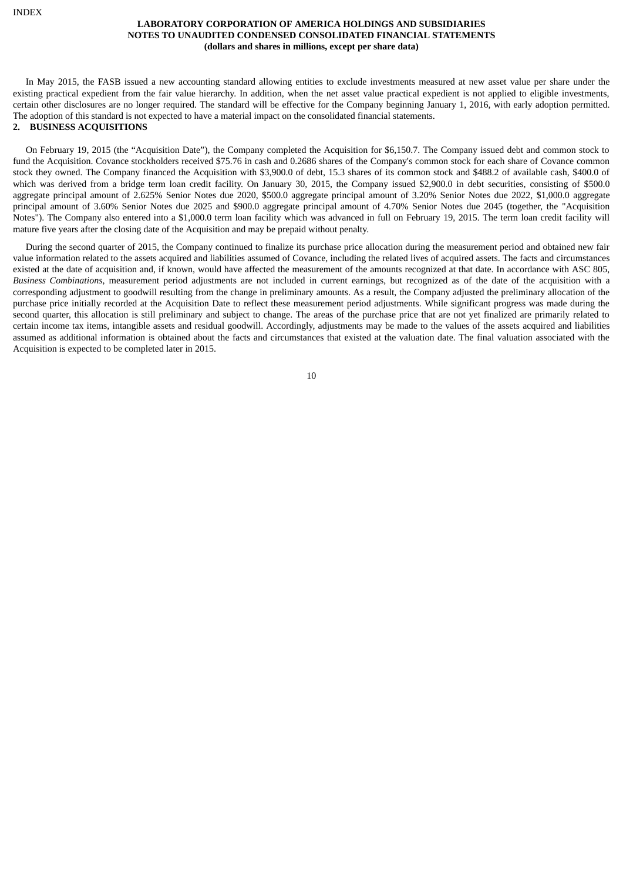In May 2015, the FASB issued a new accounting standard allowing entities to exclude investments measured at new asset value per share under the existing practical expedient from the fair value hierarchy. In addition, when the net asset value practical expedient is not applied to eligible investments, certain other disclosures are no longer required. The standard will be effective for the Company beginning January 1, 2016, with early adoption permitted. The adoption of this standard is not expected to have a material impact on the consolidated financial statements.

## 2. BUSINESS ACQUISITIONS

On February 19, 2015 (the “Acquisition Date”), the Company completed the Acquisition for $6,150.7. The Company issued debt and common stock to fund the Acquisition. Covance stockholders received $75.76 in cash and 0.2686 shares of the Company's common stock for each share of Covance common stock they owned. The Company financed the Acquisition with $3,900.0 of debt, 15.3 shares of its common stock and $488.2 of available cash, $400.0 of which was derived from a bridge term loan credit facility. On January 30, 2015, the Company issued $2,900.0 in debt securities, consisting of $500.0 aggregate principal amount of 2.625% Senior Notes due 2020, $500.0 aggregate principal amount of 3.20% Senior Notes due 2022, $1,000.0 aggregate principal amount of 3.60% Senior Notes due 2025 and $900.0 aggregate principal amount of 4.70% Senior Notes due 2045 (together, the "Acquisition Notes"). The Company also entered into a $1,000.0 term loan facility which was advanced in full on February 19, 2015. The term loan credit facility will mature five years after the closing date of the Acquisition and may be prepaid without penalty.

During the second quarter of 2015, the Company continued to finalize its purchase price allocation during the measurement period and obtained new fair value information related to the assets acquired and liabilities assumed of Covance, including the related lives of acquired assets. The facts and circumstances existed at the date of acquisition and, if known, would have affected the measurement of the amounts recognized at that date. In accordance with ASC 805, *Business Combinations*, measurement period adjustments are not included in current earnings, but recognized as of the date of the acquisition with a corresponding adjustment to goodwill resulting from the change in preliminary amounts. As a result, the Company adjusted the preliminary allocation of the purchase price initially recorded at the Acquisition Date to reflect these measurement period adjustments. While significant progress was made during the second quarter, this allocation is still preliminary and subject to change. The areas of the purchase price that are not yet finalized are primarily related to certain income tax items, intangible assets and residual goodwill. Accordingly, adjustments may be made to the values of the assets acquired and liabilities assumed as additional information is obtained about the facts and circumstances that existed at the valuation date. The final valuation associated with the Acquisition is expected to be completed later in 2015.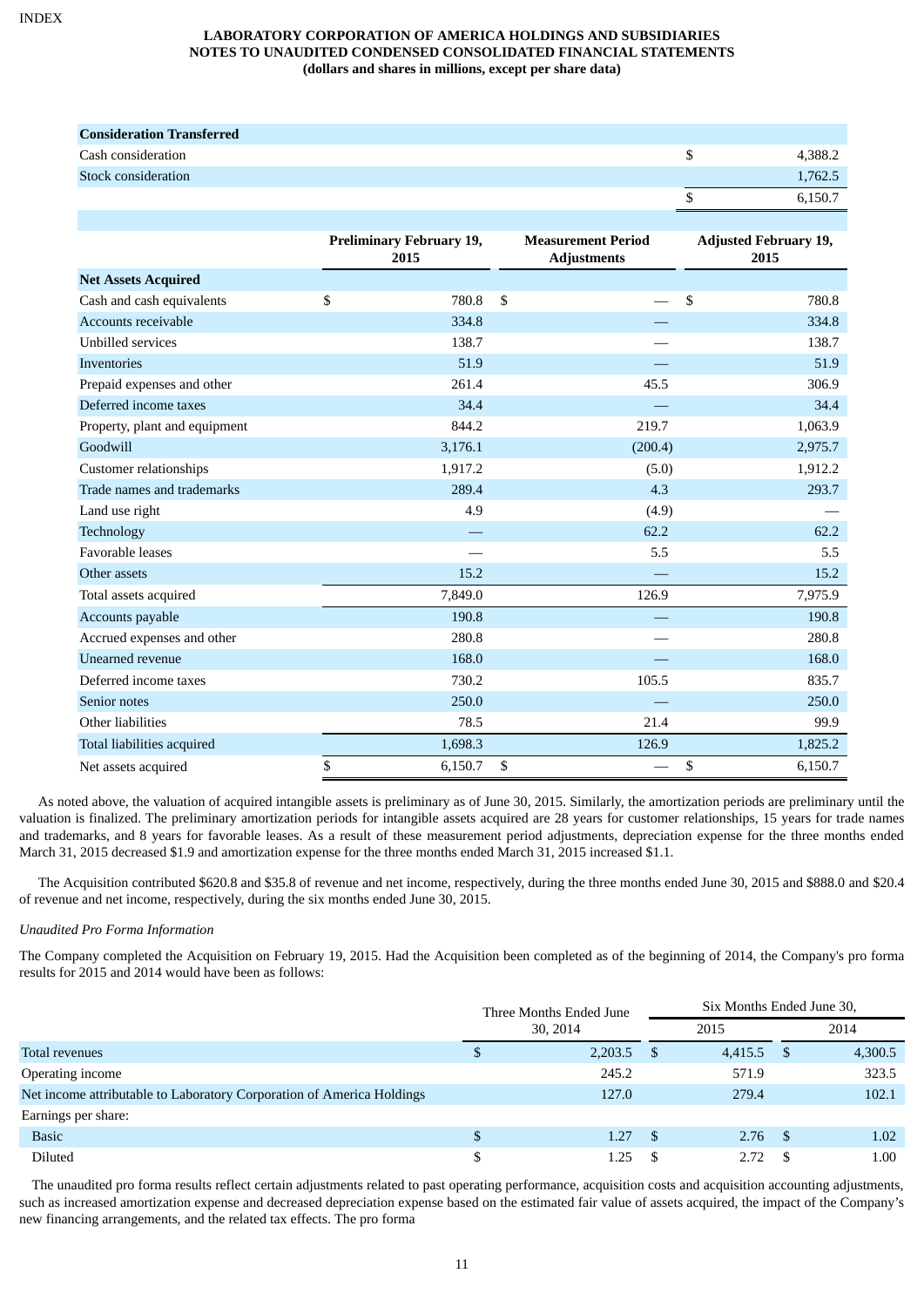**LABORATORY CORPORATION OF AMERICA HOLDINGS AND SUBSIDIARIES**
**NOTES TO UNAUDITED CONDENSED CONSOLIDATED FINANCIAL STATEMENTS**
**(dollars and shares in millions, except per share data)**

| **Consideration Transferred** | |
|---|---|
| Cash consideration | $ 4,388.2 |
| Stock consideration | 1,762.5 |
| | $ 6,150.7 |

| | Preliminary February 19, 2015 | Measurement Period Adjustments | Adjusted February 19, 2015 |
|---|---|---|---|
| **Net Assets Acquired** | | | |
| Cash and cash equivalents | $ 780.8 | $ — | $ 780.8 |
| Accounts receivable | 334.8 | — | 334.8 |
| Unbilled services | 138.7 | — | 138.7 |
| Inventories | 51.9 | — | 51.9 |
| Prepaid expenses and other | 261.4 | 45.5 | 306.9 |
| Deferred income taxes | 34.4 | — | 34.4 |
| Property, plant and equipment | 844.2 | 219.7 | 1,063.9 |
| Goodwill | 3,176.1 | (200.4) | 2,975.7 |
| Customer relationships | 1,917.2 | (5.0) | 1,912.2 |
| Trade names and trademarks | 289.4 | 4.3 | 293.7 |
| Land use right | 4.9 | (4.9) | — |
| Technology | — | 62.2 | 62.2 |
| Favorable leases | — | 5.5 | 5.5 |
| Other assets | 15.2 | — | 15.2 |
| Total assets acquired | 7,849.0 | 126.9 | 7,975.9 |
| Accounts payable | 190.8 | — | 190.8 |
| Accrued expenses and other | 280.8 | — | 280.8 |
| Unearned revenue | 168.0 | — | 168.0 |
| Deferred income taxes | 730.2 | 105.5 | 835.7 |
| Senior notes | 250.0 | — | 250.0 |
| Other liabilities | 78.5 | 21.4 | 99.9 |
| Total liabilities acquired | 1,698.3 | 126.9 | 1,825.2 |
| Net assets acquired | $ 6,150.7 | $ — | $ 6,150.7 |

As noted above, the valuation of acquired intangible assets is preliminary as of June 30, 2015. Similarly, the amortization periods are preliminary until the valuation is finalized. The preliminary amortization periods for intangible assets acquired are 28 years for customer relationships, 15 years for trade names and trademarks, and 8 years for favorable leases. As a result of these measurement period adjustments, depreciation expense for the three months ended March 31, 2015 decreased $1.9 and amortization expense for the three months ended March 31, 2015 increased $1.1.

The Acquisition contributed $620.8 and $35.8 of revenue and net income, respectively, during the three months ended June 30, 2015 and $888.0 and $20.4 of revenue and net income, respectively, during the six months ended June 30, 2015.

*Unaudited Pro Forma Information*

The Company completed the Acquisition on February 19, 2015. Had the Acquisition been completed as of the beginning of 2014, the Company's pro forma results for 2015 and 2014 would have been as follows:

| | Three Months Ended June 30, 2014 | Six Months Ended June 30, | |
|---|---|---|---|
| | | 2015 | 2014 |
| Total revenues | $ 2,203.5 | $ 4,415.5 | $ 4,300.5 |
| Operating income | 245.2 | 571.9 | 323.5 |
| Net income attributable to Laboratory Corporation of America Holdings | 127.0 | 279.4 | 102.1 |
| Earnings per share: | | | |
| Basic | $ 1.27 | $ 2.76 | $ 1.02 |
| Diluted | $ 1.25 | $ 2.72 | $ 1.00 |

The unaudited pro forma results reflect certain adjustments related to past operating performance, acquisition costs and acquisition accounting adjustments, such as increased amortization expense and decreased depreciation expense based on the estimated fair value of assets acquired, the impact of the Company's new financing arrangements, and the related tax effects. The pro forma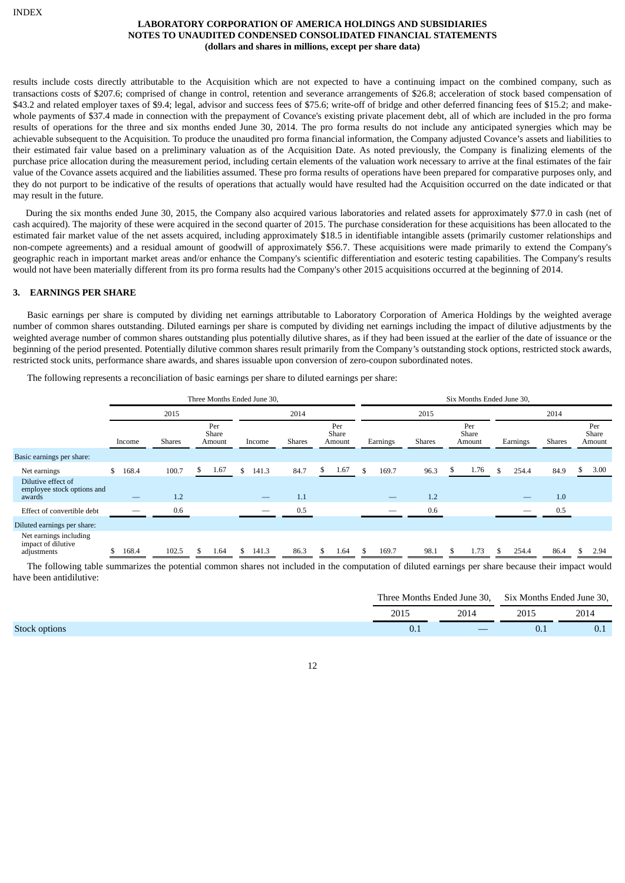results include costs directly attributable to the Acquisition which are not expected to have a continuing impact on the combined company, such as transactions costs of $207.6; comprised of change in control, retention and severance arrangements of $26.8; acceleration of stock based compensation of $43.2 and related employer taxes of $9.4; legal, advisor and success fees of $75.6; write-off of bridge and other deferred financing fees of $15.2; and make-whole payments of $37.4 made in connection with the prepayment of Covance's existing private placement debt, all of which are included in the pro forma results of operations for the three and six months ended June 30, 2014. The pro forma results do not include any anticipated synergies which may be achievable subsequent to the Acquisition. To produce the unaudited pro forma financial information, the Company adjusted Covance's assets and liabilities to their estimated fair value based on a preliminary valuation as of the Acquisition Date. As noted previously, the Company is finalizing elements of the purchase price allocation during the measurement period, including certain elements of the valuation work necessary to arrive at the final estimates of the fair value of the Covance assets acquired and the liabilities assumed. These pro forma results of operations have been prepared for comparative purposes only, and they do not purport to be indicative of the results of operations that actually would have resulted had the Acquisition occurred on the date indicated or that may result in the future.

During the six months ended June 30, 2015, the Company also acquired various laboratories and related assets for approximately $77.0 in cash (net of cash acquired). The majority of these were acquired in the second quarter of 2015. The purchase consideration for these acquisitions has been allocated to the estimated fair market value of the net assets acquired, including approximately $18.5 in identifiable intangible assets (primarily customer relationships and non-compete agreements) and a residual amount of goodwill of approximately $56.7. These acquisitions were made primarily to extend the Company's geographic reach in important market areas and/or enhance the Company's scientific differentiation and esoteric testing capabilities. The Company's results would not have been materially different from its pro forma results had the Company's other 2015 acquisitions occurred at the beginning of 2014.

## 3. EARNINGS PER SHARE

Basic earnings per share is computed by dividing net earnings attributable to Laboratory Corporation of America Holdings by the weighted average number of common shares outstanding. Diluted earnings per share is computed by dividing net earnings including the impact of dilutive adjustments by the weighted average number of common shares outstanding plus potentially dilutive shares, as if they had been issued at the earlier of the date of issuance or the beginning of the period presented. Potentially dilutive common shares result primarily from the Company's outstanding stock options, restricted stock awards, restricted stock units, performance share awards, and shares issuable upon conversion of zero-coupon subordinated notes.

The following represents a reconciliation of basic earnings per share to diluted earnings per share:

| | Three Months Ended June 30, | | | | | | Six Months Ended June 30, | | | | | |
|---|---|---|---|---|---|---|---|---|---|---|---|---|
| | 2015 | | | 2014 | | | 2015 | | | 2014 | | |
| | Income | Shares | Per Share Amount | Income | Shares | Per Share Amount | Earnings | Shares | Per Share Amount | Earnings | Shares | Per Share Amount |
| Basic earnings per share: | | | | | | | | | | | | |
| Net earnings | $ 168.4 | 100.7 | $ 1.67 | $ 141.3 | 84.7 | $ 1.67 | $ 169.7 | 96.3 | $ 1.76 | $ 254.4 | 84.9 | $ 3.00 |
| Dilutive effect of employee stock options and awards | — | 1.2 | | — | 1.1 | | — | 1.2 | | — | 1.0 | |
| Effect of convertible debt | — | 0.6 | | — | 0.5 | | — | 0.6 | | — | 0.5 | |
| Diluted earnings per share: | | | | | | | | | | | | |
| Net earnings including impact of dilutive adjustments | $ 168.4 | 102.5 | $ 1.64 | $ 141.3 | 86.3 | $ 1.64 | $ 169.7 | 98.1 | $ 1.73 | $ 254.4 | 86.4 | $ 2.94 |

The following table summarizes the potential common shares not included in the computation of diluted earnings per share because their impact would have been antidilutive:

| | Three Months Ended June 30, | | Six Months Ended June 30, | |
|---|---|---|---|---|
| | 2015 | 2014 | 2015 | 2014 |
| Stock options | 0.1 | — | 0.1 | 0.1 |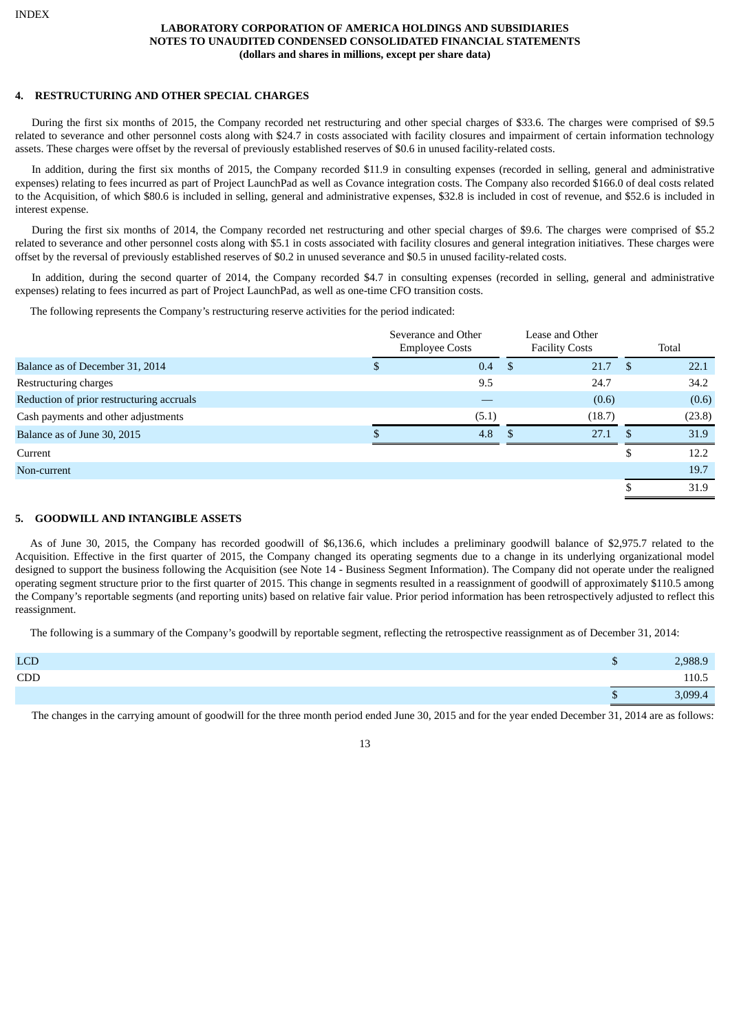**LABORATORY CORPORATION OF AMERICA HOLDINGS AND SUBSIDIARIES**
**NOTES TO UNAUDITED CONDENSED CONSOLIDATED FINANCIAL STATEMENTS**
**(dollars and shares in millions, except per share data)**

## 4. RESTRUCTURING AND OTHER SPECIAL CHARGES

During the first six months of 2015, the Company recorded net restructuring and other special charges of $33.6. The charges were comprised of $9.5 related to severance and other personnel costs along with $24.7 in costs associated with facility closures and impairment of certain information technology assets. These charges were offset by the reversal of previously established reserves of $0.6 in unused facility-related costs.

In addition, during the first six months of 2015, the Company recorded $11.9 in consulting expenses (recorded in selling, general and administrative expenses) relating to fees incurred as part of Project LaunchPad as well as Covance integration costs. The Company also recorded $166.0 of deal costs related to the Acquisition, of which $80.6 is included in selling, general and administrative expenses, $32.8 is included in cost of revenue, and $52.6 is included in interest expense.

During the first six months of 2014, the Company recorded net restructuring and other special charges of $9.6. The charges were comprised of $5.2 related to severance and other personnel costs along with $5.1 in costs associated with facility closures and general integration initiatives. These charges were offset by the reversal of previously established reserves of $0.2 in unused severance and $0.5 in unused facility-related costs.

In addition, during the second quarter of 2014, the Company recorded $4.7 in consulting expenses (recorded in selling, general and administrative expenses) relating to fees incurred as part of Project LaunchPad, as well as one-time CFO transition costs.

The following represents the Company's restructuring reserve activities for the period indicated:

| | Severance and Other Employee Costs | Lease and Other Facility Costs | Total |
|---|---|---|---|
| Balance as of December 31, 2014 | $ 0.4 | $ 21.7 | $ 22.1 |
| Restructuring charges | 9.5 | 24.7 | 34.2 |
| Reduction of prior restructuring accruals | — | (0.6) | (0.6) |
| Cash payments and other adjustments | (5.1) | (18.7) | (23.8) |
| Balance as of June 30, 2015 | $ 4.8 | $ 27.1 | $ 31.9 |
| Current | | | $ 12.2 |
| Non-current | | | 19.7 |
| | | | $ 31.9 |

## 5. GOODWILL AND INTANGIBLE ASSETS

As of June 30, 2015, the Company has recorded goodwill of $6,136.6, which includes a preliminary goodwill balance of $2,975.7 related to the Acquisition. Effective in the first quarter of 2015, the Company changed its operating segments due to a change in its underlying organizational model designed to support the business following the Acquisition (see Note 14 - Business Segment Information). The Company did not operate under the realigned operating segment structure prior to the first quarter of 2015. This change in segments resulted in a reassignment of goodwill of approximately $110.5 among the Company's reportable segments (and reporting units) based on relative fair value. Prior period information has been retrospectively adjusted to reflect this reassignment.

The following is a summary of the Company's goodwill by reportable segment, reflecting the retrospective reassignment as of December 31, 2014:

| | |
|---|---|
| LCD | $ 2,988.9 |
| CDD | 110.5 |
| | $ 3,099.4 |

The changes in the carrying amount of goodwill for the three month period ended June 30, 2015 and for the year ended December 31, 2014 are as follows: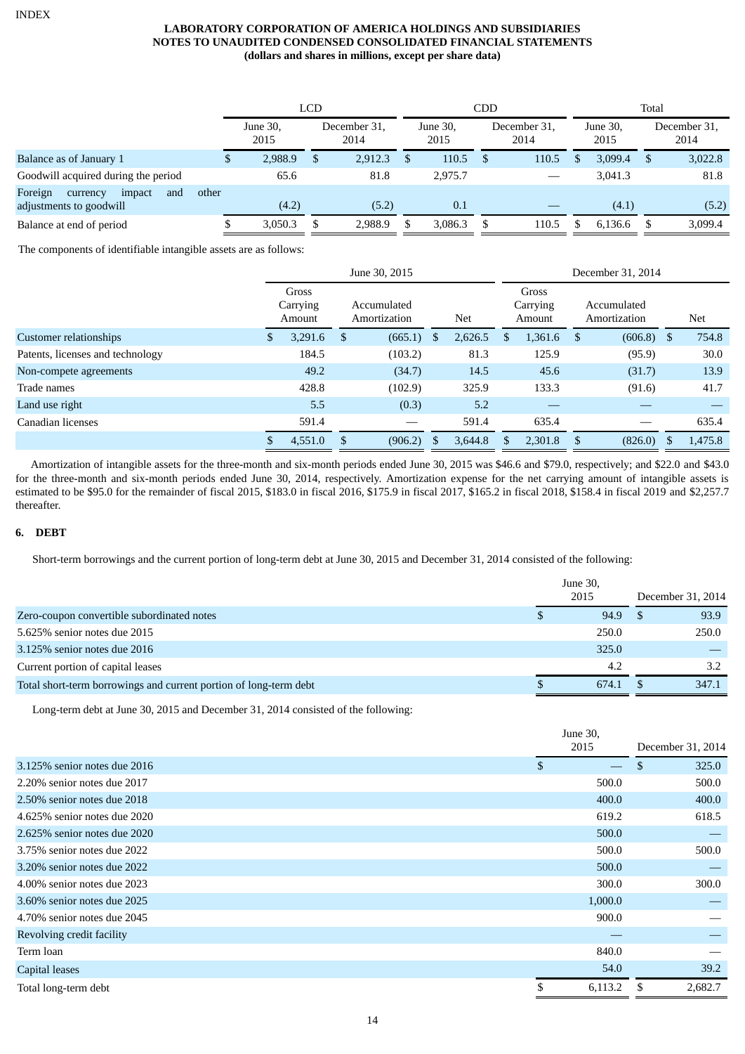**LABORATORY CORPORATION OF AMERICA HOLDINGS AND SUBSIDIARIES**
**NOTES TO UNAUDITED CONDENSED CONSOLIDATED FINANCIAL STATEMENTS**
**(dollars and shares in millions, except per share data)**

| | LCD | | CDD | | Total | |
|---|---|---|---|---|---|---|
| | June 30, 2015 | December 31, 2014 | June 30, 2015 | December 31, 2014 | June 30, 2015 | December 31, 2014 |
| Balance as of January 1 | $ 2,988.9 | $ 2,912.3 | $ 110.5 | $ 110.5 | $ 3,099.4 | $ 3,022.8 |
| Goodwill acquired during the period | 65.6 | 81.8 | 2,975.7 | — | 3,041.3 | 81.8 |
| Foreign currency impact and other adjustments to goodwill | (4.2) | (5.2) | 0.1 | — | (4.1) | (5.2) |
| Balance at end of period | $ 3,050.3 | $ 2,988.9 | $ 3,086.3 | $ 110.5 | $ 6,136.6 | $ 3,099.4 |

The components of identifiable intangible assets are as follows:

| | June 30, 2015 | | | December 31, 2014 | | |
|---|---|---|---|---|---|---|
| | Gross Carrying Amount | Accumulated Amortization | Net | Gross Carrying Amount | Accumulated Amortization | Net |
| Customer relationships | $ 3,291.6 | $ (665.1) | $ 2,626.5 | $ 1,361.6 | $ (606.8) | $ 754.8 |
| Patents, licenses and technology | 184.5 | (103.2) | 81.3 | 125.9 | (95.9) | 30.0 |
| Non-compete agreements | 49.2 | (34.7) | 14.5 | 45.6 | (31.7) | 13.9 |
| Trade names | 428.8 | (102.9) | 325.9 | 133.3 | (91.6) | 41.7 |
| Land use right | 5.5 | (0.3) | 5.2 | — | — | — |
| Canadian licenses | 591.4 | — | 591.4 | 635.4 | — | 635.4 |
| | $ 4,551.0 | $ (906.2) | $ 3,644.8 | $ 2,301.8 | $ (826.0) | $ 1,475.8 |

Amortization of intangible assets for the three-month and six-month periods ended June 30, 2015 was $46.6 and $79.0, respectively; and $22.0 and $43.0 for the three-month and six-month periods ended June 30, 2014, respectively. Amortization expense for the net carrying amount of intangible assets is estimated to be $95.0 for the remainder of fiscal 2015, $183.0 in fiscal 2016, $175.9 in fiscal 2017, $165.2 in fiscal 2018, $158.4 in fiscal 2019 and $2,257.7 thereafter.

## 6. DEBT

Short-term borrowings and the current portion of long-term debt at June 30, 2015 and December 31, 2014 consisted of the following:

| | June 30, 2015 | December 31, 2014 |
|---|---|---|
| Zero-coupon convertible subordinated notes | $ 94.9 | $ 93.9 |
| 5.625% senior notes due 2015 | 250.0 | 250.0 |
| 3.125% senior notes due 2016 | 325.0 | — |
| Current portion of capital leases | 4.2 | 3.2 |
| Total short-term borrowings and current portion of long-term debt | $ 674.1 | $ 347.1 |

Long-term debt at June 30, 2015 and December 31, 2014 consisted of the following:

| | June 30, 2015 | December 31, 2014 |
|---|---|---|
| 3.125% senior notes due 2016 | $ — | $ 325.0 |
| 2.20% senior notes due 2017 | 500.0 | 500.0 |
| 2.50% senior notes due 2018 | 400.0 | 400.0 |
| 4.625% senior notes due 2020 | 619.2 | 618.5 |
| 2.625% senior notes due 2020 | 500.0 | — |
| 3.75% senior notes due 2022 | 500.0 | 500.0 |
| 3.20% senior notes due 2022 | 500.0 | — |
| 4.00% senior notes due 2023 | 300.0 | 300.0 |
| 3.60% senior notes due 2025 | 1,000.0 | — |
| 4.70% senior notes due 2045 | 900.0 | — |
| Revolving credit facility | — | — |
| Term loan | 840.0 | — |
| Capital leases | 54.0 | 39.2 |
| Total long-term debt | $ 6,113.2 | $ 2,682.7 |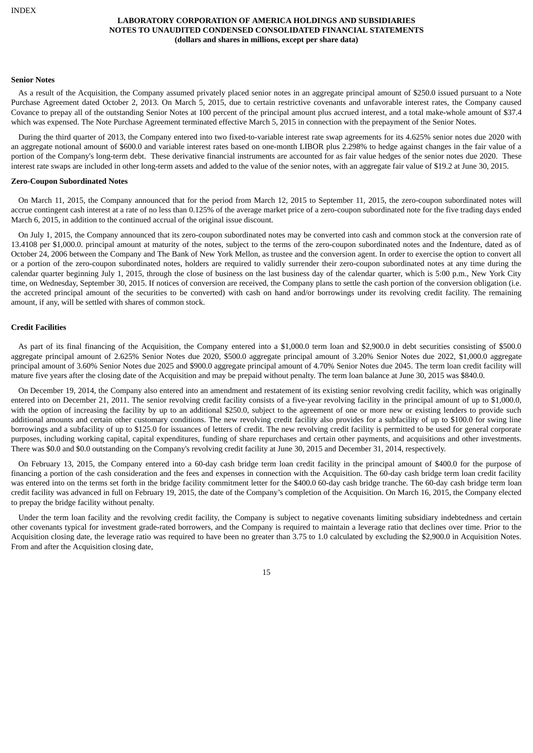**Senior Notes**

As a result of the Acquisition, the Company assumed privately placed senior notes in an aggregate principal amount of $250.0 issued pursuant to a Note Purchase Agreement dated October 2, 2013. On March 5, 2015, due to certain restrictive covenants and unfavorable interest rates, the Company caused Covance to prepay all of the outstanding Senior Notes at 100 percent of the principal amount plus accrued interest, and a total make-whole amount of $37.4 which was expensed. The Note Purchase Agreement terminated effective March 5, 2015 in connection with the prepayment of the Senior Notes.

During the third quarter of 2013, the Company entered into two fixed-to-variable interest rate swap agreements for its 4.625% senior notes due 2020 with an aggregate notional amount of $600.0 and variable interest rates based on one-month LIBOR plus 2.298% to hedge against changes in the fair value of a portion of the Company's long-term debt. These derivative financial instruments are accounted for as fair value hedges of the senior notes due 2020. These interest rate swaps are included in other long-term assets and added to the value of the senior notes, with an aggregate fair value of $19.2 at June 30, 2015.

**Zero-Coupon Subordinated Notes**

On March 11, 2015, the Company announced that for the period from March 12, 2015 to September 11, 2015, the zero-coupon subordinated notes will accrue contingent cash interest at a rate of no less than 0.125% of the average market price of a zero-coupon subordinated note for the five trading days ended March 6, 2015, in addition to the continued accrual of the original issue discount.

On July 1, 2015, the Company announced that its zero-coupon subordinated notes may be converted into cash and common stock at the conversion rate of 13.4108 per $1,000.0. principal amount at maturity of the notes, subject to the terms of the zero-coupon subordinated notes and the Indenture, dated as of October 24, 2006 between the Company and The Bank of New York Mellon, as trustee and the conversion agent. In order to exercise the option to convert all or a portion of the zero-coupon subordinated notes, holders are required to validly surrender their zero-coupon subordinated notes at any time during the calendar quarter beginning July 1, 2015, through the close of business on the last business day of the calendar quarter, which is 5:00 p.m., New York City time, on Wednesday, September 30, 2015. If notices of conversion are received, the Company plans to settle the cash portion of the conversion obligation (i.e. the accreted principal amount of the securities to be converted) with cash on hand and/or borrowings under its revolving credit facility. The remaining amount, if any, will be settled with shares of common stock.

**Credit Facilities**

As part of its final financing of the Acquisition, the Company entered into a $1,000.0 term loan and $2,900.0 in debt securities consisting of $500.0 aggregate principal amount of 2.625% Senior Notes due 2020, $500.0 aggregate principal amount of 3.20% Senior Notes due 2022, $1,000.0 aggregate principal amount of 3.60% Senior Notes due 2025 and $900.0 aggregate principal amount of 4.70% Senior Notes due 2045. The term loan credit facility will mature five years after the closing date of the Acquisition and may be prepaid without penalty. The term loan balance at June 30, 2015 was $840.0.

On December 19, 2014, the Company also entered into an amendment and restatement of its existing senior revolving credit facility, which was originally entered into on December 21, 2011. The senior revolving credit facility consists of a five-year revolving facility in the principal amount of up to $1,000.0, with the option of increasing the facility by up to an additional $250.0, subject to the agreement of one or more new or existing lenders to provide such additional amounts and certain other customary conditions. The new revolving credit facility also provides for a subfacility of up to $100.0 for swing line borrowings and a subfacility of up to $125.0 for issuances of letters of credit. The new revolving credit facility is permitted to be used for general corporate purposes, including working capital, capital expenditures, funding of share repurchases and certain other payments, and acquisitions and other investments. There was $0.0 and $0.0 outstanding on the Company's revolving credit facility at June 30, 2015 and December 31, 2014, respectively.

On February 13, 2015, the Company entered into a 60-day cash bridge term loan credit facility in the principal amount of $400.0 for the purpose of financing a portion of the cash consideration and the fees and expenses in connection with the Acquisition. The 60-day cash bridge term loan credit facility was entered into on the terms set forth in the bridge facility commitment letter for the $400.0 60-day cash bridge tranche. The 60-day cash bridge term loan credit facility was advanced in full on February 19, 2015, the date of the Company's completion of the Acquisition. On March 16, 2015, the Company elected to prepay the bridge facility without penalty.

Under the term loan facility and the revolving credit facility, the Company is subject to negative covenants limiting subsidiary indebtedness and certain other covenants typical for investment grade-rated borrowers, and the Company is required to maintain a leverage ratio that declines over time. Prior to the Acquisition closing date, the leverage ratio was required to have been no greater than 3.75 to 1.0 calculated by excluding the $2,900.0 in Acquisition Notes. From and after the Acquisition closing date,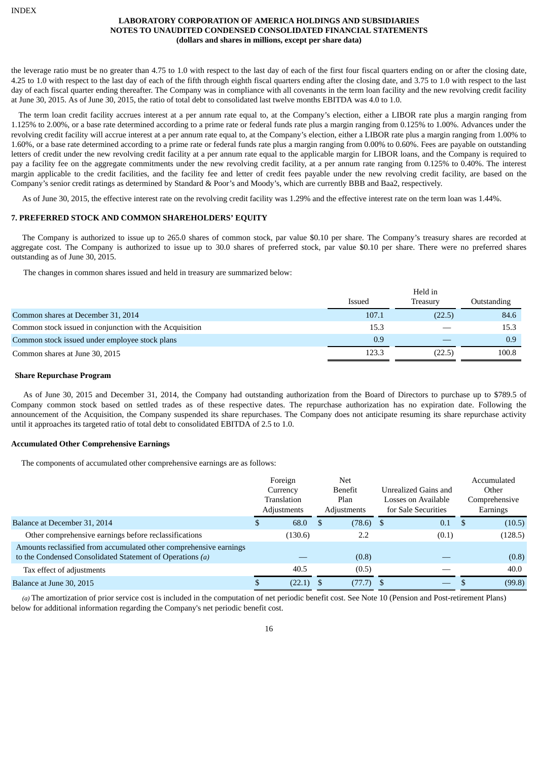the leverage ratio must be no greater than 4.75 to 1.0 with respect to the last day of each of the first four fiscal quarters ending on or after the closing date, 4.25 to 1.0 with respect to the last day of each of the fifth through eighth fiscal quarters ending after the closing date, and 3.75 to 1.0 with respect to the last day of each fiscal quarter ending thereafter. The Company was in compliance with all covenants in the term loan facility and the new revolving credit facility at June 30, 2015. As of June 30, 2015, the ratio of total debt to consolidated last twelve months EBITDA was 4.0 to 1.0.

The term loan credit facility accrues interest at a per annum rate equal to, at the Company's election, either a LIBOR rate plus a margin ranging from 1.125% to 2.00%, or a base rate determined according to a prime rate or federal funds rate plus a margin ranging from 0.125% to 1.00%. Advances under the revolving credit facility will accrue interest at a per annum rate equal to, at the Company's election, either a LIBOR rate plus a margin ranging from 1.00% to 1.60%, or a base rate determined according to a prime rate or federal funds rate plus a margin ranging from 0.00% to 0.60%. Fees are payable on outstanding letters of credit under the new revolving credit facility at a per annum rate equal to the applicable margin for LIBOR loans, and the Company is required to pay a facility fee on the aggregate commitments under the new revolving credit facility, at a per annum rate ranging from 0.125% to 0.40%. The interest margin applicable to the credit facilities, and the facility fee and letter of credit fees payable under the new revolving credit facility, are based on the Company's senior credit ratings as determined by Standard & Poor's and Moody's, which are currently BBB and Baa2, respectively.

As of June 30, 2015, the effective interest rate on the revolving credit facility was 1.29% and the effective interest rate on the term loan was 1.44%.

## 7. PREFERRED STOCK AND COMMON SHAREHOLDERS' EQUITY

The Company is authorized to issue up to 265.0 shares of common stock, par value $0.10 per share. The Company's treasury shares are recorded at aggregate cost. The Company is authorized to issue up to 30.0 shares of preferred stock, par value $0.10 per share. There were no preferred shares outstanding as of June 30, 2015.

The changes in common shares issued and held in treasury are summarized below:

| | Issued | Held in Treasury | Outstanding |
|---|---|---|---|
| Common shares at December 31, 2014 | 107.1 | (22.5) | 84.6 |
| Common stock issued in conjunction with the Acquisition | 15.3 | — | 15.3 |
| Common stock issued under employee stock plans | 0.9 | — | 0.9 |
| Common shares at June 30, 2015 | 123.3 | (22.5) | 100.8 |

### Share Repurchase Program

As of June 30, 2015 and December 31, 2014, the Company had outstanding authorization from the Board of Directors to purchase up to $789.5 of Company common stock based on settled trades as of these respective dates. The repurchase authorization has no expiration date. Following the announcement of the Acquisition, the Company suspended its share repurchases. The Company does not anticipate resuming its share repurchase activity until it approaches its targeted ratio of total debt to consolidated EBITDA of 2.5 to 1.0.

### Accumulated Other Comprehensive Earnings

The components of accumulated other comprehensive earnings are as follows:

| | Foreign Currency Translation Adjustments | Net Benefit Plan Adjustments | Unrealized Gains and Losses on Available for Sale Securities | Accumulated Other Comprehensive Earnings |
|---|---|---|---|---|
| Balance at December 31, 2014 | $ 68.0 | $ (78.6) | $ 0.1 | $ (10.5) |
| Other comprehensive earnings before reclassifications | (130.6) | 2.2 | (0.1) | (128.5) |
| Amounts reclassified from accumulated other comprehensive earnings to the Condensed Consolidated Statement of Operations *(a)* | — | (0.8) | — | (0.8) |
| Tax effect of adjustments | 40.5 | (0.5) | — | 40.0 |
| Balance at June 30, 2015 | $ (22.1) | $ (77.7) | $ — | $ (99.8) |

*(a)* The amortization of prior service cost is included in the computation of net periodic benefit cost. See Note 10 (Pension and Post-retirement Plans) below for additional information regarding the Company's net periodic benefit cost.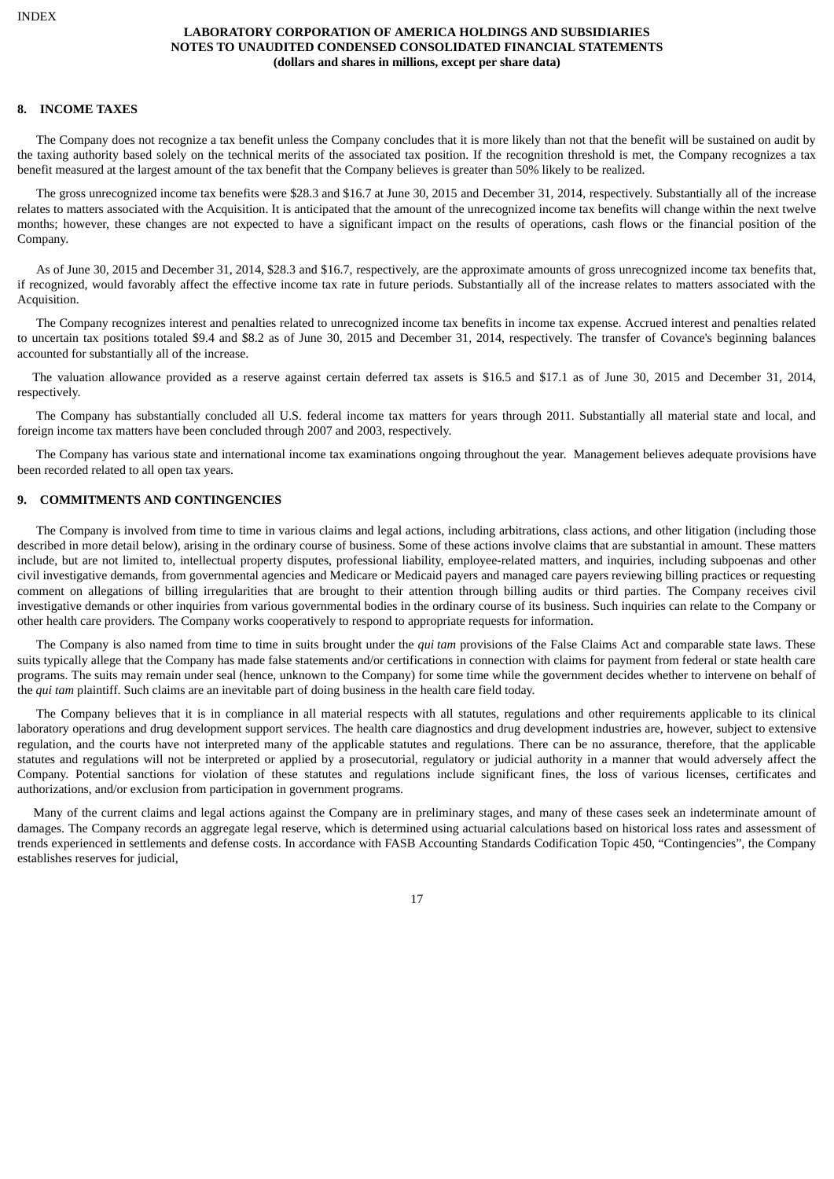## 8. INCOME TAXES

The Company does not recognize a tax benefit unless the Company concludes that it is more likely than not that the benefit will be sustained on audit by the taxing authority based solely on the technical merits of the associated tax position. If the recognition threshold is met, the Company recognizes a tax benefit measured at the largest amount of the tax benefit that the Company believes is greater than 50% likely to be realized.

The gross unrecognized income tax benefits were $28.3 and $16.7 at June 30, 2015 and December 31, 2014, respectively. Substantially all of the increase relates to matters associated with the Acquisition. It is anticipated that the amount of the unrecognized income tax benefits will change within the next twelve months; however, these changes are not expected to have a significant impact on the results of operations, cash flows or the financial position of the Company.

As of June 30, 2015 and December 31, 2014, $28.3 and $16.7, respectively, are the approximate amounts of gross unrecognized income tax benefits that, if recognized, would favorably affect the effective income tax rate in future periods. Substantially all of the increase relates to matters associated with the Acquisition.

The Company recognizes interest and penalties related to unrecognized income tax benefits in income tax expense. Accrued interest and penalties related to uncertain tax positions totaled $9.4 and $8.2 as of June 30, 2015 and December 31, 2014, respectively. The transfer of Covance's beginning balances accounted for substantially all of the increase.

The valuation allowance provided as a reserve against certain deferred tax assets is $16.5 and $17.1 as of June 30, 2015 and December 31, 2014, respectively.

The Company has substantially concluded all U.S. federal income tax matters for years through 2011. Substantially all material state and local, and foreign income tax matters have been concluded through 2007 and 2003, respectively.

The Company has various state and international income tax examinations ongoing throughout the year. Management believes adequate provisions have been recorded related to all open tax years.

## 9. COMMITMENTS AND CONTINGENCIES

The Company is involved from time to time in various claims and legal actions, including arbitrations, class actions, and other litigation (including those described in more detail below), arising in the ordinary course of business. Some of these actions involve claims that are substantial in amount. These matters include, but are not limited to, intellectual property disputes, professional liability, employee-related matters, and inquiries, including subpoenas and other civil investigative demands, from governmental agencies and Medicare or Medicaid payers and managed care payers reviewing billing practices or requesting comment on allegations of billing irregularities that are brought to their attention through billing audits or third parties. The Company receives civil investigative demands or other inquiries from various governmental bodies in the ordinary course of its business. Such inquiries can relate to the Company or other health care providers. The Company works cooperatively to respond to appropriate requests for information.

The Company is also named from time to time in suits brought under the *qui tam* provisions of the False Claims Act and comparable state laws. These suits typically allege that the Company has made false statements and/or certifications in connection with claims for payment from federal or state health care programs. The suits may remain under seal (hence, unknown to the Company) for some time while the government decides whether to intervene on behalf of the *qui tam* plaintiff. Such claims are an inevitable part of doing business in the health care field today.

The Company believes that it is in compliance in all material respects with all statutes, regulations and other requirements applicable to its clinical laboratory operations and drug development support services. The health care diagnostics and drug development industries are, however, subject to extensive regulation, and the courts have not interpreted many of the applicable statutes and regulations. There can be no assurance, therefore, that the applicable statutes and regulations will not be interpreted or applied by a prosecutorial, regulatory or judicial authority in a manner that would adversely affect the Company. Potential sanctions for violation of these statutes and regulations include significant fines, the loss of various licenses, certificates and authorizations, and/or exclusion from participation in government programs.

Many of the current claims and legal actions against the Company are in preliminary stages, and many of these cases seek an indeterminate amount of damages. The Company records an aggregate legal reserve, which is determined using actuarial calculations based on historical loss rates and assessment of trends experienced in settlements and defense costs. In accordance with FASB Accounting Standards Codification Topic 450, "Contingencies", the Company establishes reserves for judicial,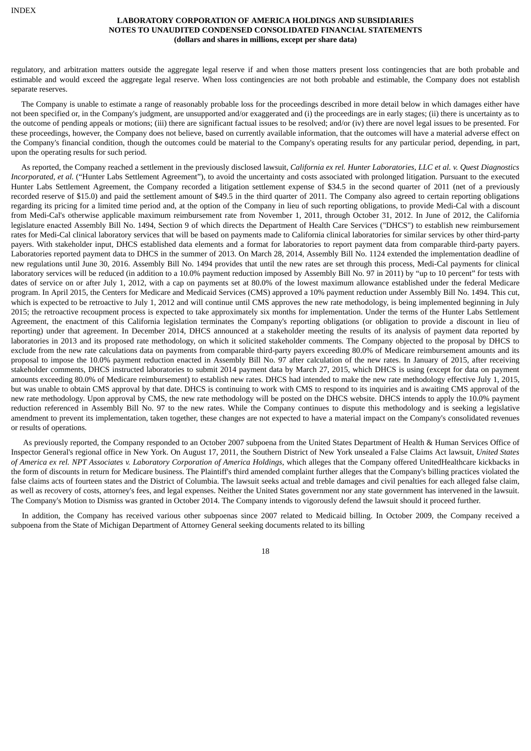regulatory, and arbitration matters outside the aggregate legal reserve if and when those matters present loss contingencies that are both probable and estimable and would exceed the aggregate legal reserve. When loss contingencies are not both probable and estimable, the Company does not establish separate reserves.

The Company is unable to estimate a range of reasonably probable loss for the proceedings described in more detail below in which damages either have not been specified or, in the Company's judgment, are unsupported and/or exaggerated and (i) the proceedings are in early stages; (ii) there is uncertainty as to the outcome of pending appeals or motions; (iii) there are significant factual issues to be resolved; and/or (iv) there are novel legal issues to be presented. For these proceedings, however, the Company does not believe, based on currently available information, that the outcomes will have a material adverse effect on the Company's financial condition, though the outcomes could be material to the Company's operating results for any particular period, depending, in part, upon the operating results for such period.

As reported, the Company reached a settlement in the previously disclosed lawsuit, *California ex rel. Hunter Laboratories, LLC et al. v. Quest Diagnostics Incorporated, et al.* ("Hunter Labs Settlement Agreement"), to avoid the uncertainty and costs associated with prolonged litigation. Pursuant to the executed Hunter Labs Settlement Agreement, the Company recorded a litigation settlement expense of $34.5 in the second quarter of 2011 (net of a previously recorded reserve of $15.0) and paid the settlement amount of $49.5 in the third quarter of 2011. The Company also agreed to certain reporting obligations regarding its pricing for a limited time period and, at the option of the Company in lieu of such reporting obligations, to provide Medi-Cal with a discount from Medi-Cal's otherwise applicable maximum reimbursement rate from November 1, 2011, through October 31, 2012. In June of 2012, the California legislature enacted Assembly Bill No. 1494, Section 9 of which directs the Department of Health Care Services ("DHCS") to establish new reimbursement rates for Medi-Cal clinical laboratory services that will be based on payments made to California clinical laboratories for similar services by other third-party payers. With stakeholder input, DHCS established data elements and a format for laboratories to report payment data from comparable third-party payers. Laboratories reported payment data to DHCS in the summer of 2013. On March 28, 2014, Assembly Bill No. 1124 extended the implementation deadline of new regulations until June 30, 2016. Assembly Bill No. 1494 provides that until the new rates are set through this process, Medi-Cal payments for clinical laboratory services will be reduced (in addition to a 10.0% payment reduction imposed by Assembly Bill No. 97 in 2011) by "up to 10 percent" for tests with dates of service on or after July 1, 2012, with a cap on payments set at 80.0% of the lowest maximum allowance established under the federal Medicare program. In April 2015, the Centers for Medicare and Medicaid Services (CMS) approved a 10% payment reduction under Assembly Bill No. 1494. This cut, which is expected to be retroactive to July 1, 2012 and will continue until CMS approves the new rate methodology, is being implemented beginning in July 2015; the retroactive recoupment process is expected to take approximately six months for implementation. Under the terms of the Hunter Labs Settlement Agreement, the enactment of this California legislation terminates the Company's reporting obligations (or obligation to provide a discount in lieu of reporting) under that agreement. In December 2014, DHCS announced at a stakeholder meeting the results of its analysis of payment data reported by laboratories in 2013 and its proposed rate methodology, on which it solicited stakeholder comments. The Company objected to the proposal by DHCS to exclude from the new rate calculations data on payments from comparable third-party payers exceeding 80.0% of Medicare reimbursement amounts and its proposal to impose the 10.0% payment reduction enacted in Assembly Bill No. 97 after calculation of the new rates. In January of 2015, after receiving stakeholder comments, DHCS instructed laboratories to submit 2014 payment data by March 27, 2015, which DHCS is using (except for data on payment amounts exceeding 80.0% of Medicare reimbursement) to establish new rates. DHCS had intended to make the new rate methodology effective July 1, 2015, but was unable to obtain CMS approval by that date. DHCS is continuing to work with CMS to respond to its inquiries and is awaiting CMS approval of the new rate methodology. Upon approval by CMS, the new rate methodology will be posted on the DHCS website. DHCS intends to apply the 10.0% payment reduction referenced in Assembly Bill No. 97 to the new rates. While the Company continues to dispute this methodology and is seeking a legislative amendment to prevent its implementation, taken together, these changes are not expected to have a material impact on the Company's consolidated revenues or results of operations.

As previously reported, the Company responded to an October 2007 subpoena from the United States Department of Health & Human Services Office of Inspector General's regional office in New York. On August 17, 2011, the Southern District of New York unsealed a False Claims Act lawsuit, *United States of America ex rel. NPT Associates v. Laboratory Corporation of America Holdings*, which alleges that the Company offered UnitedHealthcare kickbacks in the form of discounts in return for Medicare business. The Plaintiff's third amended complaint further alleges that the Company's billing practices violated the false claims acts of fourteen states and the District of Columbia. The lawsuit seeks actual and treble damages and civil penalties for each alleged false claim, as well as recovery of costs, attorney's fees, and legal expenses. Neither the United States government nor any state government has intervened in the lawsuit. The Company's Motion to Dismiss was granted in October 2014. The Company intends to vigorously defend the lawsuit should it proceed further.

In addition, the Company has received various other subpoenas since 2007 related to Medicaid billing. In October 2009, the Company received a subpoena from the State of Michigan Department of Attorney General seeking documents related to its billing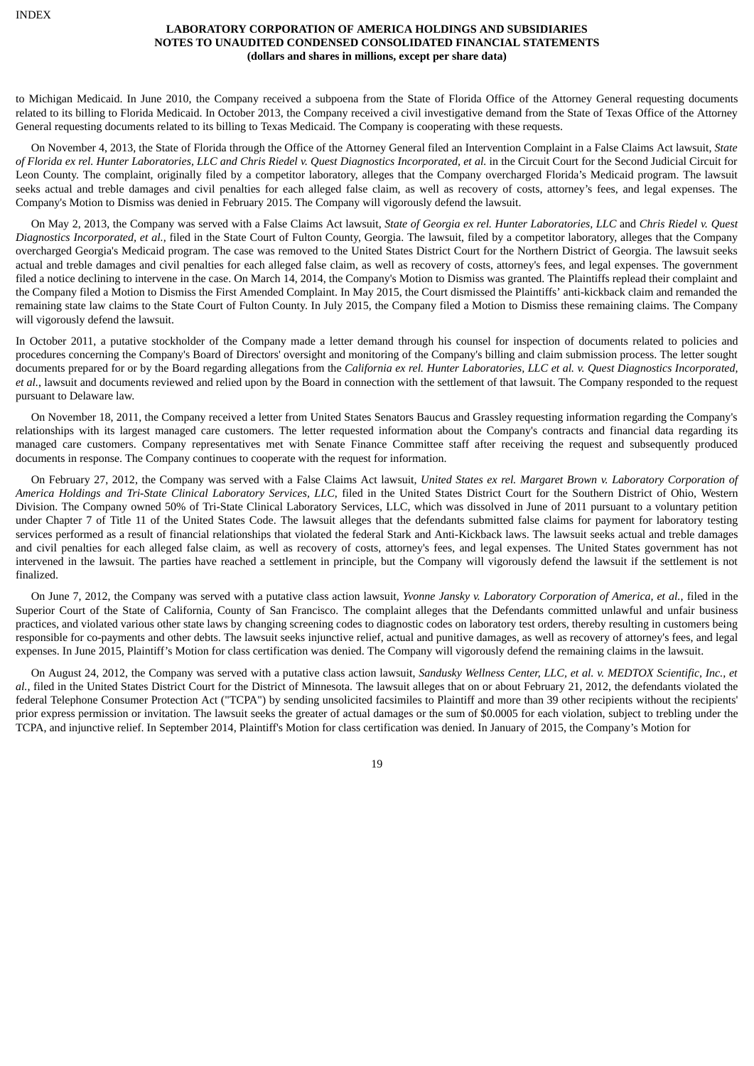to Michigan Medicaid. In June 2010, the Company received a subpoena from the State of Florida Office of the Attorney General requesting documents related to its billing to Florida Medicaid. In October 2013, the Company received a civil investigative demand from the State of Texas Office of the Attorney General requesting documents related to its billing to Texas Medicaid. The Company is cooperating with these requests.

On November 4, 2013, the State of Florida through the Office of the Attorney General filed an Intervention Complaint in a False Claims Act lawsuit, *State of Florida ex rel. Hunter Laboratories, LLC and Chris Riedel v. Quest Diagnostics Incorporated, et al.* in the Circuit Court for the Second Judicial Circuit for Leon County. The complaint, originally filed by a competitor laboratory, alleges that the Company overcharged Florida's Medicaid program. The lawsuit seeks actual and treble damages and civil penalties for each alleged false claim, as well as recovery of costs, attorney's fees, and legal expenses. The Company's Motion to Dismiss was denied in February 2015. The Company will vigorously defend the lawsuit.

On May 2, 2013, the Company was served with a False Claims Act lawsuit, *State of Georgia ex rel. Hunter Laboratories, LLC* and *Chris Riedel v. Quest Diagnostics Incorporated, et al.,* filed in the State Court of Fulton County, Georgia. The lawsuit, filed by a competitor laboratory, alleges that the Company overcharged Georgia's Medicaid program. The case was removed to the United States District Court for the Northern District of Georgia. The lawsuit seeks actual and treble damages and civil penalties for each alleged false claim, as well as recovery of costs, attorney's fees, and legal expenses. The government filed a notice declining to intervene in the case. On March 14, 2014, the Company's Motion to Dismiss was granted. The Plaintiffs replead their complaint and the Company filed a Motion to Dismiss the First Amended Complaint. In May 2015, the Court dismissed the Plaintiffs' anti-kickback claim and remanded the remaining state law claims to the State Court of Fulton County. In July 2015, the Company filed a Motion to Dismiss these remaining claims. The Company will vigorously defend the lawsuit.

In October 2011, a putative stockholder of the Company made a letter demand through his counsel for inspection of documents related to policies and procedures concerning the Company's Board of Directors' oversight and monitoring of the Company's billing and claim submission process. The letter sought documents prepared for or by the Board regarding allegations from the *California ex rel. Hunter Laboratories, LLC et al. v. Quest Diagnostics Incorporated, et al.*, lawsuit and documents reviewed and relied upon by the Board in connection with the settlement of that lawsuit. The Company responded to the request pursuant to Delaware law.

On November 18, 2011, the Company received a letter from United States Senators Baucus and Grassley requesting information regarding the Company's relationships with its largest managed care customers. The letter requested information about the Company's contracts and financial data regarding its managed care customers. Company representatives met with Senate Finance Committee staff after receiving the request and subsequently produced documents in response. The Company continues to cooperate with the request for information.

On February 27, 2012, the Company was served with a False Claims Act lawsuit, *United States ex rel. Margaret Brown v. Laboratory Corporation of America Holdings and Tri-State Clinical Laboratory Services, LLC,* filed in the United States District Court for the Southern District of Ohio, Western Division. The Company owned 50% of Tri-State Clinical Laboratory Services, LLC, which was dissolved in June of 2011 pursuant to a voluntary petition under Chapter 7 of Title 11 of the United States Code. The lawsuit alleges that the defendants submitted false claims for payment for laboratory testing services performed as a result of financial relationships that violated the federal Stark and Anti-Kickback laws. The lawsuit seeks actual and treble damages and civil penalties for each alleged false claim, as well as recovery of costs, attorney's fees, and legal expenses. The United States government has not intervened in the lawsuit. The parties have reached a settlement in principle, but the Company will vigorously defend the lawsuit if the settlement is not finalized.

On June 7, 2012, the Company was served with a putative class action lawsuit, *Yvonne Jansky v. Laboratory Corporation of America, et al.,* filed in the Superior Court of the State of California, County of San Francisco. The complaint alleges that the Defendants committed unlawful and unfair business practices, and violated various other state laws by changing screening codes to diagnostic codes on laboratory test orders, thereby resulting in customers being responsible for co-payments and other debts. The lawsuit seeks injunctive relief, actual and punitive damages, as well as recovery of attorney's fees, and legal expenses. In June 2015, Plaintiff's Motion for class certification was denied. The Company will vigorously defend the remaining claims in the lawsuit.

On August 24, 2012, the Company was served with a putative class action lawsuit, *Sandusky Wellness Center, LLC, et al. v. MEDTOX Scientific, Inc., et al.*, filed in the United States District Court for the District of Minnesota. The lawsuit alleges that on or about February 21, 2012, the defendants violated the federal Telephone Consumer Protection Act ("TCPA") by sending unsolicited facsimiles to Plaintiff and more than 39 other recipients without the recipients' prior express permission or invitation. The lawsuit seeks the greater of actual damages or the sum of $0.0005 for each violation, subject to trebling under the TCPA, and injunctive relief. In September 2014, Plaintiff's Motion for class certification was denied. In January of 2015, the Company's Motion for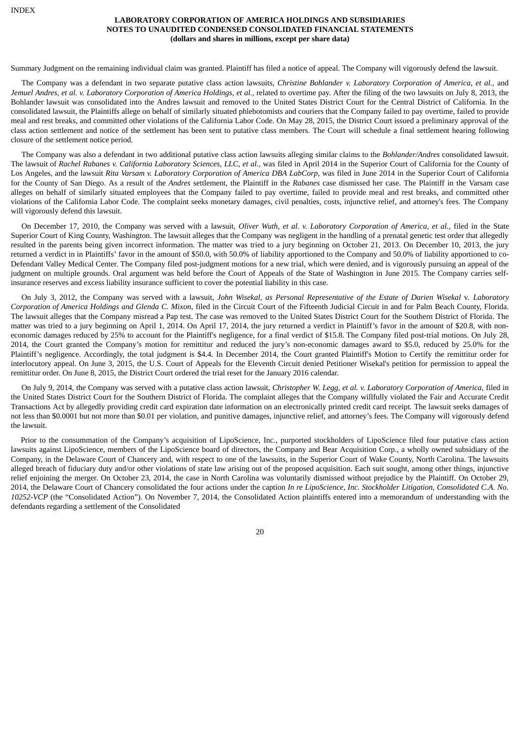Summary Judgment on the remaining individual claim was granted. Plaintiff has filed a notice of appeal. The Company will vigorously defend the lawsuit.

The Company was a defendant in two separate putative class action lawsuits, *Christine Bohlander v. Laboratory Corporation of America, et al.,* and *Jemuel Andres, et al. v. Laboratory Corporation of America Holdings, et al.,* related to overtime pay. After the filing of the two lawsuits on July 8, 2013, the Bohlander lawsuit was consolidated into the Andres lawsuit and removed to the United States District Court for the Central District of California. In the consolidated lawsuit, the Plaintiffs allege on behalf of similarly situated phlebotomists and couriers that the Company failed to pay overtime, failed to provide meal and rest breaks, and committed other violations of the California Labor Code. On May 28, 2015, the District Court issued a preliminary approval of the class action settlement and notice of the settlement has been sent to putative class members. The Court will schedule a final settlement hearing following closure of the settlement notice period.

The Company was also a defendant in two additional putative class action lawsuits alleging similar claims to the *Bohlander/Andres* consolidated lawsuit. The lawsuit of *Rachel Rabanes v. California Laboratory Sciences, LLC, et al.,* was filed in April 2014 in the Superior Court of California for the County of Los Angeles, and the lawsuit *Rita Varsam v. Laboratory Corporation of America DBA LabCorp*, was filed in June 2014 in the Superior Court of California for the County of San Diego. As a result of the *Andres* settlement, the Plaintiff in the *Rabanes* case dismissed her case. The Plaintiff in the Varsam case alleges on behalf of similarly situated employees that the Company failed to pay overtime, failed to provide meal and rest breaks, and committed other violations of the California Labor Code. The complaint seeks monetary damages, civil penalties, costs, injunctive relief, and attorney's fees. The Company will vigorously defend this lawsuit.

On December 17, 2010, the Company was served with a lawsuit, *Oliver Wuth, et al. v. Laboratory Corporation of America, et al.,* filed in the State Superior Court of King County, Washington. The lawsuit alleges that the Company was negligent in the handling of a prenatal genetic test order that allegedly resulted in the parents being given incorrect information. The matter was tried to a jury beginning on October 21, 2013. On December 10, 2013, the jury returned a verdict in in Plaintiffs' favor in the amount of $50.0, with 50.0% of liability apportioned to the Company and 50.0% of liability apportioned to co-Defendant Valley Medical Center. The Company filed post-judgment motions for a new trial, which were denied, and is vigorously pursuing an appeal of the judgment on multiple grounds. Oral argument was held before the Court of Appeals of the State of Washington in June 2015. The Company carries self-insurance reserves and excess liability insurance sufficient to cover the potential liability in this case.

On July 3, 2012, the Company was served with a lawsuit, *John Wisekal, as Personal Representative of the Estate of Darien Wisekal* v. *Laboratory Corporation of America Holdings and Glenda C. Mixon*, filed in the Circuit Court of the Fifteenth Judicial Circuit in and for Palm Beach County, Florida. The lawsuit alleges that the Company misread a Pap test. The case was removed to the United States District Court for the Southern District of Florida. The matter was tried to a jury beginning on April 1, 2014. On April 17, 2014, the jury returned a verdict in Plaintiff's favor in the amount of $20.8, with non-economic damages reduced by 25% to account for the Plaintiff's negligence, for a final verdict of $15.8. The Company filed post-trial motions. On July 28, 2014, the Court granted the Company's motion for remittitur and reduced the jury's non-economic damages award to $5.0, reduced by 25.0% for the Plaintiff's negligence. Accordingly, the total judgment is $4.4. In December 2014, the Court granted Plaintiff's Motion to Certify the remittitur order for interlocutory appeal. On June 3, 2015, the U.S. Court of Appeals for the Eleventh Circuit denied Petitioner Wisekal's petition for permission to appeal the remittitur order. On June 8, 2015, the District Court ordered the trial reset for the January 2016 calendar.

On July 9, 2014, the Company was served with a putative class action lawsuit, *Christopher W. Legg, et al. v. Laboratory Corporation of America*, filed in the United States District Court for the Southern District of Florida. The complaint alleges that the Company willfully violated the Fair and Accurate Credit Transactions Act by allegedly providing credit card expiration date information on an electronically printed credit card receipt. The lawsuit seeks damages of not less than $0.0001 but not more than $0.01 per violation, and punitive damages, injunctive relief, and attorney's fees. The Company will vigorously defend the lawsuit.

Prior to the consummation of the Company's acquisition of LipoScience, Inc., purported stockholders of LipoScience filed four putative class action lawsuits against LipoScience, members of the LipoScience board of directors, the Company and Bear Acquisition Corp., a wholly owned subsidiary of the Company, in the Delaware Court of Chancery and, with respect to one of the lawsuits, in the Superior Court of Wake County, North Carolina. The lawsuits alleged breach of fiduciary duty and/or other violations of state law arising out of the proposed acquisition. Each suit sought, among other things, injunctive relief enjoining the merger. On October 23, 2014, the case in North Carolina was voluntarily dismissed without prejudice by the Plaintiff. On October 29, 2014, the Delaware Court of Chancery consolidated the four actions under the caption *In re LipoScience, Inc. Stockholder Litigation, Consolidated C.A. No. 10252-VCP* (the "Consolidated Action"). On November 7, 2014, the Consolidated Action plaintiffs entered into a memorandum of understanding with the defendants regarding a settlement of the Consolidated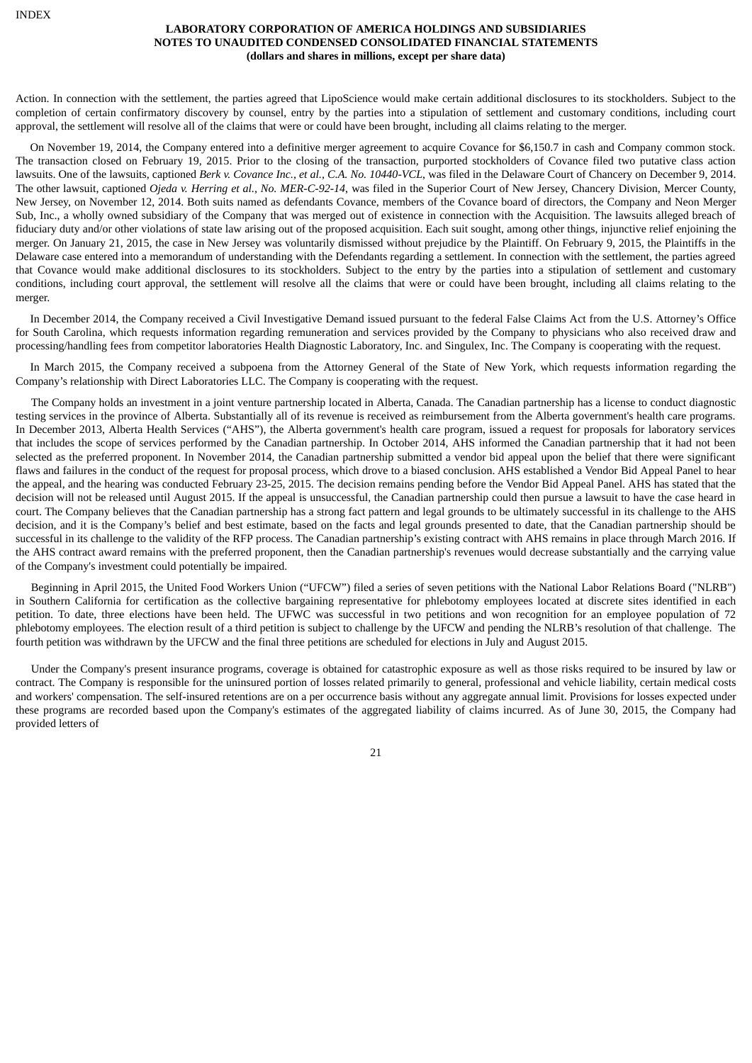Action. In connection with the settlement, the parties agreed that LipoScience would make certain additional disclosures to its stockholders. Subject to the completion of certain confirmatory discovery by counsel, entry by the parties into a stipulation of settlement and customary conditions, including court approval, the settlement will resolve all of the claims that were or could have been brought, including all claims relating to the merger.

On November 19, 2014, the Company entered into a definitive merger agreement to acquire Covance for $6,150.7 in cash and Company common stock. The transaction closed on February 19, 2015. Prior to the closing of the transaction, purported stockholders of Covance filed two putative class action lawsuits. One of the lawsuits, captioned *Berk v. Covance Inc., et al., C.A. No. 10440-VCL*, was filed in the Delaware Court of Chancery on December 9, 2014. The other lawsuit, captioned *Ojeda v. Herring et al., No. MER-C-92-14*, was filed in the Superior Court of New Jersey, Chancery Division, Mercer County, New Jersey, on November 12, 2014. Both suits named as defendants Covance, members of the Covance board of directors, the Company and Neon Merger Sub, Inc., a wholly owned subsidiary of the Company that was merged out of existence in connection with the Acquisition. The lawsuits alleged breach of fiduciary duty and/or other violations of state law arising out of the proposed acquisition. Each suit sought, among other things, injunctive relief enjoining the merger. On January 21, 2015, the case in New Jersey was voluntarily dismissed without prejudice by the Plaintiff. On February 9, 2015, the Plaintiffs in the Delaware case entered into a memorandum of understanding with the Defendants regarding a settlement. In connection with the settlement, the parties agreed that Covance would make additional disclosures to its stockholders. Subject to the entry by the parties into a stipulation of settlement and customary conditions, including court approval, the settlement will resolve all the claims that were or could have been brought, including all claims relating to the merger.

In December 2014, the Company received a Civil Investigative Demand issued pursuant to the federal False Claims Act from the U.S. Attorney's Office for South Carolina, which requests information regarding remuneration and services provided by the Company to physicians who also received draw and processing/handling fees from competitor laboratories Health Diagnostic Laboratory, Inc. and Singulex, Inc. The Company is cooperating with the request.

In March 2015, the Company received a subpoena from the Attorney General of the State of New York, which requests information regarding the Company's relationship with Direct Laboratories LLC. The Company is cooperating with the request.

The Company holds an investment in a joint venture partnership located in Alberta, Canada. The Canadian partnership has a license to conduct diagnostic testing services in the province of Alberta. Substantially all of its revenue is received as reimbursement from the Alberta government's health care programs. In December 2013, Alberta Health Services ("AHS"), the Alberta government's health care program, issued a request for proposals for laboratory services that includes the scope of services performed by the Canadian partnership. In October 2014, AHS informed the Canadian partnership that it had not been selected as the preferred proponent. In November 2014, the Canadian partnership submitted a vendor bid appeal upon the belief that there were significant flaws and failures in the conduct of the request for proposal process, which drove to a biased conclusion. AHS established a Vendor Bid Appeal Panel to hear the appeal, and the hearing was conducted February 23-25, 2015. The decision remains pending before the Vendor Bid Appeal Panel. AHS has stated that the decision will not be released until August 2015. If the appeal is unsuccessful, the Canadian partnership could then pursue a lawsuit to have the case heard in court. The Company believes that the Canadian partnership has a strong fact pattern and legal grounds to be ultimately successful in its challenge to the AHS decision, and it is the Company's belief and best estimate, based on the facts and legal grounds presented to date, that the Canadian partnership should be successful in its challenge to the validity of the RFP process. The Canadian partnership's existing contract with AHS remains in place through March 2016. If the AHS contract award remains with the preferred proponent, then the Canadian partnership's revenues would decrease substantially and the carrying value of the Company's investment could potentially be impaired.

Beginning in April 2015, the United Food Workers Union ("UFCW") filed a series of seven petitions with the National Labor Relations Board ("NLRB") in Southern California for certification as the collective bargaining representative for phlebotomy employees located at discrete sites identified in each petition. To date, three elections have been held. The UFWC was successful in two petitions and won recognition for an employee population of 72 phlebotomy employees. The election result of a third petition is subject to challenge by the UFCW and pending the NLRB's resolution of that challenge. The fourth petition was withdrawn by the UFCW and the final three petitions are scheduled for elections in July and August 2015.

Under the Company's present insurance programs, coverage is obtained for catastrophic exposure as well as those risks required to be insured by law or contract. The Company is responsible for the uninsured portion of losses related primarily to general, professional and vehicle liability, certain medical costs and workers' compensation. The self-insured retentions are on a per occurrence basis without any aggregate annual limit. Provisions for losses expected under these programs are recorded based upon the Company's estimates of the aggregated liability of claims incurred. As of June 30, 2015, the Company had provided letters of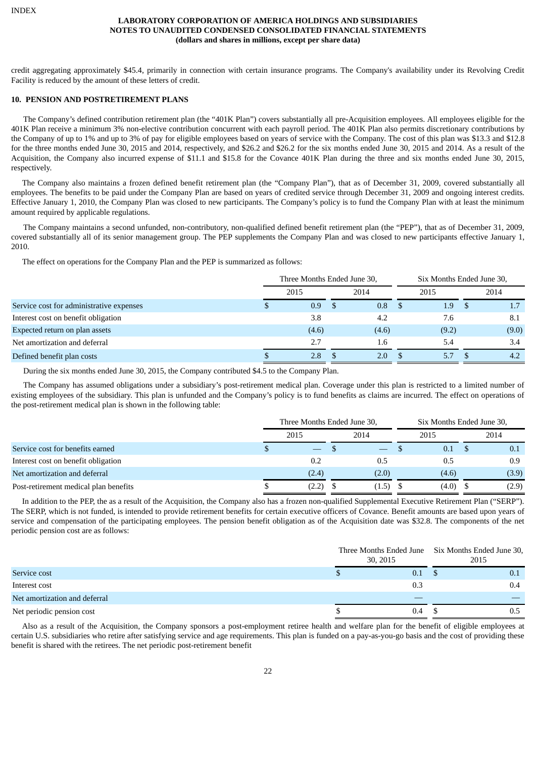credit aggregating approximately $45.4, primarily in connection with certain insurance programs. The Company's availability under its Revolving Credit Facility is reduced by the amount of these letters of credit.

## 10. PENSION AND POSTRETIREMENT PLANS

The Company's defined contribution retirement plan (the "401K Plan") covers substantially all pre-Acquisition employees. All employees eligible for the 401K Plan receive a minimum 3% non-elective contribution concurrent with each payroll period. The 401K Plan also permits discretionary contributions by the Company of up to 1% and up to 3% of pay for eligible employees based on years of service with the Company. The cost of this plan was $13.3 and $12.8 for the three months ended June 30, 2015 and 2014, respectively, and $26.2 and $26.2 for the six months ended June 30, 2015 and 2014. As a result of the Acquisition, the Company also incurred expense of $11.1 and $15.8 for the Covance 401K Plan during the three and six months ended June 30, 2015, respectively.

The Company also maintains a frozen defined benefit retirement plan (the "Company Plan"), that as of December 31, 2009, covered substantially all employees. The benefits to be paid under the Company Plan are based on years of credited service through December 31, 2009 and ongoing interest credits. Effective January 1, 2010, the Company Plan was closed to new participants. The Company's policy is to fund the Company Plan with at least the minimum amount required by applicable regulations.

The Company maintains a second unfunded, non-contributory, non-qualified defined benefit retirement plan (the "PEP"), that as of December 31, 2009, covered substantially all of its senior management group. The PEP supplements the Company Plan and was closed to new participants effective January 1, 2010.

The effect on operations for the Company Plan and the PEP is summarized as follows:

| | Three Months Ended June 30, | | Six Months Ended June 30, | |
|---|---|---|---|---|
| | 2015 | 2014 | 2015 | 2014 |
| Service cost for administrative expenses | $ 0.9 | $ 0.8 | $ 1.9 | $ 1.7 |
| Interest cost on benefit obligation | 3.8 | 4.2 | 7.6 | 8.1 |
| Expected return on plan assets | (4.6) | (4.6) | (9.2) | (9.0) |
| Net amortization and deferral | 2.7 | 1.6 | 5.4 | 3.4 |
| Defined benefit plan costs | $ 2.8 | $ 2.0 | $ 5.7 | $ 4.2 |

During the six months ended June 30, 2015, the Company contributed $4.5 to the Company Plan.

The Company has assumed obligations under a subsidiary's post-retirement medical plan. Coverage under this plan is restricted to a limited number of existing employees of the subsidiary. This plan is unfunded and the Company's policy is to fund benefits as claims are incurred. The effect on operations of the post-retirement medical plan is shown in the following table:

| | Three Months Ended June 30, | | Six Months Ended June 30, | |
|---|---|---|---|---|
| | 2015 | 2014 | 2015 | 2014 |
| Service cost for benefits earned | $ — | $ — | $ 0.1 | $ 0.1 |
| Interest cost on benefit obligation | 0.2 | 0.5 | 0.5 | 0.9 |
| Net amortization and deferral | (2.4) | (2.0) | (4.6) | (3.9) |
| Post-retirement medical plan benefits | $ (2.2) | $ (1.5) | $ (4.0) | $ (2.9) |

In addition to the PEP, the as a result of the Acquisition, the Company also has a frozen non-qualified Supplemental Executive Retirement Plan ("SERP"). The SERP, which is not funded, is intended to provide retirement benefits for certain executive officers of Covance. Benefit amounts are based upon years of service and compensation of the participating employees. The pension benefit obligation as of the Acquisition date was $32.8. The components of the net periodic pension cost are as follows:

| | Three Months Ended June 30, 2015 | Six Months Ended June 30, 2015 |
|---|---|---|
| Service cost | $ 0.1 | $ 0.1 |
| Interest cost | 0.3 | 0.4 |
| Net amortization and deferral | — | — |
| Net periodic pension cost | $ 0.4 | $ 0.5 |

Also as a result of the Acquisition, the Company sponsors a post-employment retiree health and welfare plan for the benefit of eligible employees at certain U.S. subsidiaries who retire after satisfying service and age requirements. This plan is funded on a pay-as-you-go basis and the cost of providing these benefit is shared with the retirees. The net periodic post-retirement benefit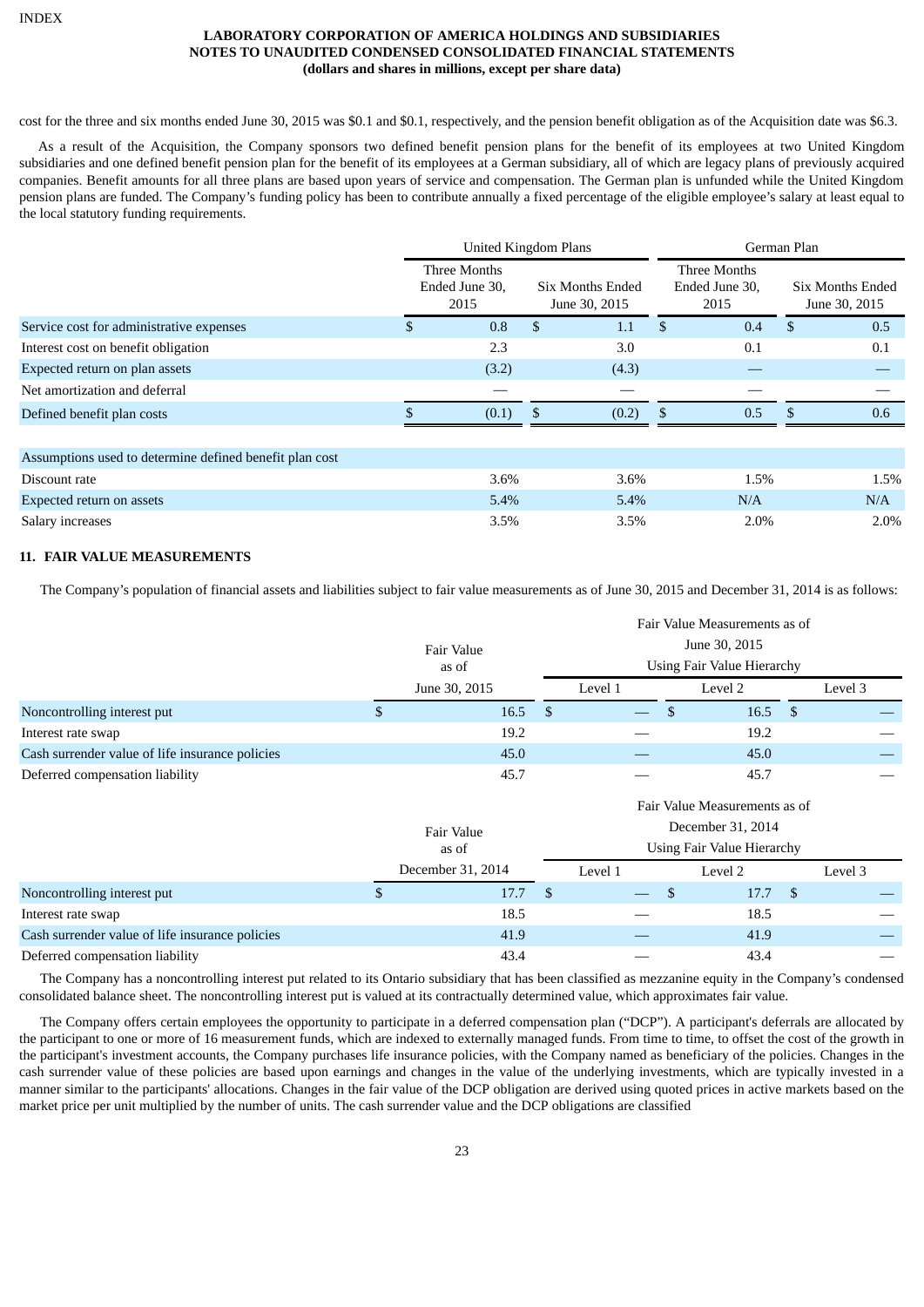cost for the three and six months ended June 30, 2015 was $0.1 and $0.1, respectively, and the pension benefit obligation as of the Acquisition date was $6.3.

As a result of the Acquisition, the Company sponsors two defined benefit pension plans for the benefit of its employees at two United Kingdom subsidiaries and one defined benefit pension plan for the benefit of its employees at a German subsidiary, all of which are legacy plans of previously acquired companies. Benefit amounts for all three plans are based upon years of service and compensation. The German plan is unfunded while the United Kingdom pension plans are funded. The Company's funding policy has been to contribute annually a fixed percentage of the eligible employee's salary at least equal to the local statutory funding requirements.

| | United Kingdom Plans | | German Plan | |
|---|---|---|---|---|
| | Three Months Ended June 30, 2015 | Six Months Ended June 30, 2015 | Three Months Ended June 30, 2015 | Six Months Ended June 30, 2015 |
| Service cost for administrative expenses | $ 0.8 | $ 1.1 | $ 0.4 | $ 0.5 |
| Interest cost on benefit obligation | 2.3 | 3.0 | 0.1 | 0.1 |
| Expected return on plan assets | (3.2) | (4.3) | — | — |
| Net amortization and deferral | — | — | — | — |
| Defined benefit plan costs | $ (0.1) | $ (0.2) | $ 0.5 | $ 0.6 |
| | | | | |
| Assumptions used to determine defined benefit plan cost | | | | |
| Discount rate | 3.6% | 3.6% | 1.5% | 1.5% |
| Expected return on assets | 5.4% | 5.4% | N/A | N/A |
| Salary increases | 3.5% | 3.5% | 2.0% | 2.0% |

## 11. FAIR VALUE MEASUREMENTS

The Company's population of financial assets and liabilities subject to fair value measurements as of June 30, 2015 and December 31, 2014 is as follows:

| | Fair Value as of June 30, 2015 | Fair Value Measurements as of June 30, 2015 Using Fair Value Hierarchy | | |
|---|---|---|---|---|
| | | Level 1 | Level 2 | Level 3 |
| Noncontrolling interest put | $ 16.5 | $ — | $ 16.5 | $ — |
| Interest rate swap | 19.2 | — | 19.2 | — |
| Cash surrender value of life insurance policies | 45.0 | — | 45.0 | — |
| Deferred compensation liability | 45.7 | — | 45.7 | — |

| | Fair Value as of December 31, 2014 | Fair Value Measurements as of December 31, 2014 Using Fair Value Hierarchy | | |
|---|---|---|---|---|
| | | Level 1 | Level 2 | Level 3 |
| Noncontrolling interest put | $ 17.7 | $ — | $ 17.7 | $ — |
| Interest rate swap | 18.5 | — | 18.5 | — |
| Cash surrender value of life insurance policies | 41.9 | — | 41.9 | — |
| Deferred compensation liability | 43.4 | — | 43.4 | — |

The Company has a noncontrolling interest put related to its Ontario subsidiary that has been classified as mezzanine equity in the Company's condensed consolidated balance sheet. The noncontrolling interest put is valued at its contractually determined value, which approximates fair value.

The Company offers certain employees the opportunity to participate in a deferred compensation plan ("DCP"). A participant's deferrals are allocated by the participant to one or more of 16 measurement funds, which are indexed to externally managed funds. From time to time, to offset the cost of the growth in the participant's investment accounts, the Company purchases life insurance policies, with the Company named as beneficiary of the policies. Changes in the cash surrender value of these policies are based upon earnings and changes in the value of the underlying investments, which are typically invested in a manner similar to the participants' allocations. Changes in the fair value of the DCP obligation are derived using quoted prices in active markets based on the market price per unit multiplied by the number of units. The cash surrender value and the DCP obligations are classified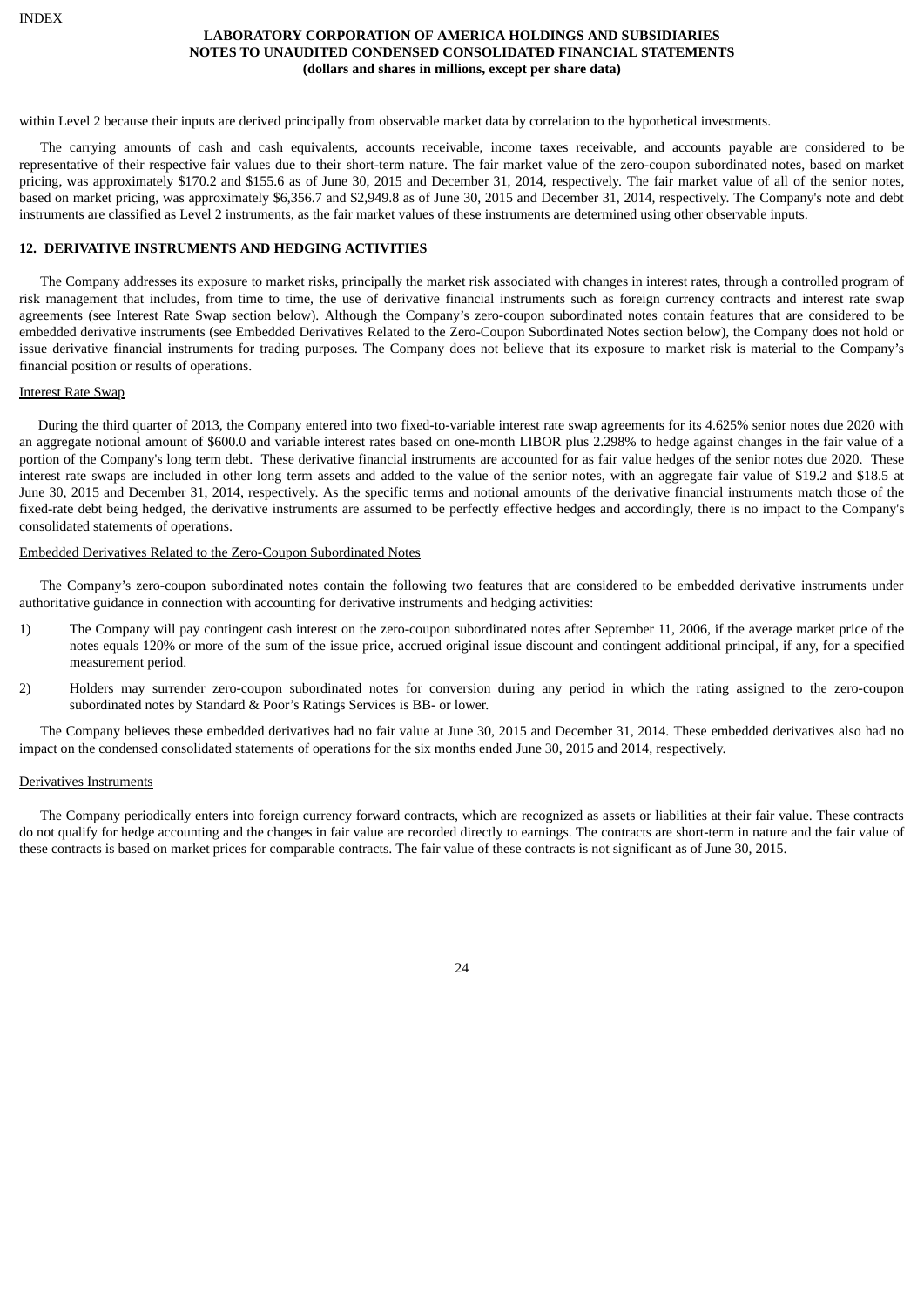within Level 2 because their inputs are derived principally from observable market data by correlation to the hypothetical investments.

The carrying amounts of cash and cash equivalents, accounts receivable, income taxes receivable, and accounts payable are considered to be representative of their respective fair values due to their short-term nature. The fair market value of the zero-coupon subordinated notes, based on market pricing, was approximately $170.2 and $155.6 as of June 30, 2015 and December 31, 2014, respectively. The fair market value of all of the senior notes, based on market pricing, was approximately $6,356.7 and $2,949.8 as of June 30, 2015 and December 31, 2014, respectively. The Company's note and debt instruments are classified as Level 2 instruments, as the fair market values of these instruments are determined using other observable inputs.

## 12. DERIVATIVE INSTRUMENTS AND HEDGING ACTIVITIES

The Company addresses its exposure to market risks, principally the market risk associated with changes in interest rates, through a controlled program of risk management that includes, from time to time, the use of derivative financial instruments such as foreign currency contracts and interest rate swap agreements (see Interest Rate Swap section below). Although the Company's zero-coupon subordinated notes contain features that are considered to be embedded derivative instruments (see Embedded Derivatives Related to the Zero-Coupon Subordinated Notes section below), the Company does not hold or issue derivative financial instruments for trading purposes. The Company does not believe that its exposure to market risk is material to the Company's financial position or results of operations.

Interest Rate Swap

During the third quarter of 2013, the Company entered into two fixed-to-variable interest rate swap agreements for its 4.625% senior notes due 2020 with an aggregate notional amount of $600.0 and variable interest rates based on one-month LIBOR plus 2.298% to hedge against changes in the fair value of a portion of the Company's long term debt. These derivative financial instruments are accounted for as fair value hedges of the senior notes due 2020. These interest rate swaps are included in other long term assets and added to the value of the senior notes, with an aggregate fair value of $19.2 and $18.5 at June 30, 2015 and December 31, 2014, respectively. As the specific terms and notional amounts of the derivative financial instruments match those of the fixed-rate debt being hedged, the derivative instruments are assumed to be perfectly effective hedges and accordingly, there is no impact to the Company's consolidated statements of operations.

Embedded Derivatives Related to the Zero-Coupon Subordinated Notes

The Company's zero-coupon subordinated notes contain the following two features that are considered to be embedded derivative instruments under authoritative guidance in connection with accounting for derivative instruments and hedging activities:

1) The Company will pay contingent cash interest on the zero-coupon subordinated notes after September 11, 2006, if the average market price of the notes equals 120% or more of the sum of the issue price, accrued original issue discount and contingent additional principal, if any, for a specified measurement period.

2) Holders may surrender zero-coupon subordinated notes for conversion during any period in which the rating assigned to the zero-coupon subordinated notes by Standard & Poor's Ratings Services is BB- or lower.

The Company believes these embedded derivatives had no fair value at June 30, 2015 and December 31, 2014. These embedded derivatives also had no impact on the condensed consolidated statements of operations for the six months ended June 30, 2015 and 2014, respectively.

Derivatives Instruments

The Company periodically enters into foreign currency forward contracts, which are recognized as assets or liabilities at their fair value. These contracts do not qualify for hedge accounting and the changes in fair value are recorded directly to earnings. The contracts are short-term in nature and the fair value of these contracts is based on market prices for comparable contracts. The fair value of these contracts is not significant as of June 30, 2015.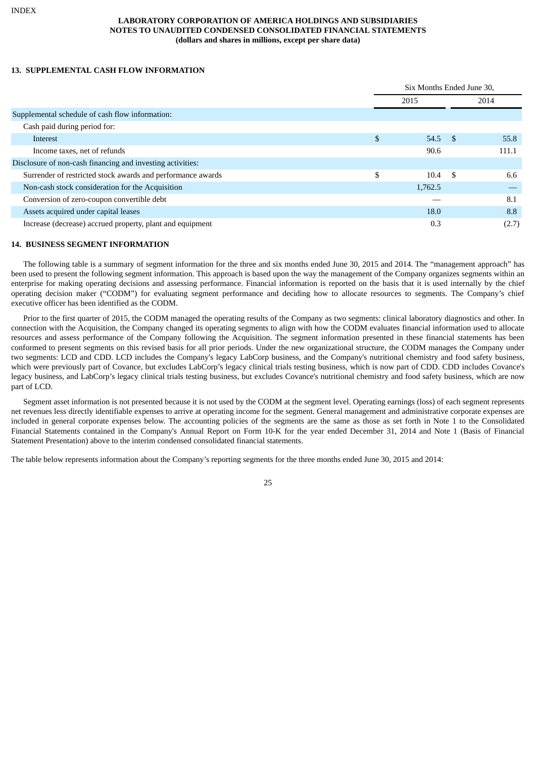**LABORATORY CORPORATION OF AMERICA HOLDINGS AND SUBSIDIARIES**
**NOTES TO UNAUDITED CONDENSED CONSOLIDATED FINANCIAL STATEMENTS**
**(dollars and shares in millions, except per share data)**

## 13. SUPPLEMENTAL CASH FLOW INFORMATION

| | Six Months Ended June 30, | |
|---|---|---|
| | 2015 | 2014 |
| Supplemental schedule of cash flow information: | | |
| Cash paid during period for: | | |
| Interest | $ 54.5 | $ 55.8 |
| Income taxes, net of refunds | 90.6 | 111.1 |
| Disclosure of non-cash financing and investing activities: | | |
| Surrender of restricted stock awards and performance awards | $ 10.4 | $ 6.6 |
| Non-cash stock consideration for the Acquisition | 1,762.5 | — |
| Conversion of zero-coupon convertible debt | — | 8.1 |
| Assets acquired under capital leases | 18.0 | 8.8 |
| Increase (decrease) accrued property, plant and equipment | 0.3 | (2.7) |

## 14. BUSINESS SEGMENT INFORMATION

The following table is a summary of segment information for the three and six months ended June 30, 2015 and 2014. The "management approach" has been used to present the following segment information. This approach is based upon the way the management of the Company organizes segments within an enterprise for making operating decisions and assessing performance. Financial information is reported on the basis that it is used internally by the chief operating decision maker ("CODM") for evaluating segment performance and deciding how to allocate resources to segments. The Company's chief executive officer has been identified as the CODM.

Prior to the first quarter of 2015, the CODM managed the operating results of the Company as two segments: clinical laboratory diagnostics and other. In connection with the Acquisition, the Company changed its operating segments to align with how the CODM evaluates financial information used to allocate resources and assess performance of the Company following the Acquisition. The segment information presented in these financial statements has been conformed to present segments on this revised basis for all prior periods. Under the new organizational structure, the CODM manages the Company under two segments: LCD and CDD. LCD includes the Company's legacy LabCorp business, and the Company's nutritional chemistry and food safety business, which were previously part of Covance, but excludes LabCorp's legacy clinical trials testing business, which is now part of CDD. CDD includes Covance's legacy business, and LabCorp's legacy clinical trials testing business, but excludes Covance's nutritional chemistry and food safety business, which are now part of LCD.

Segment asset information is not presented because it is not used by the CODM at the segment level. Operating earnings (loss) of each segment represents net revenues less directly identifiable expenses to arrive at operating income for the segment. General management and administrative corporate expenses are included in general corporate expenses below. The accounting policies of the segments are the same as those as set forth in Note 1 to the Consolidated Financial Statements contained in the Company's Annual Report on Form 10-K for the year ended December 31, 2014 and Note 1 (Basis of Financial Statement Presentation) above to the interim condensed consolidated financial statements.

The table below represents information about the Company's reporting segments for the three months ended June 30, 2015 and 2014: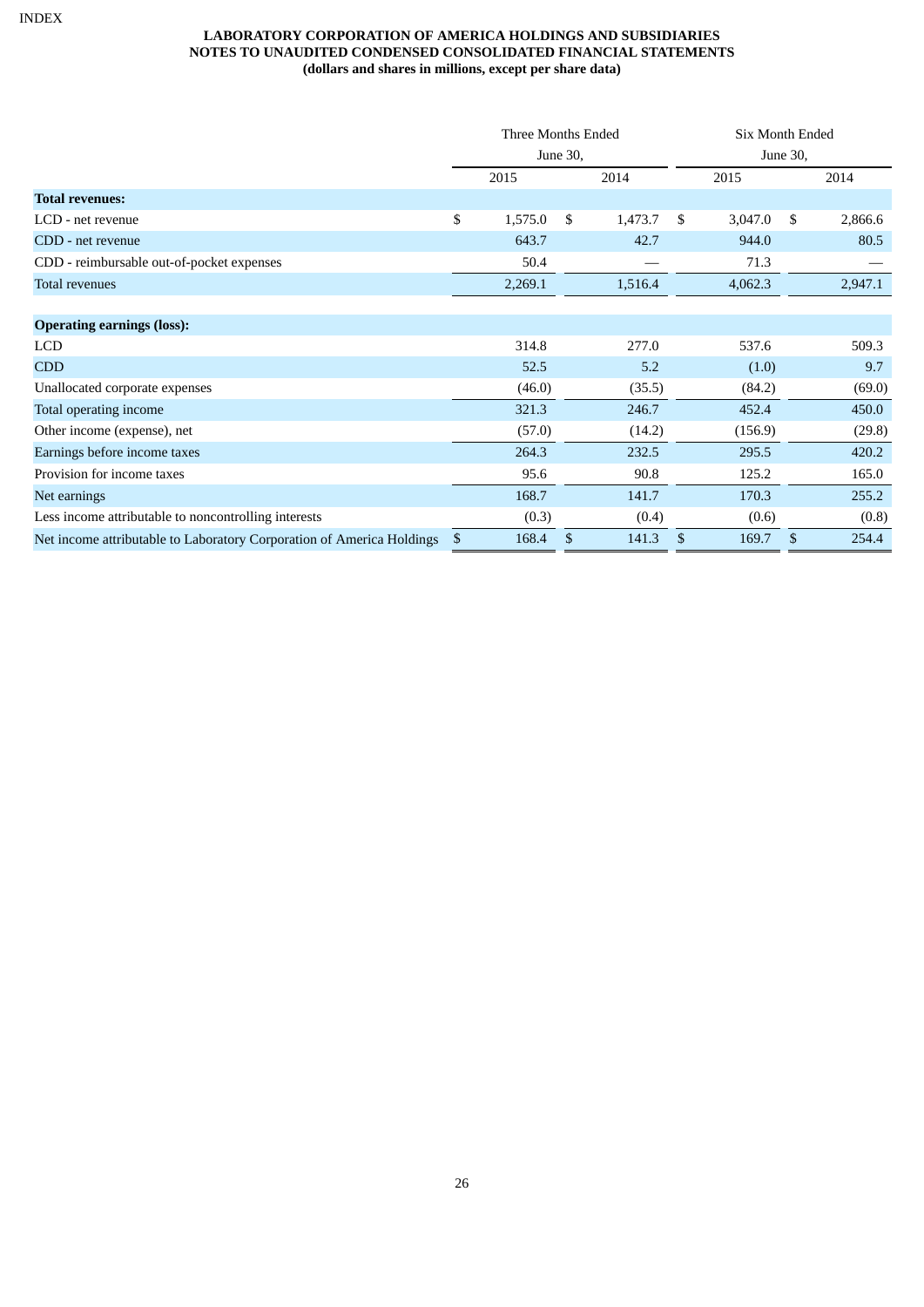**LABORATORY CORPORATION OF AMERICA HOLDINGS AND SUBSIDIARIES**
**NOTES TO UNAUDITED CONDENSED CONSOLIDATED FINANCIAL STATEMENTS**
**(dollars and shares in millions, except per share data)**

| | Three Months Ended June 30, | | Six Month Ended June 30, | |
|---|---|---|---|---|
| | 2015 | 2014 | 2015 | 2014 |
| **Total revenues:** | | | | |
| LCD - net revenue | $ 1,575.0 | $ 1,473.7 | $ 3,047.0 | $ 2,866.6 |
| CDD - net revenue | 643.7 | 42.7 | 944.0 | 80.5 |
| CDD - reimbursable out-of-pocket expenses | 50.4 | — | 71.3 | — |
| Total revenues | 2,269.1 | 1,516.4 | 4,062.3 | 2,947.1 |
| | | | | |
| **Operating earnings (loss):** | | | | |
| LCD | 314.8 | 277.0 | 537.6 | 509.3 |
| CDD | 52.5 | 5.2 | (1.0) | 9.7 |
| Unallocated corporate expenses | (46.0) | (35.5) | (84.2) | (69.0) |
| Total operating income | 321.3 | 246.7 | 452.4 | 450.0 |
| Other income (expense), net | (57.0) | (14.2) | (156.9) | (29.8) |
| Earnings before income taxes | 264.3 | 232.5 | 295.5 | 420.2 |
| Provision for income taxes | 95.6 | 90.8 | 125.2 | 165.0 |
| Net earnings | 168.7 | 141.7 | 170.3 | 255.2 |
| Less income attributable to noncontrolling interests | (0.3) | (0.4) | (0.6) | (0.8) |
| Net income attributable to Laboratory Corporation of America Holdings | $ 168.4 | $ 141.3 | $ 169.7 | $ 254.4 |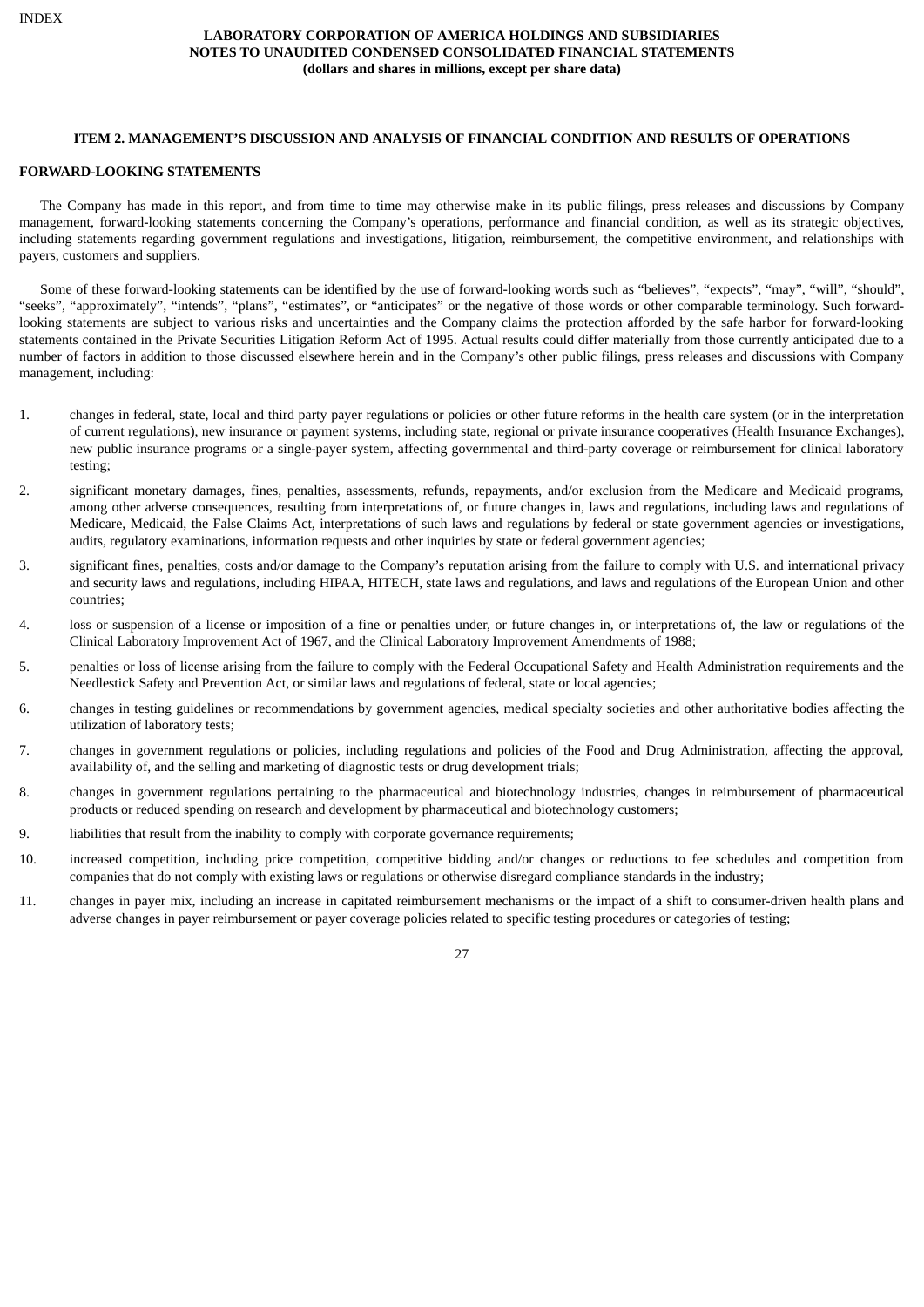## ITEM 2. MANAGEMENT'S DISCUSSION AND ANALYSIS OF FINANCIAL CONDITION AND RESULTS OF OPERATIONS

### FORWARD-LOOKING STATEMENTS

The Company has made in this report, and from time to time may otherwise make in its public filings, press releases and discussions by Company management, forward-looking statements concerning the Company's operations, performance and financial condition, as well as its strategic objectives, including statements regarding government regulations and investigations, litigation, reimbursement, the competitive environment, and relationships with payers, customers and suppliers.

Some of these forward-looking statements can be identified by the use of forward-looking words such as "believes", "expects", "may", "will", "should", "seeks", "approximately", "intends", "plans", "estimates", or "anticipates" or the negative of those words or other comparable terminology. Such forward-looking statements are subject to various risks and uncertainties and the Company claims the protection afforded by the safe harbor for forward-looking statements contained in the Private Securities Litigation Reform Act of 1995. Actual results could differ materially from those currently anticipated due to a number of factors in addition to those discussed elsewhere herein and in the Company's other public filings, press releases and discussions with Company management, including:

1. changes in federal, state, local and third party payer regulations or policies or other future reforms in the health care system (or in the interpretation of current regulations), new insurance or payment systems, including state, regional or private insurance cooperatives (Health Insurance Exchanges), new public insurance programs or a single-payer system, affecting governmental and third-party coverage or reimbursement for clinical laboratory testing;
2. significant monetary damages, fines, penalties, assessments, refunds, repayments, and/or exclusion from the Medicare and Medicaid programs, among other adverse consequences, resulting from interpretations of, or future changes in, laws and regulations, including laws and regulations of Medicare, Medicaid, the False Claims Act, interpretations of such laws and regulations by federal or state government agencies or investigations, audits, regulatory examinations, information requests and other inquiries by state or federal government agencies;
3. significant fines, penalties, costs and/or damage to the Company's reputation arising from the failure to comply with U.S. and international privacy and security laws and regulations, including HIPAA, HITECH, state laws and regulations, and laws and regulations of the European Union and other countries;
4. loss or suspension of a license or imposition of a fine or penalties under, or future changes in, or interpretations of, the law or regulations of the Clinical Laboratory Improvement Act of 1967, and the Clinical Laboratory Improvement Amendments of 1988;
5. penalties or loss of license arising from the failure to comply with the Federal Occupational Safety and Health Administration requirements and the Needlestick Safety and Prevention Act, or similar laws and regulations of federal, state or local agencies;
6. changes in testing guidelines or recommendations by government agencies, medical specialty societies and other authoritative bodies affecting the utilization of laboratory tests;
7. changes in government regulations or policies, including regulations and policies of the Food and Drug Administration, affecting the approval, availability of, and the selling and marketing of diagnostic tests or drug development trials;
8. changes in government regulations pertaining to the pharmaceutical and biotechnology industries, changes in reimbursement of pharmaceutical products or reduced spending on research and development by pharmaceutical and biotechnology customers;
9. liabilities that result from the inability to comply with corporate governance requirements;
10. increased competition, including price competition, competitive bidding and/or changes or reductions to fee schedules and competition from companies that do not comply with existing laws or regulations or otherwise disregard compliance standards in the industry;
11. changes in payer mix, including an increase in capitated reimbursement mechanisms or the impact of a shift to consumer-driven health plans and adverse changes in payer reimbursement or payer coverage policies related to specific testing procedures or categories of testing;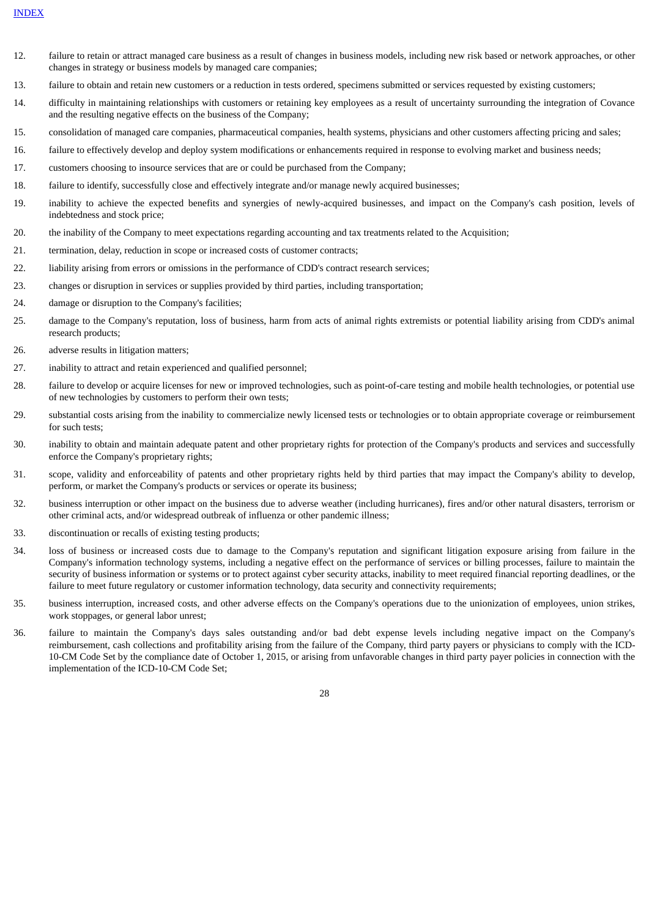12. failure to retain or attract managed care business as a result of changes in business models, including new risk based or network approaches, or other changes in strategy or business models by managed care companies;
13. failure to obtain and retain new customers or a reduction in tests ordered, specimens submitted or services requested by existing customers;
14. difficulty in maintaining relationships with customers or retaining key employees as a result of uncertainty surrounding the integration of Covance and the resulting negative effects on the business of the Company;
15. consolidation of managed care companies, pharmaceutical companies, health systems, physicians and other customers affecting pricing and sales;
16. failure to effectively develop and deploy system modifications or enhancements required in response to evolving market and business needs;
17. customers choosing to insource services that are or could be purchased from the Company;
18. failure to identify, successfully close and effectively integrate and/or manage newly acquired businesses;
19. inability to achieve the expected benefits and synergies of newly-acquired businesses, and impact on the Company's cash position, levels of indebtedness and stock price;
20. the inability of the Company to meet expectations regarding accounting and tax treatments related to the Acquisition;
21. termination, delay, reduction in scope or increased costs of customer contracts;
22. liability arising from errors or omissions in the performance of CDD's contract research services;
23. changes or disruption in services or supplies provided by third parties, including transportation;
24. damage or disruption to the Company's facilities;
25. damage to the Company's reputation, loss of business, harm from acts of animal rights extremists or potential liability arising from CDD's animal research products;
26. adverse results in litigation matters;
27. inability to attract and retain experienced and qualified personnel;
28. failure to develop or acquire licenses for new or improved technologies, such as point-of-care testing and mobile health technologies, or potential use of new technologies by customers to perform their own tests;
29. substantial costs arising from the inability to commercialize newly licensed tests or technologies or to obtain appropriate coverage or reimbursement for such tests;
30. inability to obtain and maintain adequate patent and other proprietary rights for protection of the Company's products and services and successfully enforce the Company's proprietary rights;
31. scope, validity and enforceability of patents and other proprietary rights held by third parties that may impact the Company's ability to develop, perform, or market the Company's products or services or operate its business;
32. business interruption or other impact on the business due to adverse weather (including hurricanes), fires and/or other natural disasters, terrorism or other criminal acts, and/or widespread outbreak of influenza or other pandemic illness;
33. discontinuation or recalls of existing testing products;
34. loss of business or increased costs due to damage to the Company's reputation and significant litigation exposure arising from failure in the Company's information technology systems, including a negative effect on the performance of services or billing processes, failure to maintain the security of business information or systems or to protect against cyber security attacks, inability to meet required financial reporting deadlines, or the failure to meet future regulatory or customer information technology, data security and connectivity requirements;
35. business interruption, increased costs, and other adverse effects on the Company's operations due to the unionization of employees, union strikes, work stoppages, or general labor unrest;
36. failure to maintain the Company's days sales outstanding and/or bad debt expense levels including negative impact on the Company's reimbursement, cash collections and profitability arising from the failure of the Company, third party payers or physicians to comply with the ICD-10-CM Code Set by the compliance date of October 1, 2015, or arising from unfavorable changes in third party payer policies in connection with the implementation of the ICD-10-CM Code Set;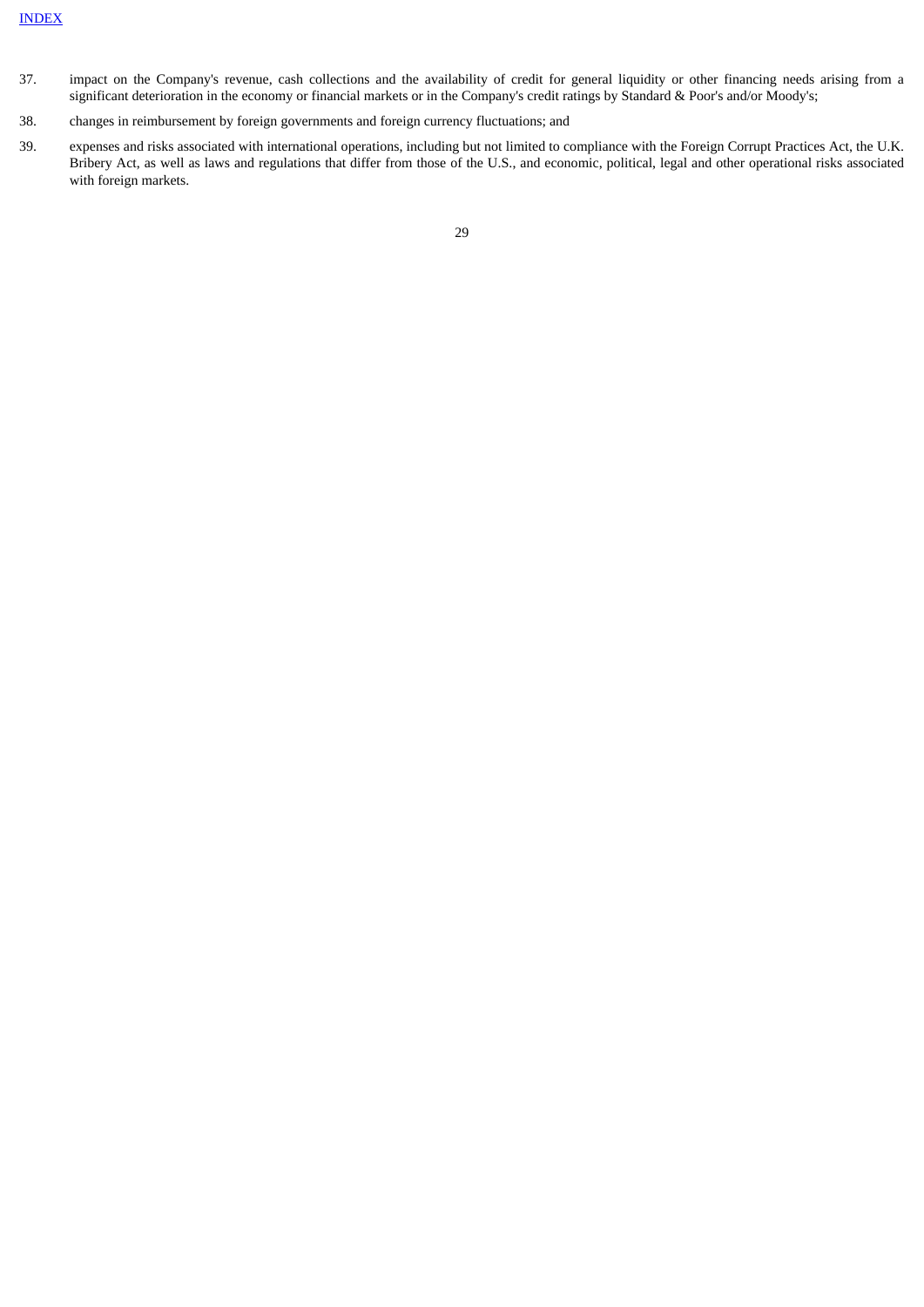37. impact on the Company's revenue, cash collections and the availability of credit for general liquidity or other financing needs arising from a significant deterioration in the economy or financial markets or in the Company's credit ratings by Standard & Poor's and/or Moody's;

38. changes in reimbursement by foreign governments and foreign currency fluctuations; and

39. expenses and risks associated with international operations, including but not limited to compliance with the Foreign Corrupt Practices Act, the U.K. Bribery Act, as well as laws and regulations that differ from those of the U.S., and economic, political, legal and other operational risks associated with foreign markets.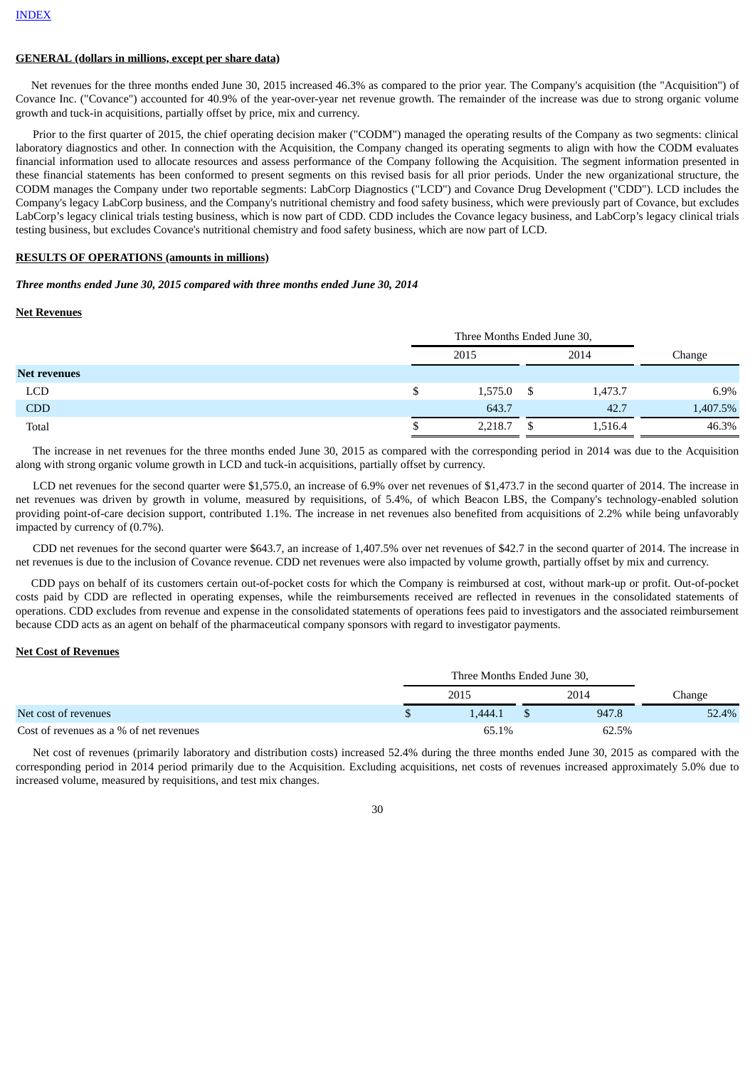INDEX

**GENERAL (dollars in millions, except per share data)**

Net revenues for the three months ended June 30, 2015 increased 46.3% as compared to the prior year. The Company's acquisition (the "Acquisition") of Covance Inc. ("Covance") accounted for 40.9% of the year-over-year net revenue growth. The remainder of the increase was due to strong organic volume growth and tuck-in acquisitions, partially offset by price, mix and currency.

Prior to the first quarter of 2015, the chief operating decision maker ("CODM") managed the operating results of the Company as two segments: clinical laboratory diagnostics and other. In connection with the Acquisition, the Company changed its operating segments to align with how the CODM evaluates financial information used to allocate resources and assess performance of the Company following the Acquisition. The segment information presented in these financial statements has been conformed to present segments on this revised basis for all prior periods. Under the new organizational structure, the CODM manages the Company under two reportable segments: LabCorp Diagnostics ("LCD") and Covance Drug Development ("CDD"). LCD includes the Company's legacy LabCorp business, and the Company's nutritional chemistry and food safety business, which were previously part of Covance, but excludes LabCorp's legacy clinical trials testing business, which is now part of CDD. CDD includes the Covance legacy business, and LabCorp's legacy clinical trials testing business, but excludes Covance's nutritional chemistry and food safety business, which are now part of LCD.

**RESULTS OF OPERATIONS (amounts in millions)**

***Three months ended June 30, 2015 compared with three months ended June 30, 2014***

**Net Revenues**

| | Three Months Ended June 30, | | |
|---|---|---|---|
| | 2015 | 2014 | Change |
| **Net revenues** | | | |
| LCD | $ 1,575.0 | $ 1,473.7 | 6.9% |
| CDD | 643.7 | 42.7 | 1,407.5% |
| Total | $ 2,218.7 | $ 1,516.4 | 46.3% |

The increase in net revenues for the three months ended June 30, 2015 as compared with the corresponding period in 2014 was due to the Acquisition along with strong organic volume growth in LCD and tuck-in acquisitions, partially offset by currency.

LCD net revenues for the second quarter were $1,575.0, an increase of 6.9% over net revenues of $1,473.7 in the second quarter of 2014. The increase in net revenues was driven by growth in volume, measured by requisitions, of 5.4%, of which Beacon LBS, the Company's technology-enabled solution providing point-of-care decision support, contributed 1.1%. The increase in net revenues also benefited from acquisitions of 2.2% while being unfavorably impacted by currency of (0.7%).

CDD net revenues for the second quarter were $643.7, an increase of 1,407.5% over net revenues of $42.7 in the second quarter of 2014. The increase in net revenues is due to the inclusion of Covance revenue. CDD net revenues were also impacted by volume growth, partially offset by mix and currency.

CDD pays on behalf of its customers certain out-of-pocket costs for which the Company is reimbursed at cost, without mark-up or profit. Out-of-pocket costs paid by CDD are reflected in operating expenses, while the reimbursements received are reflected in revenues in the consolidated statements of operations. CDD excludes from revenue and expense in the consolidated statements of operations fees paid to investigators and the associated reimbursement because CDD acts as an agent on behalf of the pharmaceutical company sponsors with regard to investigator payments.

**Net Cost of Revenues**

| | Three Months Ended June 30, | | |
|---|---|---|---|
| | 2015 | 2014 | Change |
| Net cost of revenues | $ 1,444.1 | $ 947.8 | 52.4% |
| Cost of revenues as a % of net revenues | 65.1% | 62.5% | |

Net cost of revenues (primarily laboratory and distribution costs) increased 52.4% during the three months ended June 30, 2015 as compared with the corresponding period in 2014 period primarily due to the Acquisition. Excluding acquisitions, net costs of revenues increased approximately 5.0% due to increased volume, measured by requisitions, and test mix changes.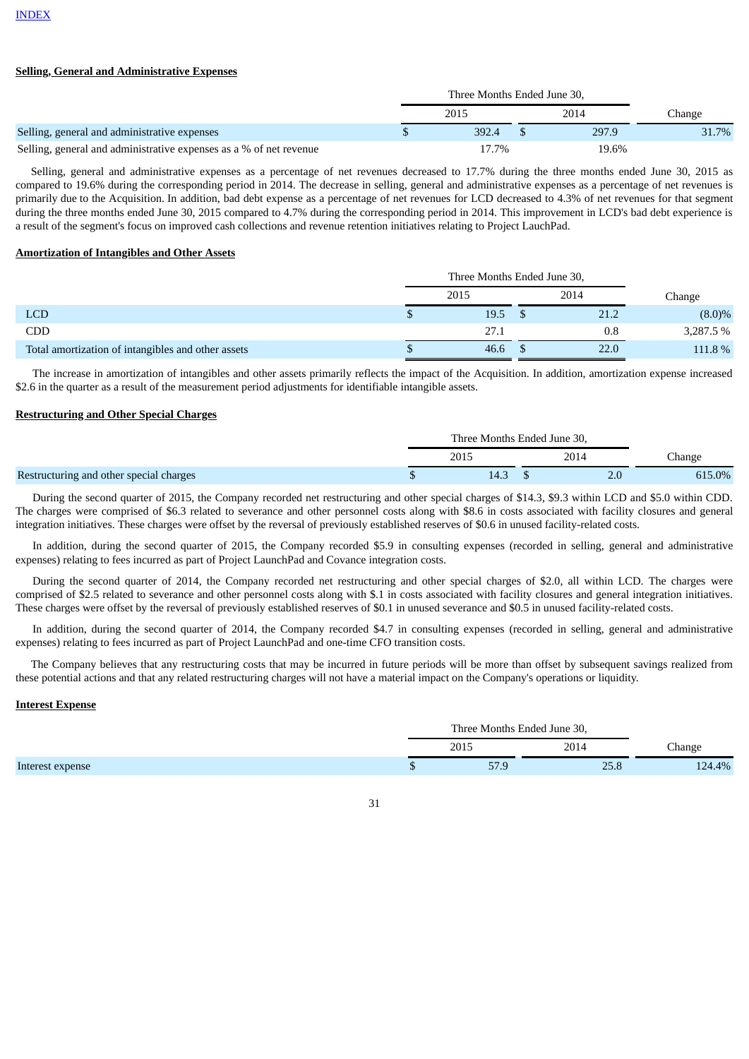INDEX

**Selling, General and Administrative Expenses**

| | Three Months Ended June 30, | | |
|---|---|---|---|
| | 2015 | 2014 | Change |
| Selling, general and administrative expenses | $ 392.4 | $ 297.9 | 31.7% |
| Selling, general and administrative expenses as a % of net revenue | 17.7% | 19.6% | |

Selling, general and administrative expenses as a percentage of net revenues decreased to 17.7% during the three months ended June 30, 2015 as compared to 19.6% during the corresponding period in 2014. The decrease in selling, general and administrative expenses as a percentage of net revenues is primarily due to the Acquisition. In addition, bad debt expense as a percentage of net revenues for LCD decreased to 4.3% of net revenues for that segment during the three months ended June 30, 2015 compared to 4.7% during the corresponding period in 2014. This improvement in LCD's bad debt experience is a result of the segment's focus on improved cash collections and revenue retention initiatives relating to Project LauchPad.

**Amortization of Intangibles and Other Assets**

| | Three Months Ended June 30, | | |
|---|---|---|---|
| | 2015 | 2014 | Change |
| LCD | $ 19.5 | $ 21.2 | (8.0)% |
| CDD | 27.1 | 0.8 | 3,287.5 % |
| Total amortization of intangibles and other assets | $ 46.6 | $ 22.0 | 111.8 % |

The increase in amortization of intangibles and other assets primarily reflects the impact of the Acquisition. In addition, amortization expense increased $2.6 in the quarter as a result of the measurement period adjustments for identifiable intangible assets.

**Restructuring and Other Special Charges**

| | Three Months Ended June 30, | | |
|---|---|---|---|
| | 2015 | 2014 | Change |
| Restructuring and other special charges | $ 14.3 | $ 2.0 | 615.0% |

During the second quarter of 2015, the Company recorded net restructuring and other special charges of $14.3, $9.3 within LCD and $5.0 within CDD. The charges were comprised of $6.3 related to severance and other personnel costs along with $8.6 in costs associated with facility closures and general integration initiatives. These charges were offset by the reversal of previously established reserves of $0.6 in unused facility-related costs.

In addition, during the second quarter of 2015, the Company recorded $5.9 in consulting expenses (recorded in selling, general and administrative expenses) relating to fees incurred as part of Project LaunchPad and Covance integration costs.

During the second quarter of 2014, the Company recorded net restructuring and other special charges of $2.0, all within LCD. The charges were comprised of $2.5 related to severance and other personnel costs along with $.1 in costs associated with facility closures and general integration initiatives. These charges were offset by the reversal of previously established reserves of $0.1 in unused severance and $0.5 in unused facility-related costs.

In addition, during the second quarter of 2014, the Company recorded $4.7 in consulting expenses (recorded in selling, general and administrative expenses) relating to fees incurred as part of Project LaunchPad and one-time CFO transition costs.

The Company believes that any restructuring costs that may be incurred in future periods will be more than offset by subsequent savings realized from these potential actions and that any related restructuring charges will not have a material impact on the Company's operations or liquidity.

**Interest Expense**

| | Three Months Ended June 30, | | |
|---|---|---|---|
| | 2015 | 2014 | Change |
| Interest expense | $ 57.9 | 25.8 | 124.4% |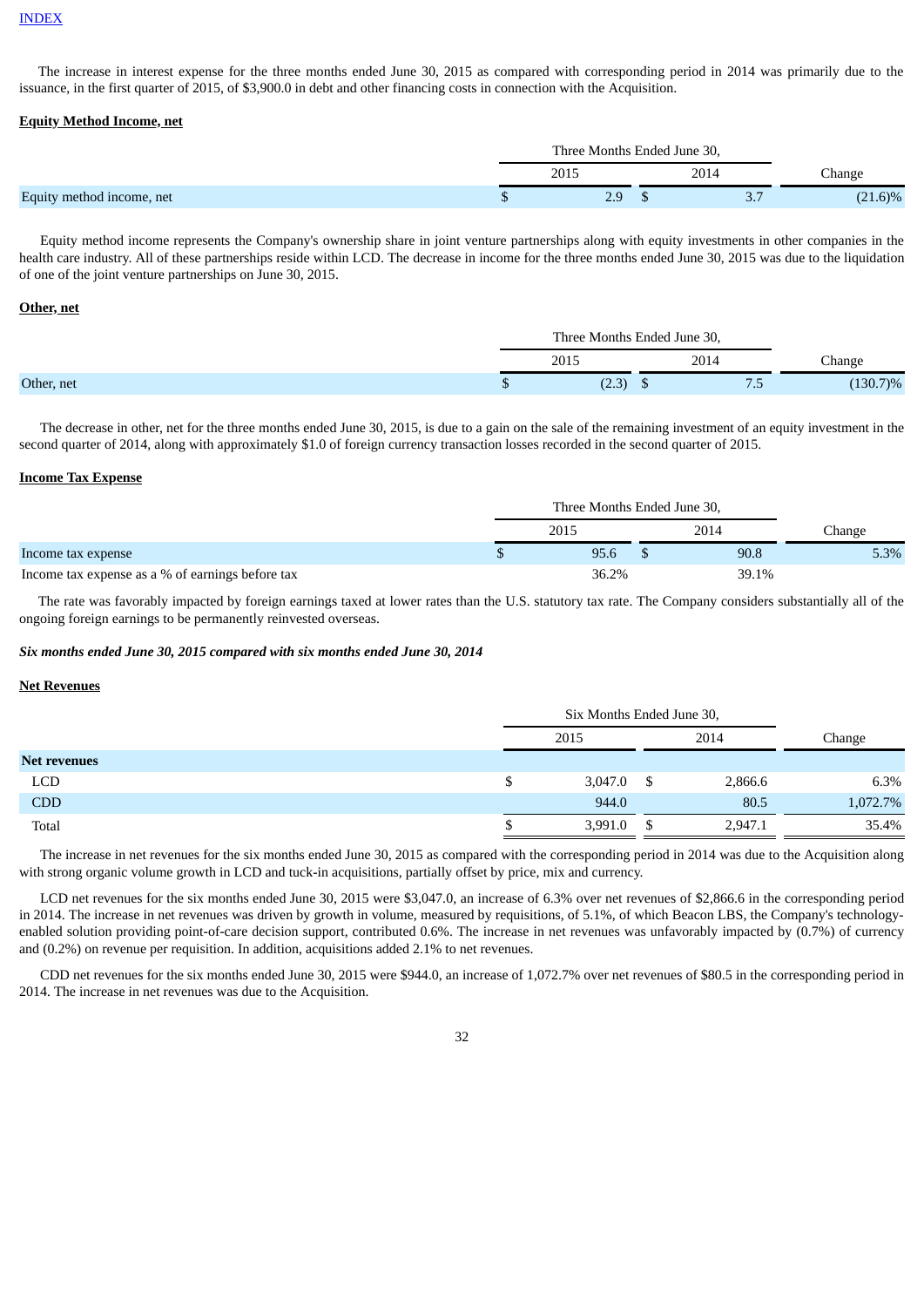INDEX

The increase in interest expense for the three months ended June 30, 2015 as compared with corresponding period in 2014 was primarily due to the issuance, in the first quarter of 2015, of $3,900.0 in debt and other financing costs in connection with the Acquisition.

**Equity Method Income, net**

| | Three Months Ended June 30, | | |
|---|---|---|---|
| | 2015 | 2014 | Change |
| Equity method income, net | $ 2.9 | $ 3.7 | (21.6)% |

Equity method income represents the Company's ownership share in joint venture partnerships along with equity investments in other companies in the health care industry. All of these partnerships reside within LCD. The decrease in income for the three months ended June 30, 2015 was due to the liquidation of one of the joint venture partnerships on June 30, 2015.

**Other, net**

| | Three Months Ended June 30, | | |
|---|---|---|---|
| | 2015 | 2014 | Change |
| Other, net | $ (2.3) | $ 7.5 | (130.7)% |

The decrease in other, net for the three months ended June 30, 2015, is due to a gain on the sale of the remaining investment of an equity investment in the second quarter of 2014, along with approximately $1.0 of foreign currency transaction losses recorded in the second quarter of 2015.

**Income Tax Expense**

| | Three Months Ended June 30, | | |
|---|---|---|---|
| | 2015 | 2014 | Change |
| Income tax expense | $ 95.6 | $ 90.8 | 5.3% |
| Income tax expense as a % of earnings before tax | 36.2% | 39.1% | |

The rate was favorably impacted by foreign earnings taxed at lower rates than the U.S. statutory tax rate. The Company considers substantially all of the ongoing foreign earnings to be permanently reinvested overseas.

***Six months ended June 30, 2015 compared with six months ended June 30, 2014***

**Net Revenues**

| | Six Months Ended June 30, | | |
|---|---|---|---|
| | 2015 | 2014 | Change |
| **Net revenues** | | | |
| LCD | $ 3,047.0 | $ 2,866.6 | 6.3% |
| CDD | 944.0 | 80.5 | 1,072.7% |
| Total | $ 3,991.0 | $ 2,947.1 | 35.4% |

The increase in net revenues for the six months ended June 30, 2015 as compared with the corresponding period in 2014 was due to the Acquisition along with strong organic volume growth in LCD and tuck-in acquisitions, partially offset by price, mix and currency.

LCD net revenues for the six months ended June 30, 2015 were $3,047.0, an increase of 6.3% over net revenues of $2,866.6 in the corresponding period in 2014. The increase in net revenues was driven by growth in volume, measured by requisitions, of 5.1%, of which Beacon LBS, the Company's technology-enabled solution providing point-of-care decision support, contributed 0.6%. The increase in net revenues was unfavorably impacted by (0.7%) of currency and (0.2%) on revenue per requisition. In addition, acquisitions added 2.1% to net revenues.

CDD net revenues for the six months ended June 30, 2015 were $944.0, an increase of 1,072.7% over net revenues of $80.5 in the corresponding period in 2014. The increase in net revenues was due to the Acquisition.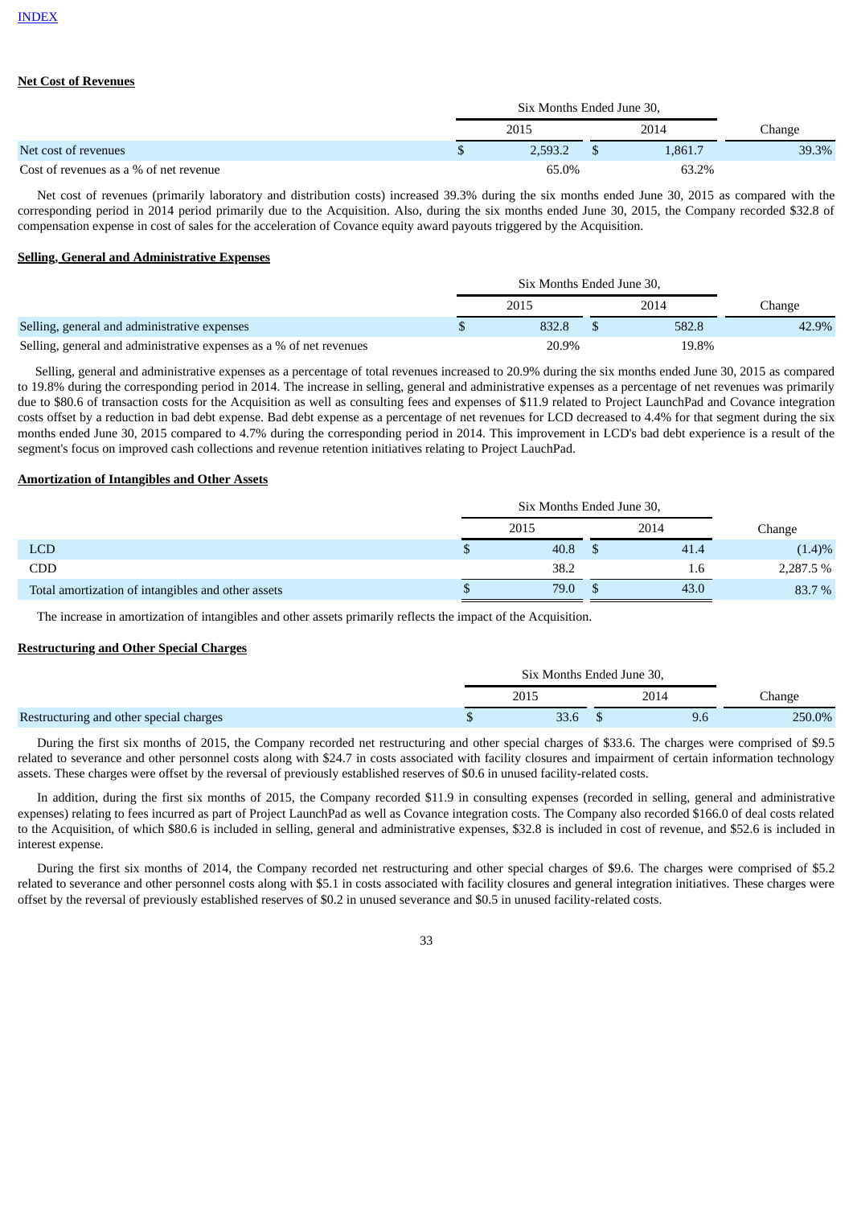INDEX

**Net Cost of Revenues**

| | Six Months Ended June 30, | | |
|---|---|---|---|
| | 2015 | 2014 | Change |
| Net cost of revenues | $ 2,593.2 | $ 1,861.7 | 39.3% |
| Cost of revenues as a % of net revenue | 65.0% | 63.2% | |

Net cost of revenues (primarily laboratory and distribution costs) increased 39.3% during the six months ended June 30, 2015 as compared with the corresponding period in 2014 period primarily due to the Acquisition. Also, during the six months ended June 30, 2015, the Company recorded $32.8 of compensation expense in cost of sales for the acceleration of Covance equity award payouts triggered by the Acquisition.

**Selling, General and Administrative Expenses**

| | Six Months Ended June 30, | | |
|---|---|---|---|
| | 2015 | 2014 | Change |
| Selling, general and administrative expenses | $ 832.8 | $ 582.8 | 42.9% |
| Selling, general and administrative expenses as a % of net revenues | 20.9% | 19.8% | |

Selling, general and administrative expenses as a percentage of total revenues increased to 20.9% during the six months ended June 30, 2015 as compared to 19.8% during the corresponding period in 2014. The increase in selling, general and administrative expenses as a percentage of net revenues was primarily due to $80.6 of transaction costs for the Acquisition as well as consulting fees and expenses of $11.9 related to Project LaunchPad and Covance integration costs offset by a reduction in bad debt expense. Bad debt expense as a percentage of net revenues for LCD decreased to 4.4% for that segment during the six months ended June 30, 2015 compared to 4.7% during the corresponding period in 2014. This improvement in LCD's bad debt experience is a result of the segment's focus on improved cash collections and revenue retention initiatives relating to Project LauchPad.

**Amortization of Intangibles and Other Assets**

| | Six Months Ended June 30, | | |
|---|---|---|---|
| | 2015 | 2014 | Change |
| LCD | $ 40.8 | $ 41.4 | (1.4)% |
| CDD | 38.2 | 1.6 | 2,287.5 % |
| Total amortization of intangibles and other assets | $ 79.0 | $ 43.0 | 83.7 % |

The increase in amortization of intangibles and other assets primarily reflects the impact of the Acquisition.

**Restructuring and Other Special Charges**

| | Six Months Ended June 30, | | |
|---|---|---|---|
| | 2015 | 2014 | Change |
| Restructuring and other special charges | $ 33.6 | $ 9.6 | 250.0% |

During the first six months of 2015, the Company recorded net restructuring and other special charges of $33.6. The charges were comprised of $9.5 related to severance and other personnel costs along with $24.7 in costs associated with facility closures and impairment of certain information technology assets. These charges were offset by the reversal of previously established reserves of $0.6 in unused facility-related costs.

In addition, during the first six months of 2015, the Company recorded $11.9 in consulting expenses (recorded in selling, general and administrative expenses) relating to fees incurred as part of Project LaunchPad as well as Covance integration costs. The Company also recorded $166.0 of deal costs related to the Acquisition, of which $80.6 is included in selling, general and administrative expenses, $32.8 is included in cost of revenue, and $52.6 is included in interest expense.

During the first six months of 2014, the Company recorded net restructuring and other special charges of $9.6. The charges were comprised of $5.2 related to severance and other personnel costs along with $5.1 in costs associated with facility closures and general integration initiatives. These charges were offset by the reversal of previously established reserves of $0.2 in unused severance and $0.5 in unused facility-related costs.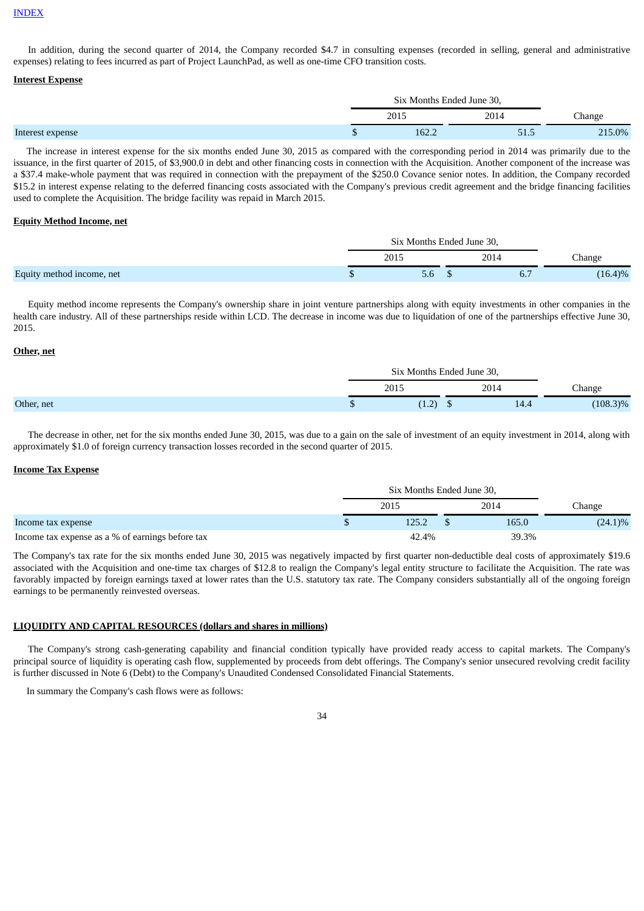INDEX

In addition, during the second quarter of 2014, the Company recorded $4.7 in consulting expenses (recorded in selling, general and administrative expenses) relating to fees incurred as part of Project LaunchPad, as well as one-time CFO transition costs.

**Interest Expense**

| | Six Months Ended June 30, | | |
|---|---|---|---|
| | 2015 | 2014 | Change |
| Interest expense | $ 162.2 | 51.5 | 215.0% |

The increase in interest expense for the six months ended June 30, 2015 as compared with the corresponding period in 2014 was primarily due to the issuance, in the first quarter of 2015, of $3,900.0 in debt and other financing costs in connection with the Acquisition. Another component of the increase was a $37.4 make-whole payment that was required in connection with the prepayment of the $250.0 Covance senior notes. In addition, the Company recorded $15.2 in interest expense relating to the deferred financing costs associated with the Company's previous credit agreement and the bridge financing facilities used to complete the Acquisition. The bridge facility was repaid in March 2015.

**Equity Method Income, net**

| | Six Months Ended June 30, | | |
|---|---|---|---|
| | 2015 | 2014 | Change |
| Equity method income, net | $ 5.6 | $ 6.7 | (16.4)% |

Equity method income represents the Company's ownership share in joint venture partnerships along with equity investments in other companies in the health care industry. All of these partnerships reside within LCD. The decrease in income was due to liquidation of one of the partnerships effective June 30, 2015.

**Other, net**

| | Six Months Ended June 30, | | |
|---|---|---|---|
| | 2015 | 2014 | Change |
| Other, net | $ (1.2) | $ 14.4 | (108.3)% |

The decrease in other, net for the six months ended June 30, 2015, was due to a gain on the sale of investment of an equity investment in 2014, along with approximately $1.0 of foreign currency transaction losses recorded in the second quarter of 2015.

**Income Tax Expense**

| | Six Months Ended June 30, | | |
|---|---|---|---|
| | 2015 | 2014 | Change |
| Income tax expense | $ 125.2 | $ 165.0 | (24.1)% |
| Income tax expense as a % of earnings before tax | 42.4% | 39.3% | |

The Company's tax rate for the six months ended June 30, 2015 was negatively impacted by first quarter non-deductible deal costs of approximately $19.6 associated with the Acquisition and one-time tax charges of $12.8 to realign the Company's legal entity structure to facilitate the Acquisition. The rate was favorably impacted by foreign earnings taxed at lower rates than the U.S. statutory tax rate. The Company considers substantially all of the ongoing foreign earnings to be permanently reinvested overseas.

**LIQUIDITY AND CAPITAL RESOURCES (dollars and shares in millions)**

The Company's strong cash-generating capability and financial condition typically have provided ready access to capital markets. The Company's principal source of liquidity is operating cash flow, supplemented by proceeds from debt offerings. The Company's senior unsecured revolving credit facility is further discussed in Note 6 (Debt) to the Company's Unaudited Condensed Consolidated Financial Statements.

In summary the Company's cash flows were as follows: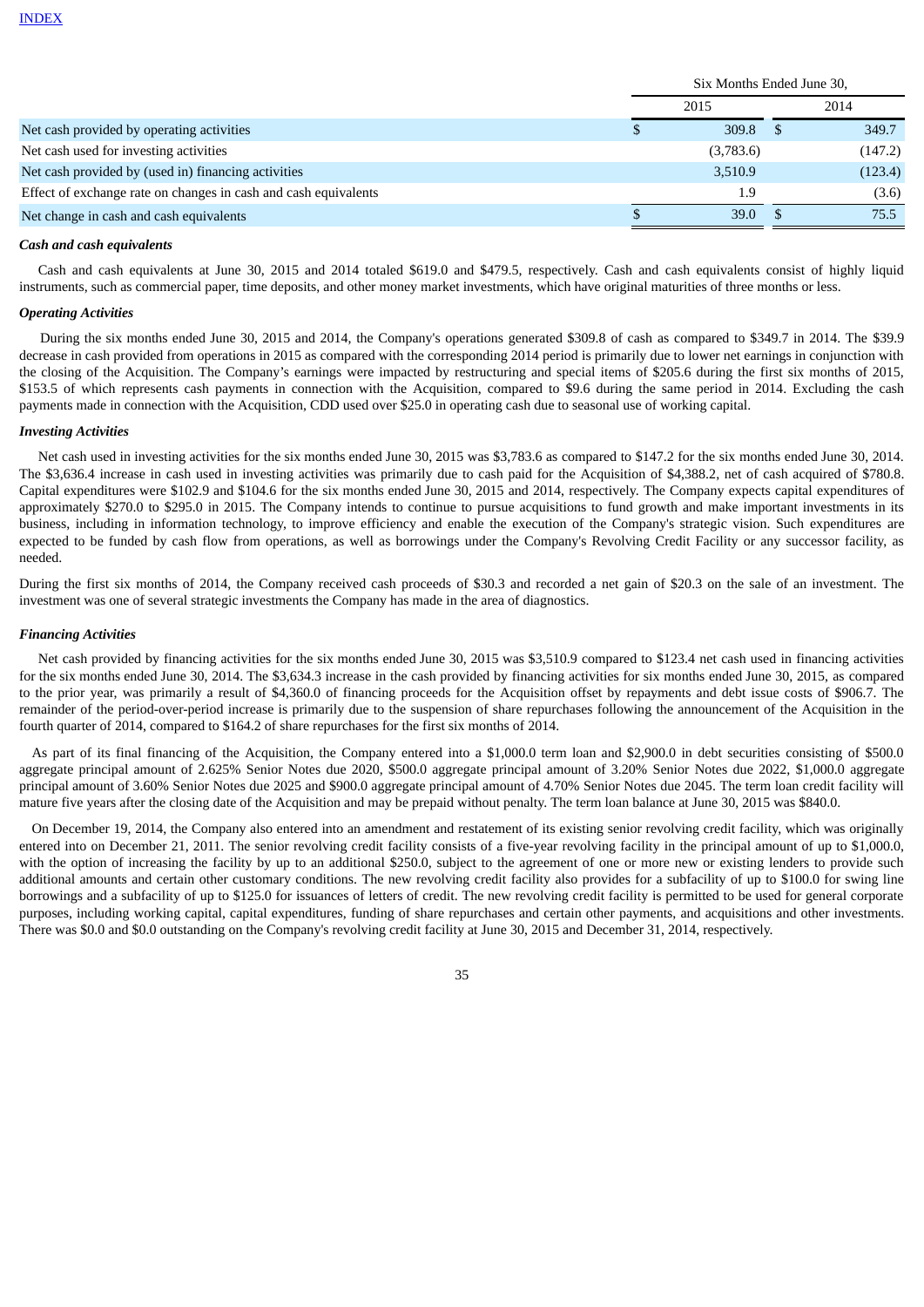INDEX

| | Six Months Ended June 30, | |
|---|---|---|
| | 2015 | 2014 |
| Net cash provided by operating activities | $ 309.8 | $ 349.7 |
| Net cash used for investing activities | (3,783.6) | (147.2) |
| Net cash provided by (used in) financing activities | 3,510.9 | (123.4) |
| Effect of exchange rate on changes in cash and cash equivalents | 1.9 | (3.6) |
| Net change in cash and cash equivalents | $ 39.0 | $ 75.5 |

***Cash and cash equivalents***

Cash and cash equivalents at June 30, 2015 and 2014 totaled $619.0 and $479.5, respectively. Cash and cash equivalents consist of highly liquid instruments, such as commercial paper, time deposits, and other money market investments, which have original maturities of three months or less.

***Operating Activities***

During the six months ended June 30, 2015 and 2014, the Company's operations generated $309.8 of cash as compared to $349.7 in 2014. The $39.9 decrease in cash provided from operations in 2015 as compared with the corresponding 2014 period is primarily due to lower net earnings in conjunction with the closing of the Acquisition. The Company's earnings were impacted by restructuring and special items of $205.6 during the first six months of 2015, $153.5 of which represents cash payments in connection with the Acquisition, compared to $9.6 during the same period in 2014. Excluding the cash payments made in connection with the Acquisition, CDD used over $25.0 in operating cash due to seasonal use of working capital.

***Investing Activities***

Net cash used in investing activities for the six months ended June 30, 2015 was $3,783.6 as compared to $147.2 for the six months ended June 30, 2014. The $3,636.4 increase in cash used in investing activities was primarily due to cash paid for the Acquisition of $4,388.2, net of cash acquired of $780.8. Capital expenditures were $102.9 and $104.6 for the six months ended June 30, 2015 and 2014, respectively. The Company expects capital expenditures of approximately $270.0 to $295.0 in 2015. The Company intends to continue to pursue acquisitions to fund growth and make important investments in its business, including in information technology, to improve efficiency and enable the execution of the Company's strategic vision. Such expenditures are expected to be funded by cash flow from operations, as well as borrowings under the Company's Revolving Credit Facility or any successor facility, as needed.

During the first six months of 2014, the Company received cash proceeds of $30.3 and recorded a net gain of $20.3 on the sale of an investment. The investment was one of several strategic investments the Company has made in the area of diagnostics.

***Financing Activities***

Net cash provided by financing activities for the six months ended June 30, 2015 was $3,510.9 compared to $123.4 net cash used in financing activities for the six months ended June 30, 2014. The $3,634.3 increase in the cash provided by financing activities for six months ended June 30, 2015, as compared to the prior year, was primarily a result of $4,360.0 of financing proceeds for the Acquisition offset by repayments and debt issue costs of $906.7. The remainder of the period-over-period increase is primarily due to the suspension of share repurchases following the announcement of the Acquisition in the fourth quarter of 2014, compared to $164.2 of share repurchases for the first six months of 2014.

As part of its final financing of the Acquisition, the Company entered into a $1,000.0 term loan and $2,900.0 in debt securities consisting of $500.0 aggregate principal amount of 2.625% Senior Notes due 2020, $500.0 aggregate principal amount of 3.20% Senior Notes due 2022, $1,000.0 aggregate principal amount of 3.60% Senior Notes due 2025 and $900.0 aggregate principal amount of 4.70% Senior Notes due 2045. The term loan credit facility will mature five years after the closing date of the Acquisition and may be prepaid without penalty. The term loan balance at June 30, 2015 was $840.0.

On December 19, 2014, the Company also entered into an amendment and restatement of its existing senior revolving credit facility, which was originally entered into on December 21, 2011. The senior revolving credit facility consists of a five-year revolving facility in the principal amount of up to $1,000.0, with the option of increasing the facility by up to an additional $250.0, subject to the agreement of one or more new or existing lenders to provide such additional amounts and certain other customary conditions. The new revolving credit facility also provides for a subfacility of up to $100.0 for swing line borrowings and a subfacility of up to $125.0 for issuances of letters of credit. The new revolving credit facility is permitted to be used for general corporate purposes, including working capital, capital expenditures, funding of share repurchases and certain other payments, and acquisitions and other investments. There was $0.0 and $0.0 outstanding on the Company's revolving credit facility at June 30, 2015 and December 31, 2014, respectively.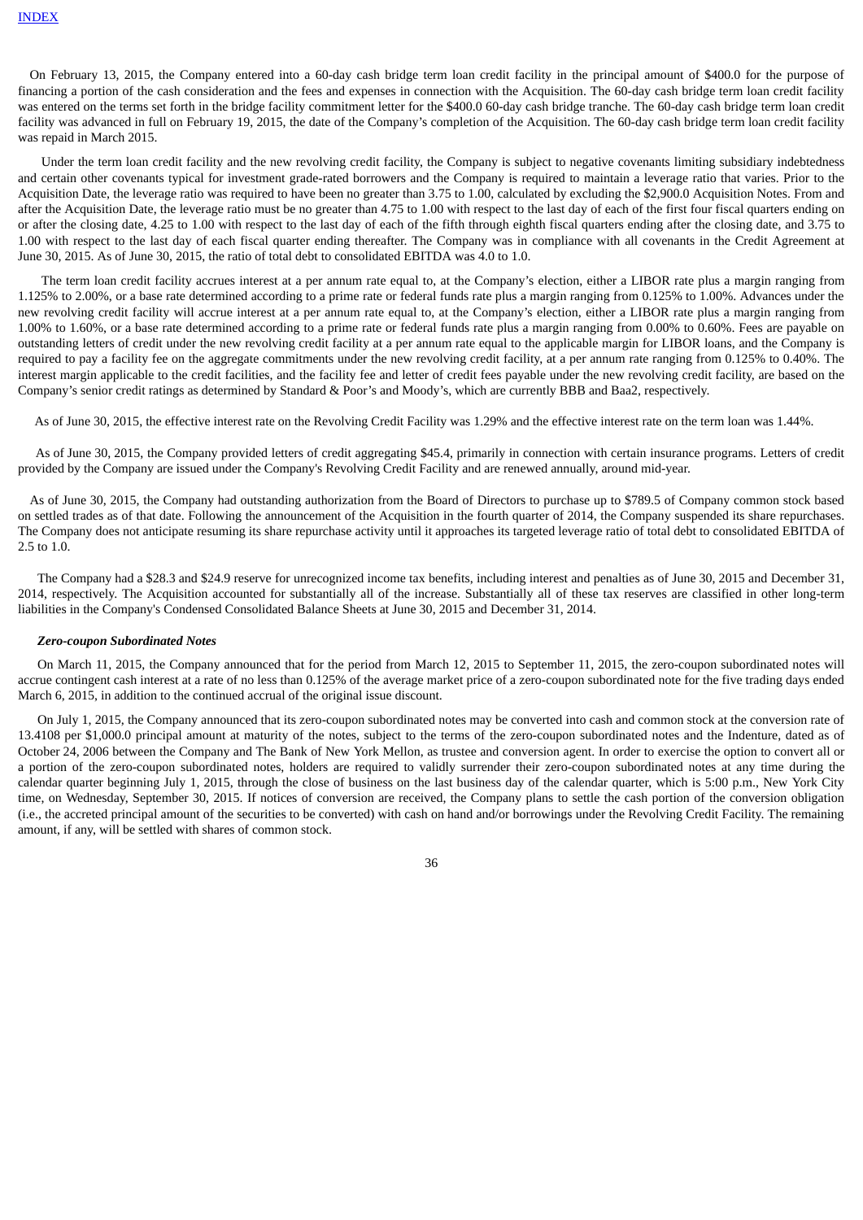On February 13, 2015, the Company entered into a 60-day cash bridge term loan credit facility in the principal amount of $400.0 for the purpose of financing a portion of the cash consideration and the fees and expenses in connection with the Acquisition. The 60-day cash bridge term loan credit facility was entered on the terms set forth in the bridge facility commitment letter for the $400.0 60-day cash bridge tranche. The 60-day cash bridge term loan credit facility was advanced in full on February 19, 2015, the date of the Company's completion of the Acquisition. The 60-day cash bridge term loan credit facility was repaid in March 2015.

Under the term loan credit facility and the new revolving credit facility, the Company is subject to negative covenants limiting subsidiary indebtedness and certain other covenants typical for investment grade-rated borrowers and the Company is required to maintain a leverage ratio that varies. Prior to the Acquisition Date, the leverage ratio was required to have been no greater than 3.75 to 1.00, calculated by excluding the $2,900.0 Acquisition Notes. From and after the Acquisition Date, the leverage ratio must be no greater than 4.75 to 1.00 with respect to the last day of each of the first four fiscal quarters ending on or after the closing date, 4.25 to 1.00 with respect to the last day of each of the fifth through eighth fiscal quarters ending after the closing date, and 3.75 to 1.00 with respect to the last day of each fiscal quarter ending thereafter. The Company was in compliance with all covenants in the Credit Agreement at June 30, 2015. As of June 30, 2015, the ratio of total debt to consolidated EBITDA was 4.0 to 1.0.

The term loan credit facility accrues interest at a per annum rate equal to, at the Company's election, either a LIBOR rate plus a margin ranging from 1.125% to 2.00%, or a base rate determined according to a prime rate or federal funds rate plus a margin ranging from 0.125% to 1.00%. Advances under the new revolving credit facility will accrue interest at a per annum rate equal to, at the Company's election, either a LIBOR rate plus a margin ranging from 1.00% to 1.60%, or a base rate determined according to a prime rate or federal funds rate plus a margin ranging from 0.00% to 0.60%. Fees are payable on outstanding letters of credit under the new revolving credit facility at a per annum rate equal to the applicable margin for LIBOR loans, and the Company is required to pay a facility fee on the aggregate commitments under the new revolving credit facility, at a per annum rate ranging from 0.125% to 0.40%. The interest margin applicable to the credit facilities, and the facility fee and letter of credit fees payable under the new revolving credit facility, are based on the Company's senior credit ratings as determined by Standard & Poor's and Moody's, which are currently BBB and Baa2, respectively.

As of June 30, 2015, the effective interest rate on the Revolving Credit Facility was 1.29% and the effective interest rate on the term loan was 1.44%.

As of June 30, 2015, the Company provided letters of credit aggregating $45.4, primarily in connection with certain insurance programs. Letters of credit provided by the Company are issued under the Company's Revolving Credit Facility and are renewed annually, around mid-year.

As of June 30, 2015, the Company had outstanding authorization from the Board of Directors to purchase up to $789.5 of Company common stock based on settled trades as of that date. Following the announcement of the Acquisition in the fourth quarter of 2014, the Company suspended its share repurchases. The Company does not anticipate resuming its share repurchase activity until it approaches its targeted leverage ratio of total debt to consolidated EBITDA of 2.5 to 1.0.

The Company had a $28.3 and $24.9 reserve for unrecognized income tax benefits, including interest and penalties as of June 30, 2015 and December 31, 2014, respectively. The Acquisition accounted for substantially all of the increase. Substantially all of these tax reserves are classified in other long-term liabilities in the Company's Condensed Consolidated Balance Sheets at June 30, 2015 and December 31, 2014.

***Zero-coupon Subordinated Notes***

On March 11, 2015, the Company announced that for the period from March 12, 2015 to September 11, 2015, the zero-coupon subordinated notes will accrue contingent cash interest at a rate of no less than 0.125% of the average market price of a zero-coupon subordinated note for the five trading days ended March 6, 2015, in addition to the continued accrual of the original issue discount.

On July 1, 2015, the Company announced that its zero-coupon subordinated notes may be converted into cash and common stock at the conversion rate of 13.4108 per $1,000.0 principal amount at maturity of the notes, subject to the terms of the zero-coupon subordinated notes and the Indenture, dated as of October 24, 2006 between the Company and The Bank of New York Mellon, as trustee and conversion agent. In order to exercise the option to convert all or a portion of the zero-coupon subordinated notes, holders are required to validly surrender their zero-coupon subordinated notes at any time during the calendar quarter beginning July 1, 2015, through the close of business on the last business day of the calendar quarter, which is 5:00 p.m., New York City time, on Wednesday, September 30, 2015. If notices of conversion are received, the Company plans to settle the cash portion of the conversion obligation (i.e., the accreted principal amount of the securities to be converted) with cash on hand and/or borrowings under the Revolving Credit Facility. The remaining amount, if any, will be settled with shares of common stock.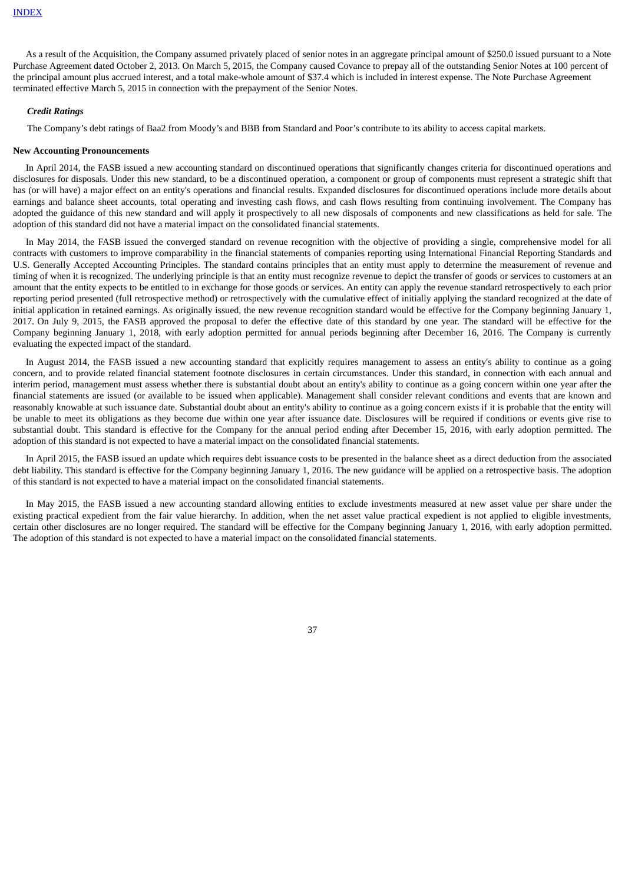As a result of the Acquisition, the Company assumed privately placed of senior notes in an aggregate principal amount of $250.0 issued pursuant to a Note Purchase Agreement dated October 2, 2013. On March 5, 2015, the Company caused Covance to prepay all of the outstanding Senior Notes at 100 percent of the principal amount plus accrued interest, and a total make-whole amount of $37.4 which is included in interest expense. The Note Purchase Agreement terminated effective March 5, 2015 in connection with the prepayment of the Senior Notes.

***Credit Ratings***

The Company's debt ratings of Baa2 from Moody's and BBB from Standard and Poor's contribute to its ability to access capital markets.

**New Accounting Pronouncements**

In April 2014, the FASB issued a new accounting standard on discontinued operations that significantly changes criteria for discontinued operations and disclosures for disposals. Under this new standard, to be a discontinued operation, a component or group of components must represent a strategic shift that has (or will have) a major effect on an entity's operations and financial results. Expanded disclosures for discontinued operations include more details about earnings and balance sheet accounts, total operating and investing cash flows, and cash flows resulting from continuing involvement. The Company has adopted the guidance of this new standard and will apply it prospectively to all new disposals of components and new classifications as held for sale. The adoption of this standard did not have a material impact on the consolidated financial statements.

In May 2014, the FASB issued the converged standard on revenue recognition with the objective of providing a single, comprehensive model for all contracts with customers to improve comparability in the financial statements of companies reporting using International Financial Reporting Standards and U.S. Generally Accepted Accounting Principles. The standard contains principles that an entity must apply to determine the measurement of revenue and timing of when it is recognized. The underlying principle is that an entity must recognize revenue to depict the transfer of goods or services to customers at an amount that the entity expects to be entitled to in exchange for those goods or services. An entity can apply the revenue standard retrospectively to each prior reporting period presented (full retrospective method) or retrospectively with the cumulative effect of initially applying the standard recognized at the date of initial application in retained earnings. As originally issued, the new revenue recognition standard would be effective for the Company beginning January 1, 2017. On July 9, 2015, the FASB approved the proposal to defer the effective date of this standard by one year. The standard will be effective for the Company beginning January 1, 2018, with early adoption permitted for annual periods beginning after December 16, 2016. The Company is currently evaluating the expected impact of the standard.

In August 2014, the FASB issued a new accounting standard that explicitly requires management to assess an entity's ability to continue as a going concern, and to provide related financial statement footnote disclosures in certain circumstances. Under this standard, in connection with each annual and interim period, management must assess whether there is substantial doubt about an entity's ability to continue as a going concern within one year after the financial statements are issued (or available to be issued when applicable). Management shall consider relevant conditions and events that are known and reasonably knowable at such issuance date. Substantial doubt about an entity's ability to continue as a going concern exists if it is probable that the entity will be unable to meet its obligations as they become due within one year after issuance date. Disclosures will be required if conditions or events give rise to substantial doubt. This standard is effective for the Company for the annual period ending after December 15, 2016, with early adoption permitted. The adoption of this standard is not expected to have a material impact on the consolidated financial statements.

In April 2015, the FASB issued an update which requires debt issuance costs to be presented in the balance sheet as a direct deduction from the associated debt liability. This standard is effective for the Company beginning January 1, 2016. The new guidance will be applied on a retrospective basis. The adoption of this standard is not expected to have a material impact on the consolidated financial statements.

In May 2015, the FASB issued a new accounting standard allowing entities to exclude investments measured at new asset value per share under the existing practical expedient from the fair value hierarchy. In addition, when the net asset value practical expedient is not applied to eligible investments, certain other disclosures are no longer required. The standard will be effective for the Company beginning January 1, 2016, with early adoption permitted. The adoption of this standard is not expected to have a material impact on the consolidated financial statements.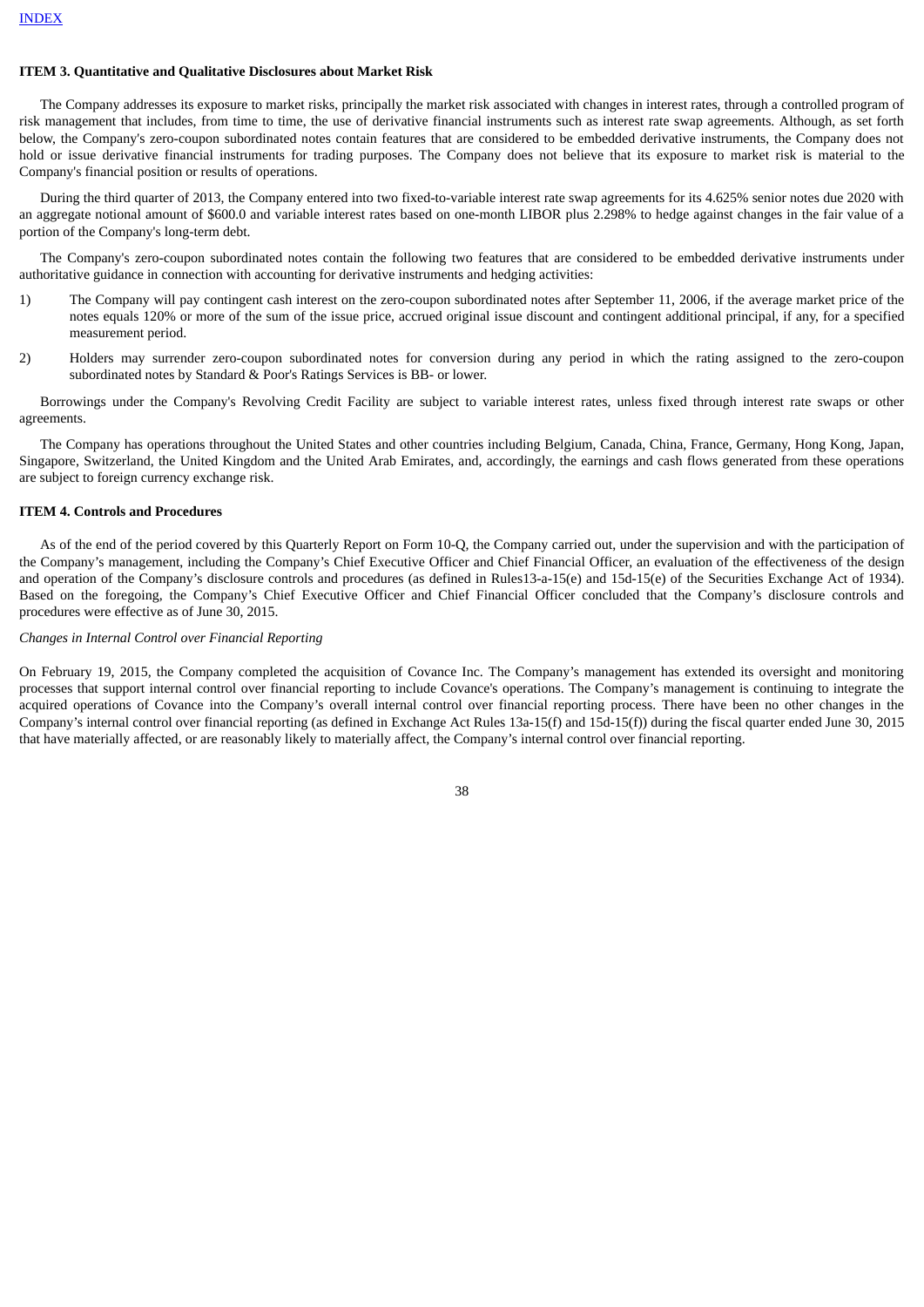INDEX

### ITEM 3. Quantitative and Qualitative Disclosures about Market Risk

The Company addresses its exposure to market risks, principally the market risk associated with changes in interest rates, through a controlled program of risk management that includes, from time to time, the use of derivative financial instruments such as interest rate swap agreements. Although, as set forth below, the Company's zero-coupon subordinated notes contain features that are considered to be embedded derivative instruments, the Company does not hold or issue derivative financial instruments for trading purposes. The Company does not believe that its exposure to market risk is material to the Company's financial position or results of operations.

During the third quarter of 2013, the Company entered into two fixed-to-variable interest rate swap agreements for its 4.625% senior notes due 2020 with an aggregate notional amount of $600.0 and variable interest rates based on one-month LIBOR plus 2.298% to hedge against changes in the fair value of a portion of the Company's long-term debt.

The Company's zero-coupon subordinated notes contain the following two features that are considered to be embedded derivative instruments under authoritative guidance in connection with accounting for derivative instruments and hedging activities:

1) The Company will pay contingent cash interest on the zero-coupon subordinated notes after September 11, 2006, if the average market price of the notes equals 120% or more of the sum of the issue price, accrued original issue discount and contingent additional principal, if any, for a specified measurement period.

2) Holders may surrender zero-coupon subordinated notes for conversion during any period in which the rating assigned to the zero-coupon subordinated notes by Standard & Poor's Ratings Services is BB- or lower.

Borrowings under the Company's Revolving Credit Facility are subject to variable interest rates, unless fixed through interest rate swaps or other agreements.

The Company has operations throughout the United States and other countries including Belgium, Canada, China, France, Germany, Hong Kong, Japan, Singapore, Switzerland, the United Kingdom and the United Arab Emirates, and, accordingly, the earnings and cash flows generated from these operations are subject to foreign currency exchange risk.

### ITEM 4. Controls and Procedures

As of the end of the period covered by this Quarterly Report on Form 10-Q, the Company carried out, under the supervision and with the participation of the Company's management, including the Company's Chief Executive Officer and Chief Financial Officer, an evaluation of the effectiveness of the design and operation of the Company's disclosure controls and procedures (as defined in Rules13-a-15(e) and 15d-15(e) of the Securities Exchange Act of 1934). Based on the foregoing, the Company's Chief Executive Officer and Chief Financial Officer concluded that the Company's disclosure controls and procedures were effective as of June 30, 2015.

*Changes in Internal Control over Financial Reporting*

On February 19, 2015, the Company completed the acquisition of Covance Inc. The Company's management has extended its oversight and monitoring processes that support internal control over financial reporting to include Covance's operations. The Company's management is continuing to integrate the acquired operations of Covance into the Company's overall internal control over financial reporting process. There have been no other changes in the Company's internal control over financial reporting (as defined in Exchange Act Rules 13a-15(f) and 15d-15(f)) during the fiscal quarter ended June 30, 2015 that have materially affected, or are reasonably likely to materially affect, the Company's internal control over financial reporting.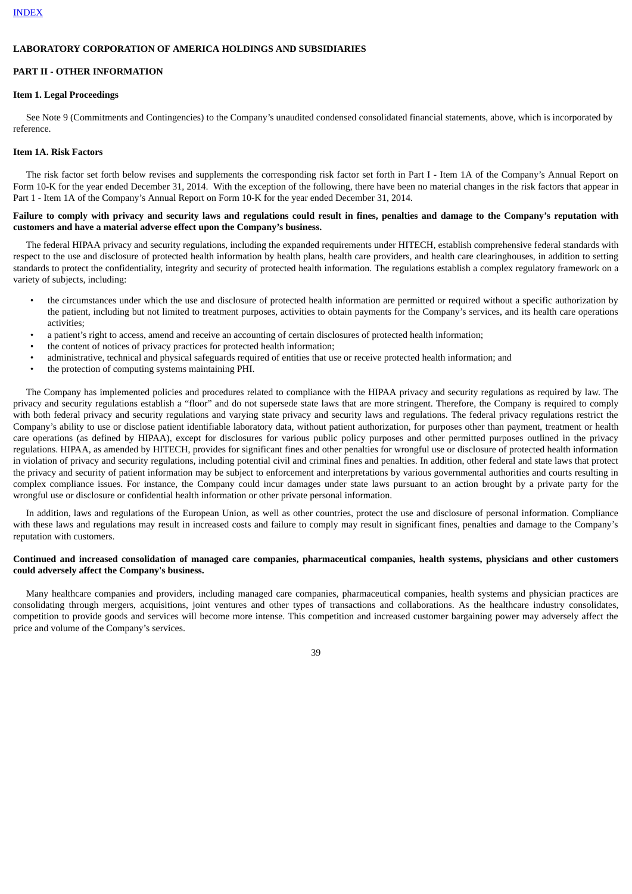INDEX

**LABORATORY CORPORATION OF AMERICA HOLDINGS AND SUBSIDIARIES**

**PART II - OTHER INFORMATION**

**Item 1. Legal Proceedings**

See Note 9 (Commitments and Contingencies) to the Company's unaudited condensed consolidated financial statements, above, which is incorporated by reference.

**Item 1A. Risk Factors**

The risk factor set forth below revises and supplements the corresponding risk factor set forth in Part I - Item 1A of the Company's Annual Report on Form 10-K for the year ended December 31, 2014. With the exception of the following, there have been no material changes in the risk factors that appear in Part 1 - Item 1A of the Company's Annual Report on Form 10-K for the year ended December 31, 2014.

**Failure to comply with privacy and security laws and regulations could result in fines, penalties and damage to the Company's reputation with customers and have a material adverse effect upon the Company's business.**

The federal HIPAA privacy and security regulations, including the expanded requirements under HITECH, establish comprehensive federal standards with respect to the use and disclosure of protected health information by health plans, health care providers, and health care clearinghouses, in addition to setting standards to protect the confidentiality, integrity and security of protected health information. The regulations establish a complex regulatory framework on a variety of subjects, including:

- the circumstances under which the use and disclosure of protected health information are permitted or required without a specific authorization by the patient, including but not limited to treatment purposes, activities to obtain payments for the Company's services, and its health care operations activities;
- a patient's right to access, amend and receive an accounting of certain disclosures of protected health information;
- the content of notices of privacy practices for protected health information;
- administrative, technical and physical safeguards required of entities that use or receive protected health information; and
- the protection of computing systems maintaining PHI.

The Company has implemented policies and procedures related to compliance with the HIPAA privacy and security regulations as required by law. The privacy and security regulations establish a "floor" and do not supersede state laws that are more stringent. Therefore, the Company is required to comply with both federal privacy and security regulations and varying state privacy and security laws and regulations. The federal privacy regulations restrict the Company's ability to use or disclose patient identifiable laboratory data, without patient authorization, for purposes other than payment, treatment or health care operations (as defined by HIPAA), except for disclosures for various public policy purposes and other permitted purposes outlined in the privacy regulations. HIPAA, as amended by HITECH, provides for significant fines and other penalties for wrongful use or disclosure of protected health information in violation of privacy and security regulations, including potential civil and criminal fines and penalties. In addition, other federal and state laws that protect the privacy and security of patient information may be subject to enforcement and interpretations by various governmental authorities and courts resulting in complex compliance issues. For instance, the Company could incur damages under state laws pursuant to an action brought by a private party for the wrongful use or disclosure or confidential health information or other private personal information.

In addition, laws and regulations of the European Union, as well as other countries, protect the use and disclosure of personal information. Compliance with these laws and regulations may result in increased costs and failure to comply may result in significant fines, penalties and damage to the Company's reputation with customers.

**Continued and increased consolidation of managed care companies, pharmaceutical companies, health systems, physicians and other customers could adversely affect the Company's business.**

Many healthcare companies and providers, including managed care companies, pharmaceutical companies, health systems and physician practices are consolidating through mergers, acquisitions, joint ventures and other types of transactions and collaborations. As the healthcare industry consolidates, competition to provide goods and services will become more intense. This competition and increased customer bargaining power may adversely affect the price and volume of the Company's services.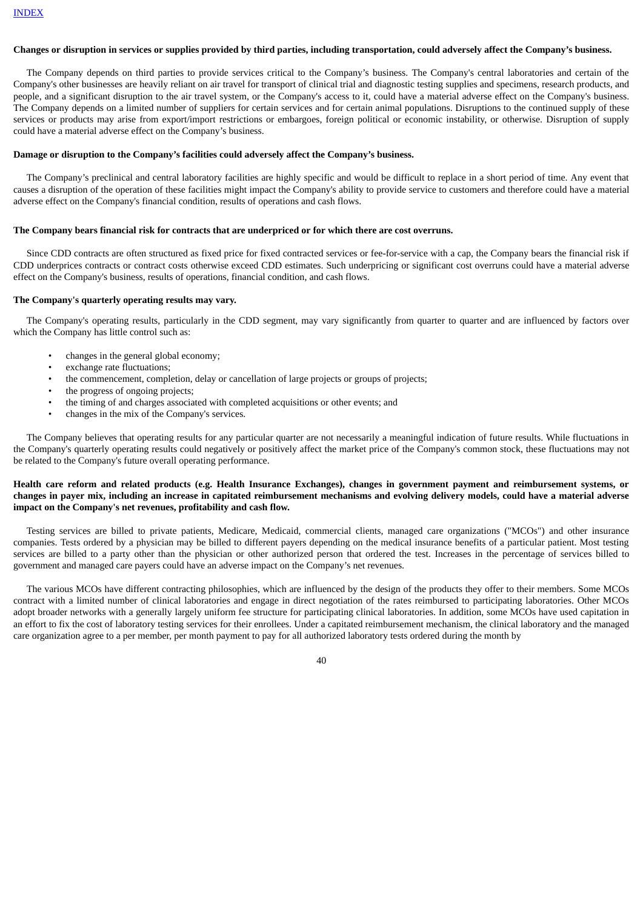**Changes or disruption in services or supplies provided by third parties, including transportation, could adversely affect the Company's business.**

The Company depends on third parties to provide services critical to the Company's business. The Company's central laboratories and certain of the Company's other businesses are heavily reliant on air travel for transport of clinical trial and diagnostic testing supplies and specimens, research products, and people, and a significant disruption to the air travel system, or the Company's access to it, could have a material adverse effect on the Company's business. The Company depends on a limited number of suppliers for certain services and for certain animal populations. Disruptions to the continued supply of these services or products may arise from export/import restrictions or embargoes, foreign political or economic instability, or otherwise. Disruption of supply could have a material adverse effect on the Company's business.

**Damage or disruption to the Company's facilities could adversely affect the Company's business.**

The Company's preclinical and central laboratory facilities are highly specific and would be difficult to replace in a short period of time. Any event that causes a disruption of the operation of these facilities might impact the Company's ability to provide service to customers and therefore could have a material adverse effect on the Company's financial condition, results of operations and cash flows.

**The Company bears financial risk for contracts that are underpriced or for which there are cost overruns.**

Since CDD contracts are often structured as fixed price for fixed contracted services or fee-for-service with a cap, the Company bears the financial risk if CDD underprices contracts or contract costs otherwise exceed CDD estimates. Such underpricing or significant cost overruns could have a material adverse effect on the Company's business, results of operations, financial condition, and cash flows.

**The Company's quarterly operating results may vary.**

The Company's operating results, particularly in the CDD segment, may vary significantly from quarter to quarter and are influenced by factors over which the Company has little control such as:

- changes in the general global economy;
- exchange rate fluctuations;
- the commencement, completion, delay or cancellation of large projects or groups of projects;
- the progress of ongoing projects;
- the timing of and charges associated with completed acquisitions or other events; and
- changes in the mix of the Company's services.

The Company believes that operating results for any particular quarter are not necessarily a meaningful indication of future results. While fluctuations in the Company's quarterly operating results could negatively or positively affect the market price of the Company's common stock, these fluctuations may not be related to the Company's future overall operating performance.

**Health care reform and related products (e.g. Health Insurance Exchanges), changes in government payment and reimbursement systems, or changes in payer mix, including an increase in capitated reimbursement mechanisms and evolving delivery models, could have a material adverse impact on the Company's net revenues, profitability and cash flow.**

Testing services are billed to private patients, Medicare, Medicaid, commercial clients, managed care organizations ("MCOs") and other insurance companies. Tests ordered by a physician may be billed to different payers depending on the medical insurance benefits of a particular patient. Most testing services are billed to a party other than the physician or other authorized person that ordered the test. Increases in the percentage of services billed to government and managed care payers could have an adverse impact on the Company's net revenues.

The various MCOs have different contracting philosophies, which are influenced by the design of the products they offer to their members. Some MCOs contract with a limited number of clinical laboratories and engage in direct negotiation of the rates reimbursed to participating laboratories. Other MCOs adopt broader networks with a generally largely uniform fee structure for participating clinical laboratories. In addition, some MCOs have used capitation in an effort to fix the cost of laboratory testing services for their enrollees. Under a capitated reimbursement mechanism, the clinical laboratory and the managed care organization agree to a per member, per month payment to pay for all authorized laboratory tests ordered during the month by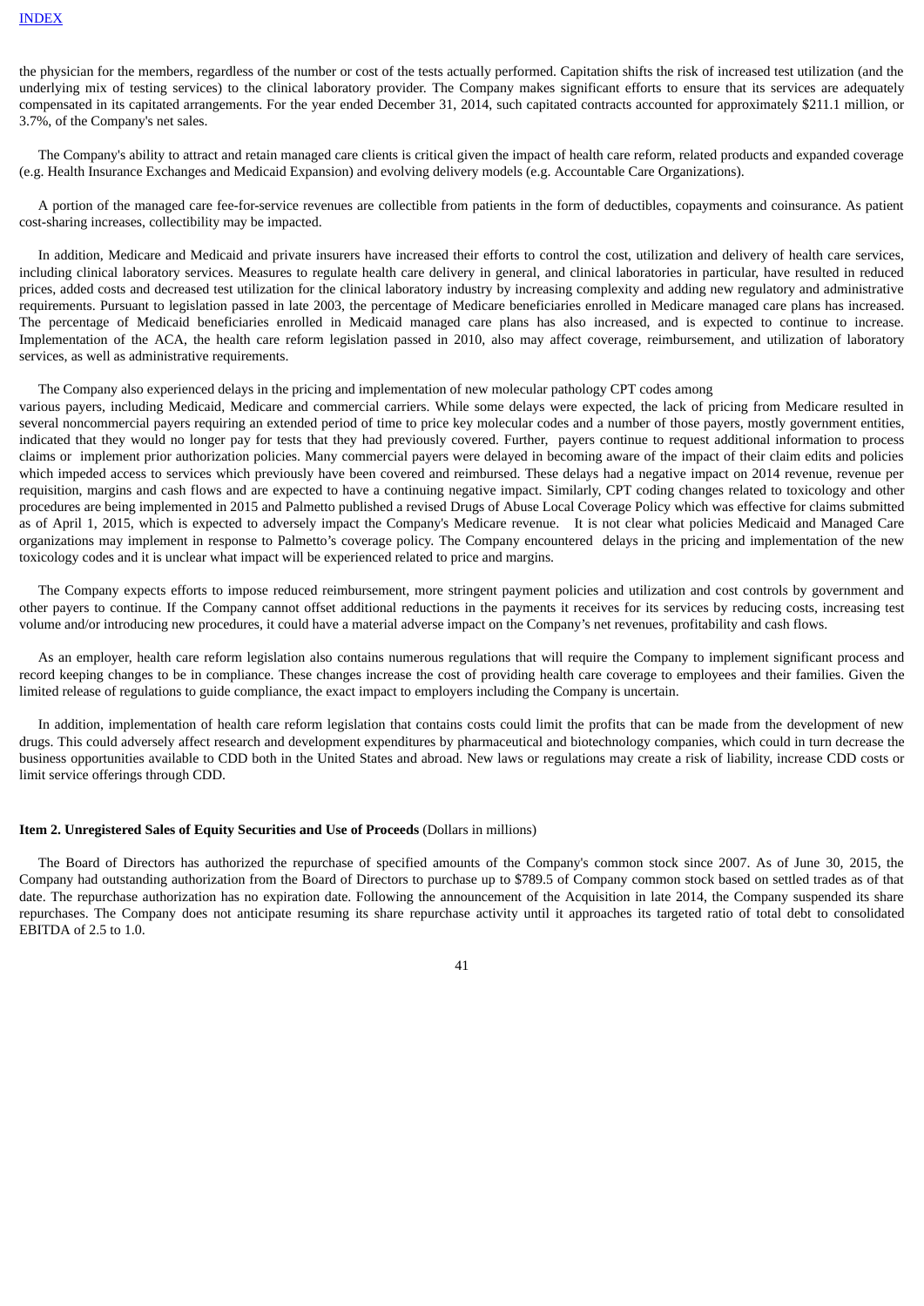the physician for the members, regardless of the number or cost of the tests actually performed. Capitation shifts the risk of increased test utilization (and the underlying mix of testing services) to the clinical laboratory provider. The Company makes significant efforts to ensure that its services are adequately compensated in its capitated arrangements. For the year ended December 31, 2014, such capitated contracts accounted for approximately $211.1 million, or 3.7%, of the Company's net sales.

The Company's ability to attract and retain managed care clients is critical given the impact of health care reform, related products and expanded coverage (e.g. Health Insurance Exchanges and Medicaid Expansion) and evolving delivery models (e.g. Accountable Care Organizations).

A portion of the managed care fee-for-service revenues are collectible from patients in the form of deductibles, copayments and coinsurance. As patient cost-sharing increases, collectibility may be impacted.

In addition, Medicare and Medicaid and private insurers have increased their efforts to control the cost, utilization and delivery of health care services, including clinical laboratory services. Measures to regulate health care delivery in general, and clinical laboratories in particular, have resulted in reduced prices, added costs and decreased test utilization for the clinical laboratory industry by increasing complexity and adding new regulatory and administrative requirements. Pursuant to legislation passed in late 2003, the percentage of Medicare beneficiaries enrolled in Medicare managed care plans has increased. The percentage of Medicaid beneficiaries enrolled in Medicaid managed care plans has also increased, and is expected to continue to increase. Implementation of the ACA, the health care reform legislation passed in 2010, also may affect coverage, reimbursement, and utilization of laboratory services, as well as administrative requirements.

The Company also experienced delays in the pricing and implementation of new molecular pathology CPT codes among various payers, including Medicaid, Medicare and commercial carriers. While some delays were expected, the lack of pricing from Medicare resulted in several noncommercial payers requiring an extended period of time to price key molecular codes and a number of those payers, mostly government entities, indicated that they would no longer pay for tests that they had previously covered. Further, payers continue to request additional information to process claims or implement prior authorization policies. Many commercial payers were delayed in becoming aware of the impact of their claim edits and policies which impeded access to services which previously have been covered and reimbursed. These delays had a negative impact on 2014 revenue, revenue per requisition, margins and cash flows and are expected to have a continuing negative impact. Similarly, CPT coding changes related to toxicology and other procedures are being implemented in 2015 and Palmetto published a revised Drugs of Abuse Local Coverage Policy which was effective for claims submitted as of April 1, 2015, which is expected to adversely impact the Company's Medicare revenue. It is not clear what policies Medicaid and Managed Care organizations may implement in response to Palmetto's coverage policy. The Company encountered delays in the pricing and implementation of the new toxicology codes and it is unclear what impact will be experienced related to price and margins.

The Company expects efforts to impose reduced reimbursement, more stringent payment policies and utilization and cost controls by government and other payers to continue. If the Company cannot offset additional reductions in the payments it receives for its services by reducing costs, increasing test volume and/or introducing new procedures, it could have a material adverse impact on the Company's net revenues, profitability and cash flows.

As an employer, health care reform legislation also contains numerous regulations that will require the Company to implement significant process and record keeping changes to be in compliance. These changes increase the cost of providing health care coverage to employees and their families. Given the limited release of regulations to guide compliance, the exact impact to employers including the Company is uncertain.

In addition, implementation of health care reform legislation that contains costs could limit the profits that can be made from the development of new drugs. This could adversely affect research and development expenditures by pharmaceutical and biotechnology companies, which could in turn decrease the business opportunities available to CDD both in the United States and abroad. New laws or regulations may create a risk of liability, increase CDD costs or limit service offerings through CDD.

**Item 2. Unregistered Sales of Equity Securities and Use of Proceeds** (Dollars in millions)

The Board of Directors has authorized the repurchase of specified amounts of the Company's common stock since 2007. As of June 30, 2015, the Company had outstanding authorization from the Board of Directors to purchase up to $789.5 of Company common stock based on settled trades as of that date. The repurchase authorization has no expiration date. Following the announcement of the Acquisition in late 2014, the Company suspended its share repurchases. The Company does not anticipate resuming its share repurchase activity until it approaches its targeted ratio of total debt to consolidated EBITDA of 2.5 to 1.0.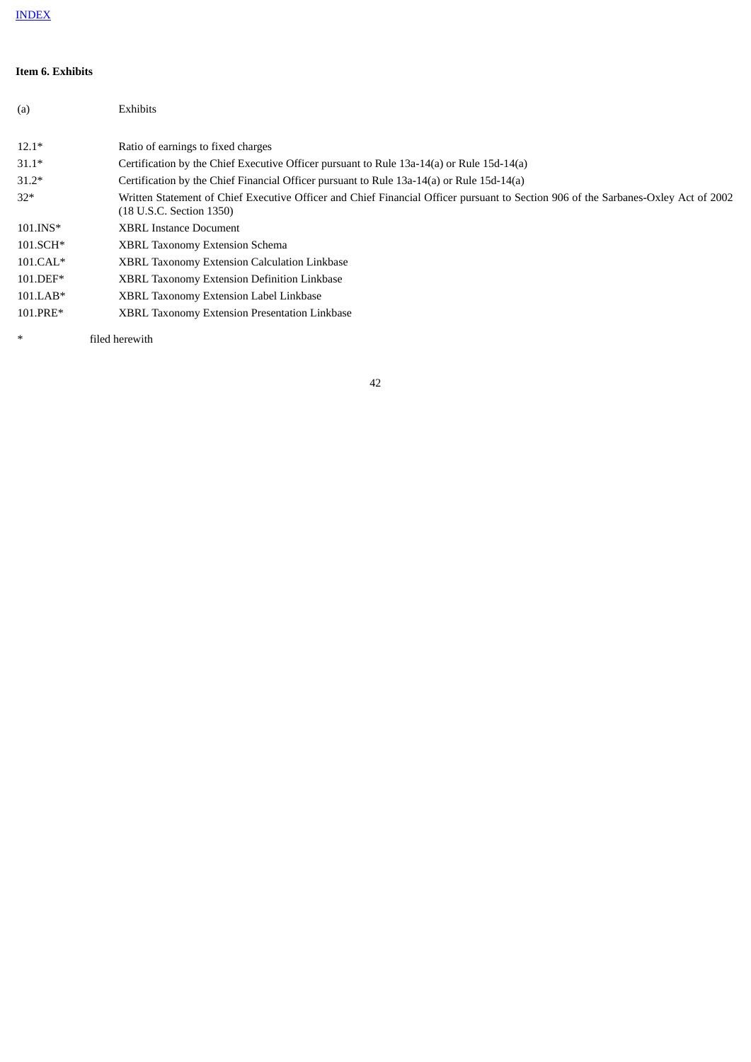[INDEX]

**Item 6. Exhibits**

| (a) | Exhibits |
|---|---|
| 12.1* | Ratio of earnings to fixed charges |
| 31.1* | Certification by the Chief Executive Officer pursuant to Rule 13a-14(a) or Rule 15d-14(a) |
| 31.2* | Certification by the Chief Financial Officer pursuant to Rule 13a-14(a) or Rule 15d-14(a) |
| 32* | Written Statement of Chief Executive Officer and Chief Financial Officer pursuant to Section 906 of the Sarbanes-Oxley Act of 2002 (18 U.S.C. Section 1350) |
| 101.INS* | XBRL Instance Document |
| 101.SCH* | XBRL Taxonomy Extension Schema |
| 101.CAL* | XBRL Taxonomy Extension Calculation Linkbase |
| 101.DEF* | XBRL Taxonomy Extension Definition Linkbase |
| 101.LAB* | XBRL Taxonomy Extension Label Linkbase |
| 101.PRE* | XBRL Taxonomy Extension Presentation Linkbase |

\* filed herewith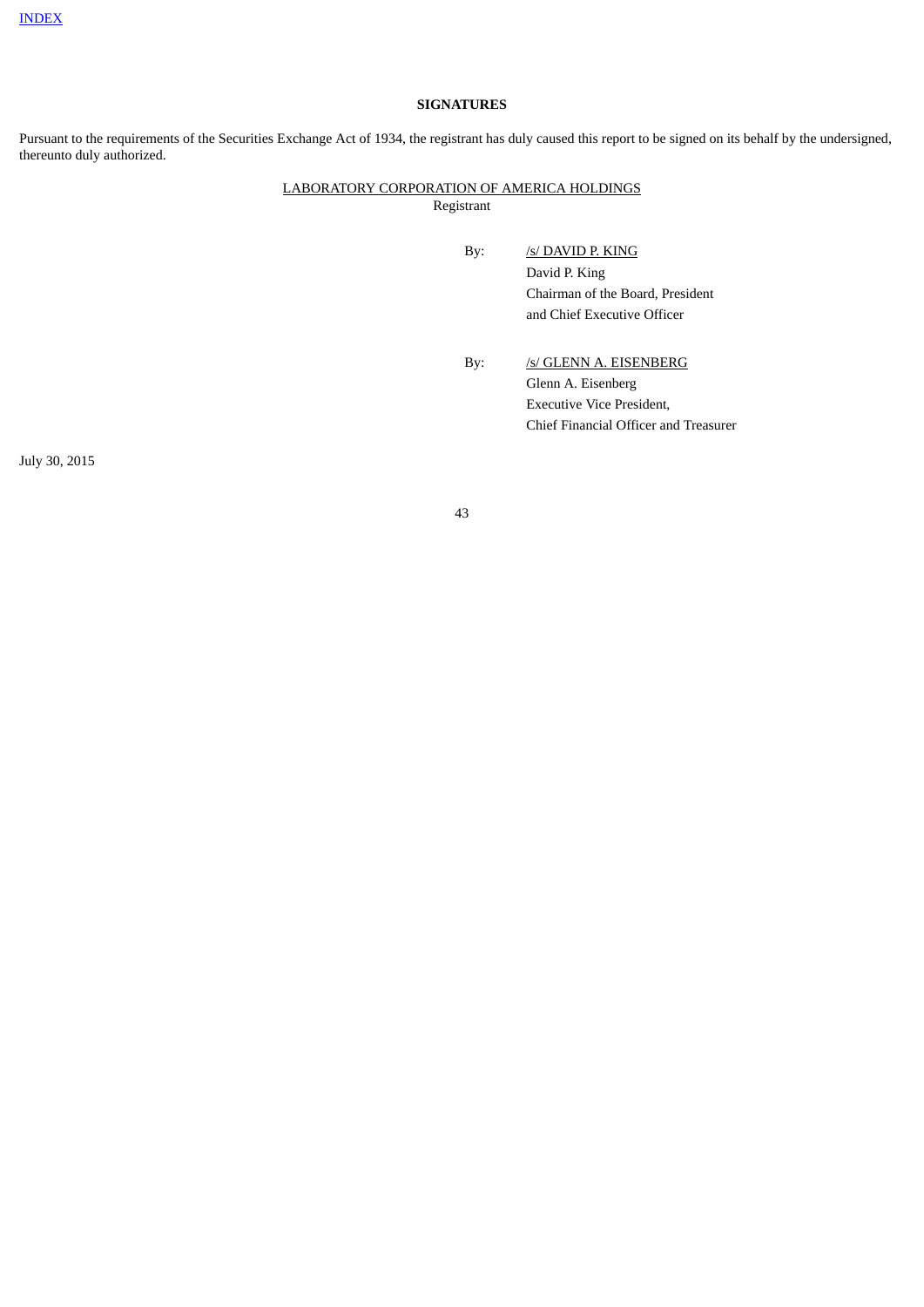[INDEX](#)

**SIGNATURES**

Pursuant to the requirements of the Securities Exchange Act of 1934, the registrant has duly caused this report to be signed on its behalf by the undersigned, thereunto duly authorized.

LABORATORY CORPORATION OF AMERICA HOLDINGS
Registrant

By: /s/ DAVID P. KING
David P. King
Chairman of the Board, President
and Chief Executive Officer

By: /s/ GLENN A. EISENBERG
Glenn A. Eisenberg
Executive Vice President,
Chief Financial Officer and Treasurer

July 30, 2015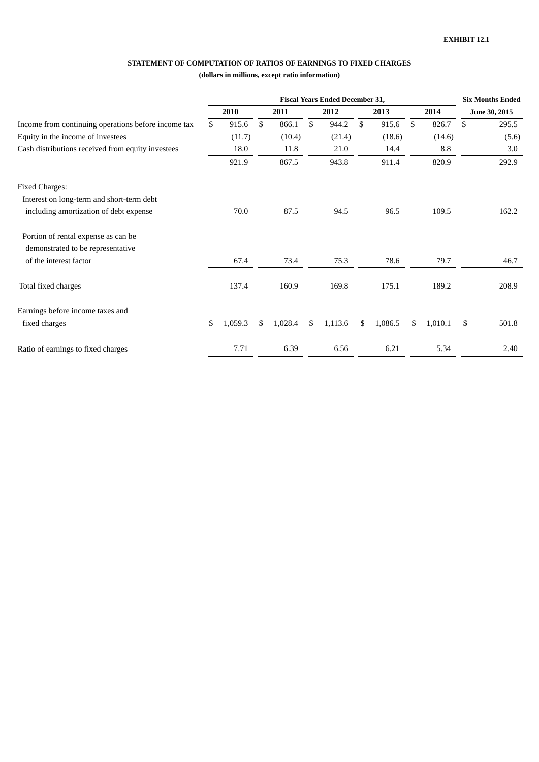**EXHIBIT 12.1**

**STATEMENT OF COMPUTATION OF RATIOS OF EARNINGS TO FIXED CHARGES**

**(dollars in millions, except ratio information)**

| | Fiscal Years Ended December 31, | | | | | Six Months Ended |
|---|---|---|---|---|---|---|
| | 2010 | 2011 | 2012 | 2013 | 2014 | June 30, 2015 |
| Income from continuing operations before income tax | $ 915.6 | $ 866.1 | $ 944.2 | $ 915.6 | $ 826.7 | $ 295.5 |
| Equity in the income of investees | (11.7) | (10.4) | (21.4) | (18.6) | (14.6) | (5.6) |
| Cash distributions received from equity investees | 18.0 | 11.8 | 21.0 | 14.4 | 8.8 | 3.0 |
| | 921.9 | 867.5 | 943.8 | 911.4 | 820.9 | 292.9 |
| Fixed Charges: | | | | | | |
| Interest on long-term and short-term debt including amortization of debt expense | 70.0 | 87.5 | 94.5 | 96.5 | 109.5 | 162.2 |
| Portion of rental expense as can be demonstrated to be representative of the interest factor | 67.4 | 73.4 | 75.3 | 78.6 | 79.7 | 46.7 |
| Total fixed charges | 137.4 | 160.9 | 169.8 | 175.1 | 189.2 | 208.9 |
| Earnings before income taxes and fixed charges | $ 1,059.3 | $ 1,028.4 | $ 1,113.6 | $ 1,086.5 | $ 1,010.1 | $ 501.8 |
| Ratio of earnings to fixed charges | 7.71 | 6.39 | 6.56 | 6.21 | 5.34 | 2.40 |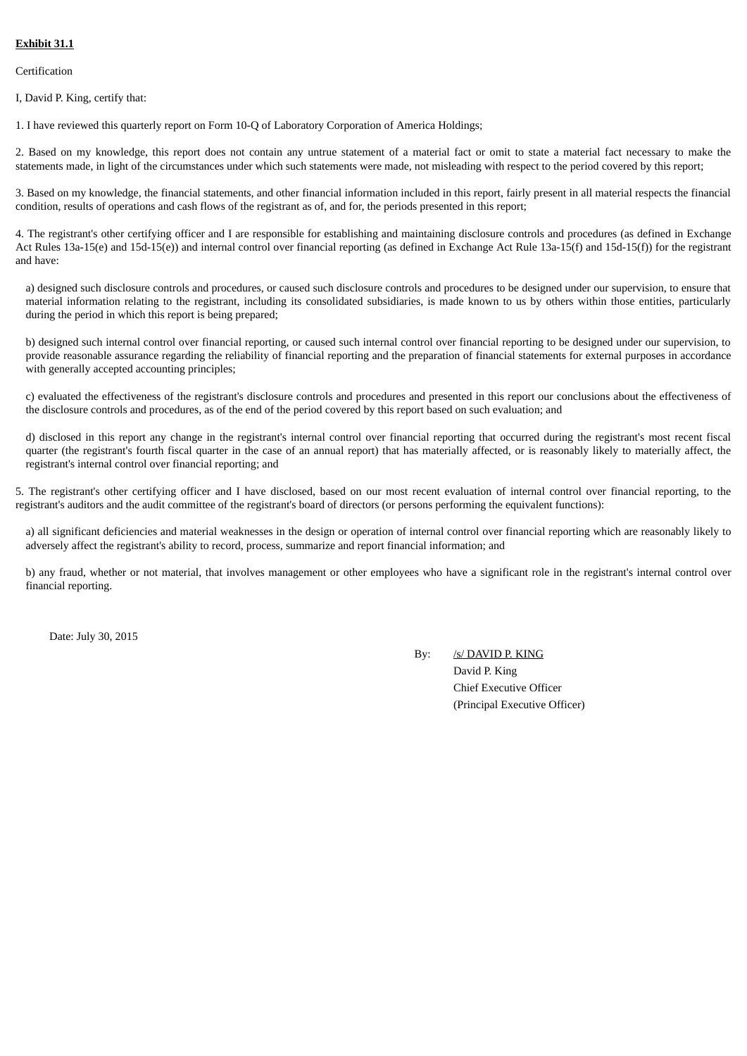**Exhibit 31.1**

Certification

I, David P. King, certify that:

1. I have reviewed this quarterly report on Form 10-Q of Laboratory Corporation of America Holdings;

2. Based on my knowledge, this report does not contain any untrue statement of a material fact or omit to state a material fact necessary to make the statements made, in light of the circumstances under which such statements were made, not misleading with respect to the period covered by this report;

3. Based on my knowledge, the financial statements, and other financial information included in this report, fairly present in all material respects the financial condition, results of operations and cash flows of the registrant as of, and for, the periods presented in this report;

4. The registrant's other certifying officer and I are responsible for establishing and maintaining disclosure controls and procedures (as defined in Exchange Act Rules 13a-15(e) and 15d-15(e)) and internal control over financial reporting (as defined in Exchange Act Rule 13a-15(f) and 15d-15(f)) for the registrant and have:

a) designed such disclosure controls and procedures, or caused such disclosure controls and procedures to be designed under our supervision, to ensure that material information relating to the registrant, including its consolidated subsidiaries, is made known to us by others within those entities, particularly during the period in which this report is being prepared;

b) designed such internal control over financial reporting, or caused such internal control over financial reporting to be designed under our supervision, to provide reasonable assurance regarding the reliability of financial reporting and the preparation of financial statements for external purposes in accordance with generally accepted accounting principles;

c) evaluated the effectiveness of the registrant's disclosure controls and procedures and presented in this report our conclusions about the effectiveness of the disclosure controls and procedures, as of the end of the period covered by this report based on such evaluation; and

d) disclosed in this report any change in the registrant's internal control over financial reporting that occurred during the registrant's most recent fiscal quarter (the registrant's fourth fiscal quarter in the case of an annual report) that has materially affected, or is reasonably likely to materially affect, the registrant's internal control over financial reporting; and

5. The registrant's other certifying officer and I have disclosed, based on our most recent evaluation of internal control over financial reporting, to the registrant's auditors and the audit committee of the registrant's board of directors (or persons performing the equivalent functions):

a) all significant deficiencies and material weaknesses in the design or operation of internal control over financial reporting which are reasonably likely to adversely affect the registrant's ability to record, process, summarize and report financial information; and

b) any fraud, whether or not material, that involves management or other employees who have a significant role in the registrant's internal control over financial reporting.

Date: July 30, 2015

By: /s/ DAVID P. KING
David P. King
Chief Executive Officer
(Principal Executive Officer)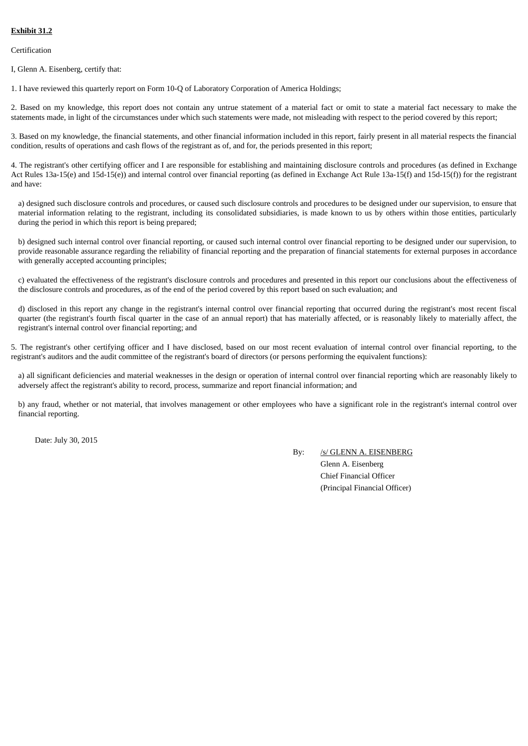**Exhibit 31.2**

Certification

I, Glenn A. Eisenberg, certify that:

1. I have reviewed this quarterly report on Form 10-Q of Laboratory Corporation of America Holdings;

2. Based on my knowledge, this report does not contain any untrue statement of a material fact or omit to state a material fact necessary to make the statements made, in light of the circumstances under which such statements were made, not misleading with respect to the period covered by this report;

3. Based on my knowledge, the financial statements, and other financial information included in this report, fairly present in all material respects the financial condition, results of operations and cash flows of the registrant as of, and for, the periods presented in this report;

4. The registrant's other certifying officer and I are responsible for establishing and maintaining disclosure controls and procedures (as defined in Exchange Act Rules 13a-15(e) and 15d-15(e)) and internal control over financial reporting (as defined in Exchange Act Rule 13a-15(f) and 15d-15(f)) for the registrant and have:

   a) designed such disclosure controls and procedures, or caused such disclosure controls and procedures to be designed under our supervision, to ensure that material information relating to the registrant, including its consolidated subsidiaries, is made known to us by others within those entities, particularly during the period in which this report is being prepared;

   b) designed such internal control over financial reporting, or caused such internal control over financial reporting to be designed under our supervision, to provide reasonable assurance regarding the reliability of financial reporting and the preparation of financial statements for external purposes in accordance with generally accepted accounting principles;

   c) evaluated the effectiveness of the registrant's disclosure controls and procedures and presented in this report our conclusions about the effectiveness of the disclosure controls and procedures, as of the end of the period covered by this report based on such evaluation; and

   d) disclosed in this report any change in the registrant's internal control over financial reporting that occurred during the registrant's most recent fiscal quarter (the registrant's fourth fiscal quarter in the case of an annual report) that has materially affected, or is reasonably likely to materially affect, the registrant's internal control over financial reporting; and

5. The registrant's other certifying officer and I have disclosed, based on our most recent evaluation of internal control over financial reporting, to the registrant's auditors and the audit committee of the registrant's board of directors (or persons performing the equivalent functions):

   a) all significant deficiencies and material weaknesses in the design or operation of internal control over financial reporting which are reasonably likely to adversely affect the registrant's ability to record, process, summarize and report financial information; and

   b) any fraud, whether or not material, that involves management or other employees who have a significant role in the registrant's internal control over financial reporting.

Date: July 30, 2015

By: /s/ GLENN A. EISENBERG
Glenn A. Eisenberg
Chief Financial Officer
(Principal Financial Officer)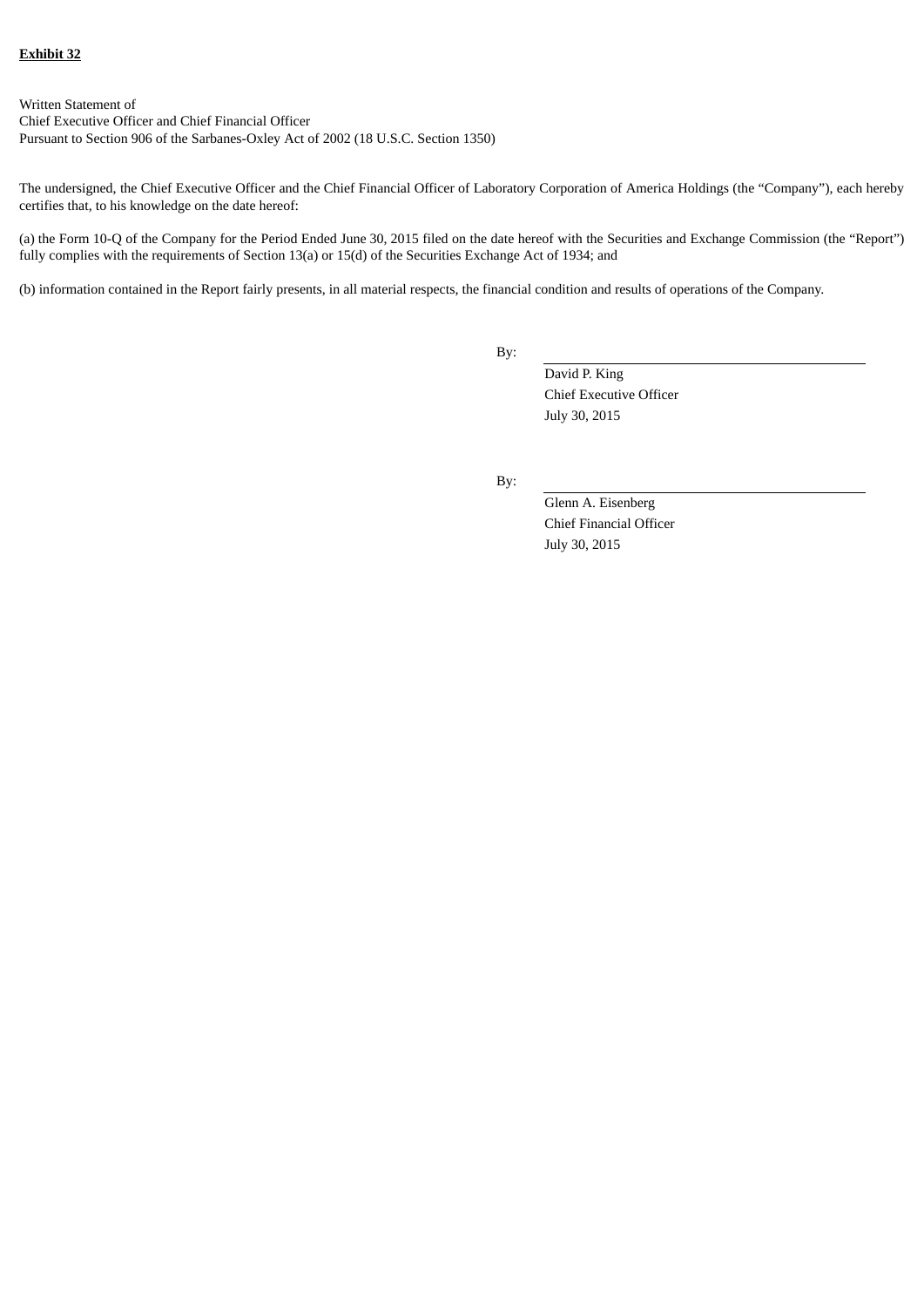**Exhibit 32**

Written Statement of
Chief Executive Officer and Chief Financial Officer
Pursuant to Section 906 of the Sarbanes-Oxley Act of 2002 (18 U.S.C. Section 1350)

The undersigned, the Chief Executive Officer and the Chief Financial Officer of Laboratory Corporation of America Holdings (the "Company"), each hereby certifies that, to his knowledge on the date hereof:

(a) the Form 10-Q of the Company for the Period Ended June 30, 2015 filed on the date hereof with the Securities and Exchange Commission (the "Report") fully complies with the requirements of Section 13(a) or 15(d) of the Securities Exchange Act of 1934; and

(b) information contained in the Report fairly presents, in all material respects, the financial condition and results of operations of the Company.

By: \_\_\_\_\_\_\_\_\_\_\_\_\_\_\_\_\_\_\_\_\_\_\_\_\_\_\_\_\_\_
David P. King
Chief Executive Officer
July 30, 2015

By: \_\_\_\_\_\_\_\_\_\_\_\_\_\_\_\_\_\_\_\_\_\_\_\_\_\_\_\_\_\_
Glenn A. Eisenberg
Chief Financial Officer
July 30, 2015